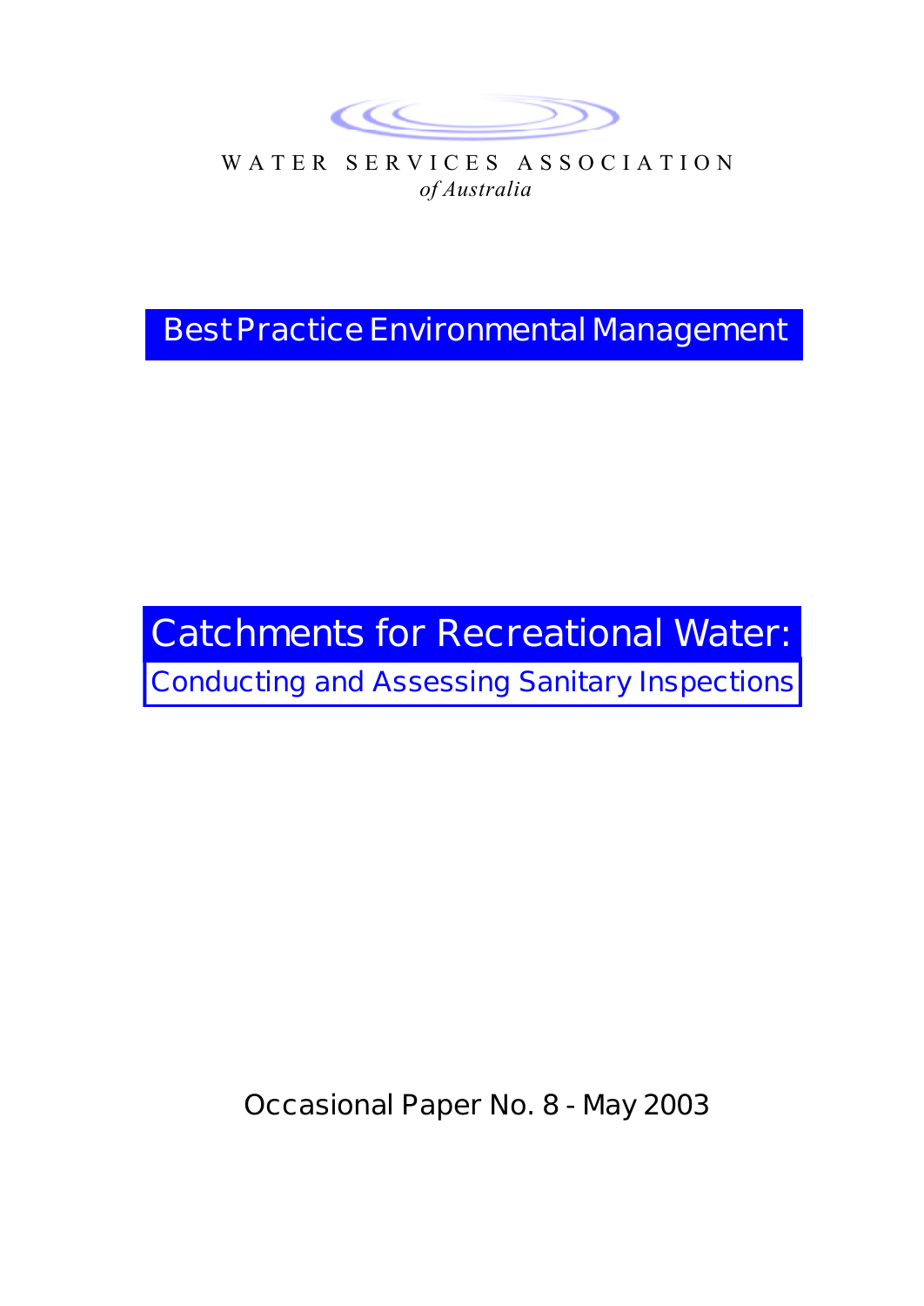WATER SERVICES ASSOCIATION

*of Australia*

**Best Practice Environmental Management**

# Catchments for Recreational Water:

## Conducting and Assessing Sanitary Inspections

Occasional Paper No. 8 - May 2003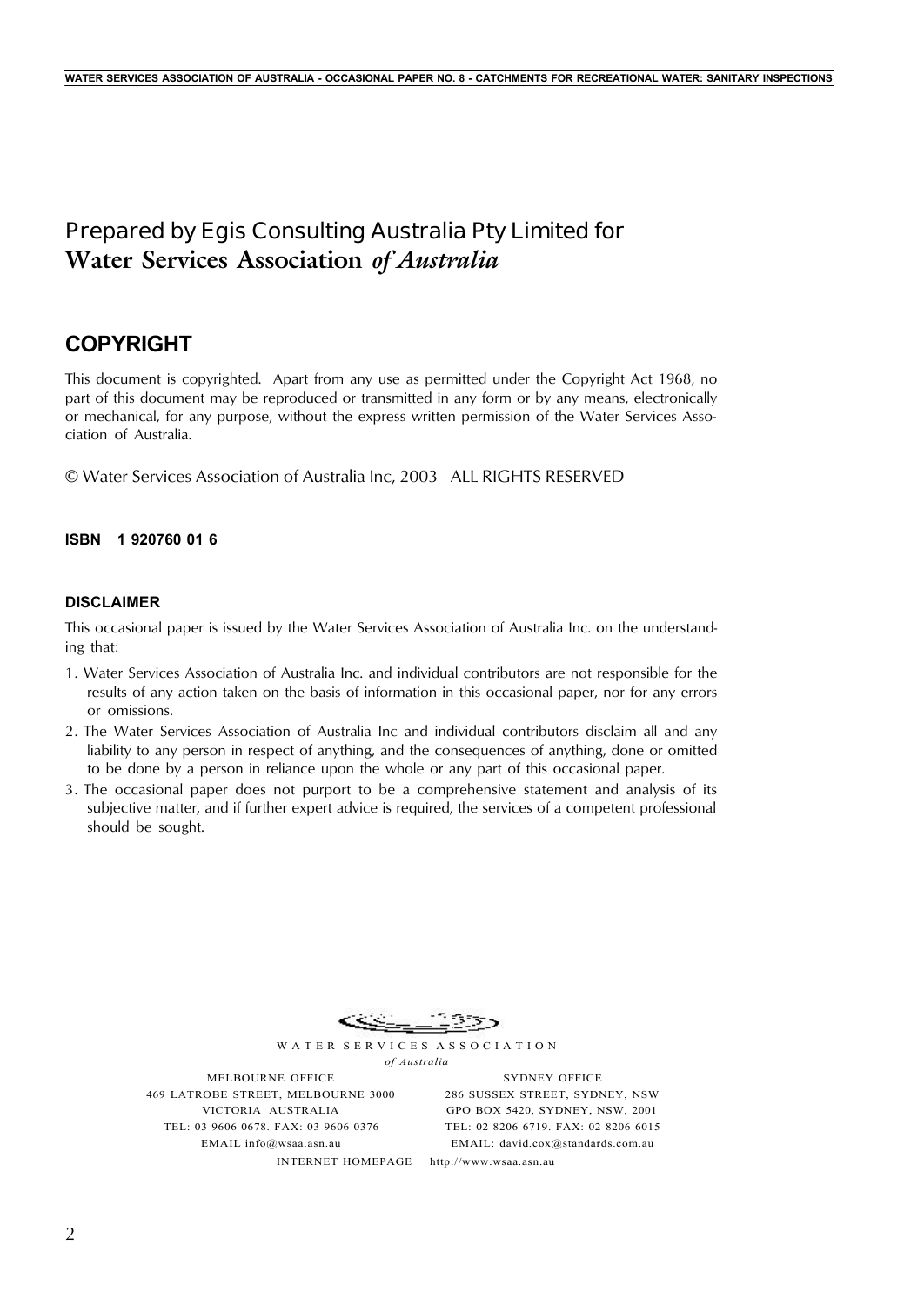Prepared by Egis Consulting Australia Pty Limited for
**Water Services Association *of Australia***

## COPYRIGHT

This document is copyrighted. Apart from any use as permitted under the Copyright Act 1968, no part of this document may be reproduced or transmitted in any form or by any means, electronically or mechanical, for any purpose, without the express written permission of the Water Services Association of Australia.

© Water Services Association of Australia Inc, 2003 ALL RIGHTS RESERVED

**ISBN 1 920760 01 6**

### DISCLAIMER

This occasional paper is issued by the Water Services Association of Australia Inc. on the understanding that:

1. Water Services Association of Australia Inc. and individual contributors are not responsible for the results of any action taken on the basis of information in this occasional paper, nor for any errors or omissions.
2. The Water Services Association of Australia Inc and individual contributors disclaim all and any liability to any person in respect of anything, and the consequences of anything, done or omitted to be done by a person in reliance upon the whole or any part of this occasional paper.
3. The occasional paper does not purport to be a comprehensive statement and analysis of its subjective matter, and if further expert advice is required, the services of a competent professional should be sought.

WATER SERVICES ASSOCIATION
*of Australia*

MELBOURNE OFFICE
469 LATROBE STREET, MELBOURNE 3000
VICTORIA AUSTRALIA
TEL: 03 9606 0678. FAX: 03 9606 0376
EMAIL info@wsaa.asn.au

SYDNEY OFFICE
286 SUSSEX STREET, SYDNEY, NSW
GPO BOX 5420, SYDNEY, NSW, 2001
TEL: 02 8206 6719. FAX: 02 8206 6015
EMAIL: david.cox@standards.com.au

INTERNET HOMEPAGE http://www.wsaa.asn.au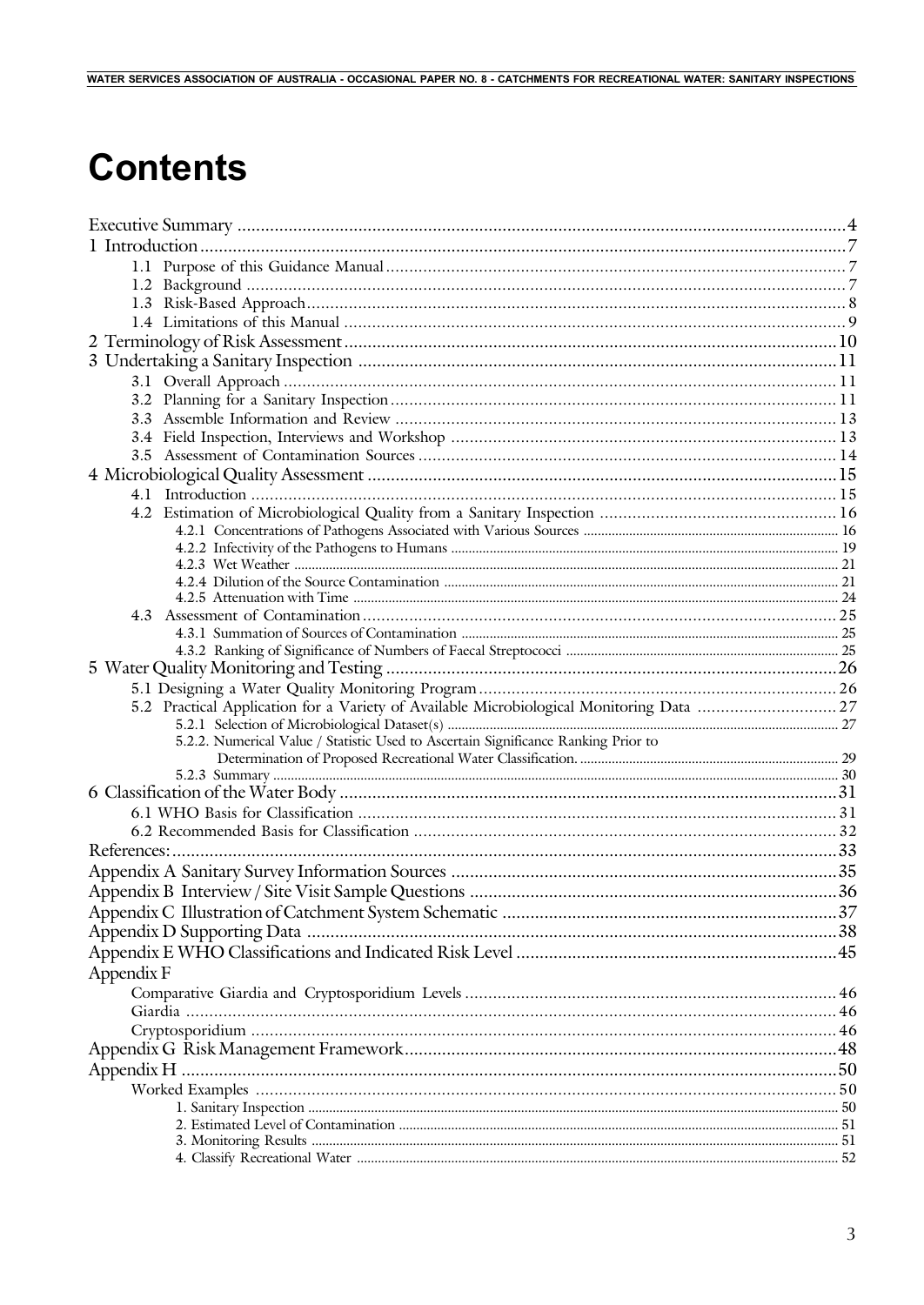# Contents

Executive Summary ..... 4
1 Introduction ..... 7
- 1.1 Purpose of this Guidance Manual ..... 7
- 1.2 Background ..... 7
- 1.3 Risk-Based Approach ..... 8
- 1.4 Limitations of this Manual ..... 9

2 Terminology of Risk Assessment ..... 10
3 Undertaking a Sanitary Inspection ..... 11
- 3.1 Overall Approach ..... 11
- 3.2 Planning for a Sanitary Inspection ..... 11
- 3.3 Assemble Information and Review ..... 13
- 3.4 Field Inspection, Interviews and Workshop ..... 13
- 3.5 Assessment of Contamination Sources ..... 14

4 Microbiological Quality Assessment ..... 15
- 4.1 Introduction ..... 15
- 4.2 Estimation of Microbiological Quality from a Sanitary Inspection ..... 16
  - 4.2.1 Concentrations of Pathogens Associated with Various Sources ..... 16
  - 4.2.2 Infectivity of the Pathogens to Humans ..... 19
  - 4.2.3 Wet Weather ..... 21
  - 4.2.4 Dilution of the Source Contamination ..... 21
  - 4.2.5 Attenuation with Time ..... 24
- 4.3 Assessment of Contamination ..... 25
  - 4.3.1 Summation of Sources of Contamination ..... 25
  - 4.3.2 Ranking of Significance of Numbers of Faecal Streptococci ..... 25

5 Water Quality Monitoring and Testing ..... 26
- 5.1 Designing a Water Quality Monitoring Program ..... 26
- 5.2 Practical Application for a Variety of Available Microbiological Monitoring Data ..... 27
  - 5.2.1 Selection of Microbiological Dataset(s) ..... 27
  - 5.2.2. Numerical Value / Statistic Used to Ascertain Significance Ranking Prior to Determination of Proposed Recreational Water Classification. ..... 29
  - 5.2.3 Summary ..... 30

6 Classification of the Water Body ..... 31
- 6.1 WHO Basis for Classification ..... 31
- 6.2 Recommended Basis for Classification ..... 32

References: ..... 33
Appendix A Sanitary Survey Information Sources ..... 35
Appendix B Interview / Site Visit Sample Questions ..... 36
Appendix C Illustration of Catchment System Schematic ..... 37
Appendix D Supporting Data ..... 38
Appendix E WHO Classifications and Indicated Risk Level ..... 45
Appendix F
- Comparative Giardia and Cryptosporidium Levels ..... 46
- Giardia ..... 46
- Cryptosporidium ..... 46

Appendix G Risk Management Framework ..... 48
Appendix H ..... 50
- Worked Examples ..... 50
  - 1. Sanitary Inspection ..... 50
  - 2. Estimated Level of Contamination ..... 51
  - 3. Monitoring Results ..... 51
  - 4. Classify Recreational Water ..... 52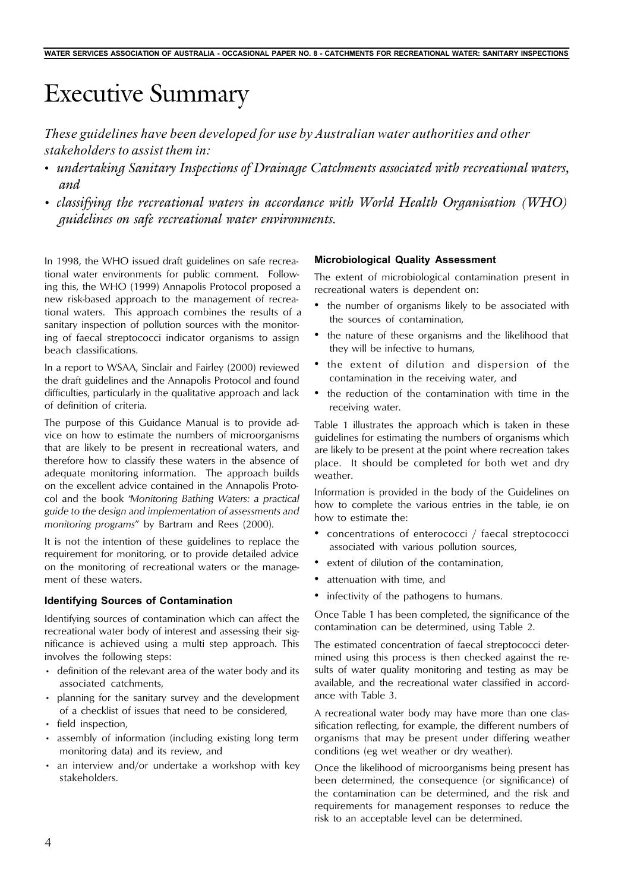# Executive Summary

*These guidelines have been developed for use by Australian water authorities and other stakeholders to assist them in:*

- *undertaking Sanitary Inspections of Drainage Catchments associated with recreational waters, and*
- *classifying the recreational waters in accordance with World Health Organisation (WHO) guidelines on safe recreational water environments.*

In 1998, the WHO issued draft guidelines on safe recreational water environments for public comment. Following this, the WHO (1999) Annapolis Protocol proposed a new risk-based approach to the management of recreational waters. This approach combines the results of a sanitary inspection of pollution sources with the monitoring of faecal streptococci indicator organisms to assign beach classifications.

In a report to WSAA, Sinclair and Fairley (2000) reviewed the draft guidelines and the Annapolis Protocol and found difficulties, particularly in the qualitative approach and lack of definition of criteria.

The purpose of this Guidance Manual is to provide advice on how to estimate the numbers of microorganisms that are likely to be present in recreational waters, and therefore how to classify these waters in the absence of adequate monitoring information. The approach builds on the excellent advice contained in the Annapolis Protocol and the book *"Monitoring Bathing Waters: a practical guide to the design and implementation of assessments and monitoring programs"* by Bartram and Rees (2000).

It is not the intention of these guidelines to replace the requirement for monitoring, or to provide detailed advice on the monitoring of recreational waters or the management of these waters.

### Identifying Sources of Contamination

Identifying sources of contamination which can affect the recreational water body of interest and assessing their significance is achieved using a multi step approach. This involves the following steps:

- definition of the relevant area of the water body and its associated catchments,
- planning for the sanitary survey and the development of a checklist of issues that need to be considered,
- field inspection,
- assembly of information (including existing long term monitoring data) and its review, and
- an interview and/or undertake a workshop with key stakeholders.

### Microbiological Quality Assessment

The extent of microbiological contamination present in recreational waters is dependent on:

- the number of organisms likely to be associated with the sources of contamination,
- the nature of these organisms and the likelihood that they will be infective to humans,
- the extent of dilution and dispersion of the contamination in the receiving water, and
- the reduction of the contamination with time in the receiving water.

Table 1 illustrates the approach which is taken in these guidelines for estimating the numbers of organisms which are likely to be present at the point where recreation takes place. It should be completed for both wet and dry weather.

Information is provided in the body of the Guidelines on how to complete the various entries in the table, ie on how to estimate the:

- concentrations of enterococci / faecal streptococci associated with various pollution sources,
- extent of dilution of the contamination,
- attenuation with time, and
- infectivity of the pathogens to humans.

Once Table 1 has been completed, the significance of the contamination can be determined, using Table 2.

The estimated concentration of faecal streptococci determined using this process is then checked against the results of water quality monitoring and testing as may be available, and the recreational water classified in accordance with Table 3.

A recreational water body may have more than one classification reflecting, for example, the different numbers of organisms that may be present under differing weather conditions (eg wet weather or dry weather).

Once the likelihood of microorganisms being present has been determined, the consequence (or significance) of the contamination can be determined, and the risk and requirements for management responses to reduce the risk to an acceptable level can be determined.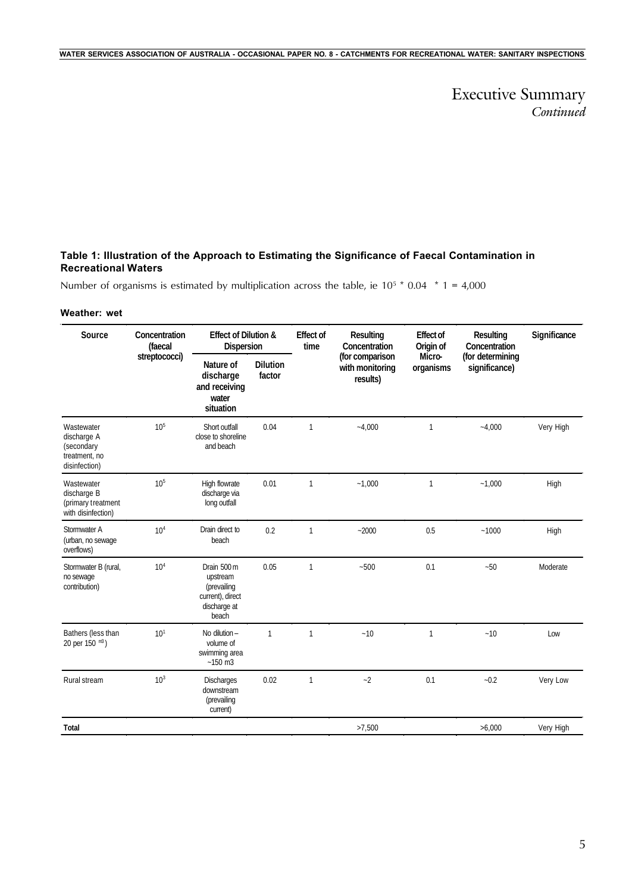# Executive Summary

*Continued*

**Table 1: Illustration of the Approach to Estimating the Significance of Faecal Contamination in Recreational Waters**

Number of organisms is estimated by multiplication across the table, ie $10^5 * 0.04 * 1 = 4{,}000$

**Weather: wet**

| Source | Concentration (faecal streptococci) | Effect of Dilution & Dispersion | | Effect of time | Resulting Concentration (for comparison with monitoring results) | Effect of Origin of Micro-organisms | Resulting Concentration (for determining significance) | Significance |
|---|---|---|---|---|---|---|---|---|
| | | Nature of discharge and receiving water situation | Dilution factor | | | | | |
| Wastewater discharge A (secondary treatment, no disinfection) | $10^5$ | Short outfall close to shoreline and beach | 0.04 | 1 | ~4,000 | 1 | ~4,000 | Very High |
| Wastewater discharge B (primary treatment with disinfection) | $10^5$ | High flowrate discharge via long outfall | 0.01 | 1 | ~1,000 | 1 | ~1,000 | High |
| Stormwater A (urban, no sewage overflows) | $10^4$ | Drain direct to beach | 0.2 | 1 | ~2000 | 0.5 | ~1000 | High |
| Stormwater B (rural, no sewage contribution) | $10^4$ | Drain 500 m upstream (prevailing current), direct discharge at beach | 0.05 | 1 | ~500 | 0.1 | ~50 | Moderate |
| Bathers (less than 20 per 150 $m^3$) | $10^1$ | No dilution – volume of swimming area ~150 m3 | 1 | 1 | ~10 | 1 | ~10 | Low |
| Rural stream | $10^3$ | Discharges downstream (prevailing current) | 0.02 | 1 | ~2 | 0.1 | ~0.2 | Very Low |
| **Total** | | | | | >7,500 | | >6,000 | Very High |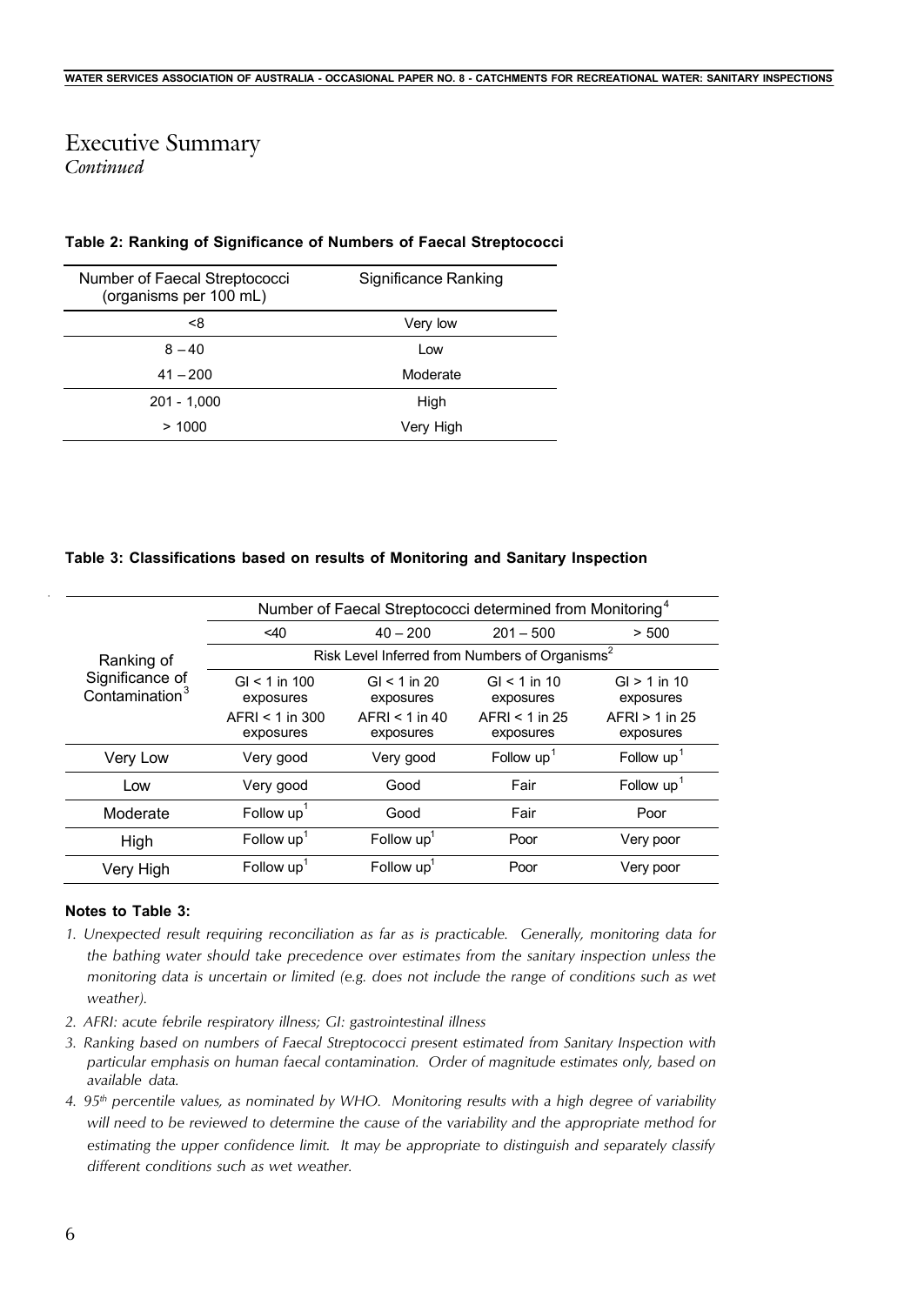# Executive Summary

*Continued*

**Table 2: Ranking of Significance of Numbers of Faecal Streptococci**

| Number of Faecal Streptococci (organisms per 100 mL) | Significance Ranking |
|---|---|
| <8 | Very low |
| 8 – 40 | Low |
| 41 – 200 | Moderate |
| 201 - 1,000 | High |
| > 1000 | Very High |

**Table 3: Classifications based on results of Monitoring and Sanitary Inspection**

| Ranking of Significance of Contamination[3] | Number of Faecal Streptococci determined from Monitoring[4] | | | |
|---|---|---|---|---|
| | <40 | 40 – 200 | 201 – 500 | > 500 |
| | Risk Level Inferred from Numbers of Organisms[2] | | | |
| | GI < 1 in 100 exposures<br>AFRI < 1 in 300 exposures | GI < 1 in 20 exposures<br>AFRI < 1 in 40 exposures | GI < 1 in 10 exposures<br>AFRI < 1 in 25 exposures | GI > 1 in 10 exposures<br>AFRI > 1 in 25 exposures |
| Very Low | Very good | Very good | Follow up[1] | Follow up[1] |
| Low | Very good | Good | Fair | Follow up[1] |
| Moderate | Follow up[1] | Good | Fair | Poor |
| High | Follow up[1] | Follow up[1] | Poor | Very poor |
| Very High | Follow up[1] | Follow up[1] | Poor | Very poor |

**Notes to Table 3:**

1. *Unexpected result requiring reconciliation as far as is practicable. Generally, monitoring data for the bathing water should take precedence over estimates from the sanitary inspection unless the monitoring data is uncertain or limited (e.g. does not include the range of conditions such as wet weather).*
2. *AFRI: acute febrile respiratory illness; GI: gastrointestinal illness*
3. *Ranking based on numbers of Faecal Streptococci present estimated from Sanitary Inspection with particular emphasis on human faecal contamination. Order of magnitude estimates only, based on available data.*
4. *95th percentile values, as nominated by WHO. Monitoring results with a high degree of variability will need to be reviewed to determine the cause of the variability and the appropriate method for estimating the upper confidence limit. It may be appropriate to distinguish and separately classify different conditions such as wet weather.*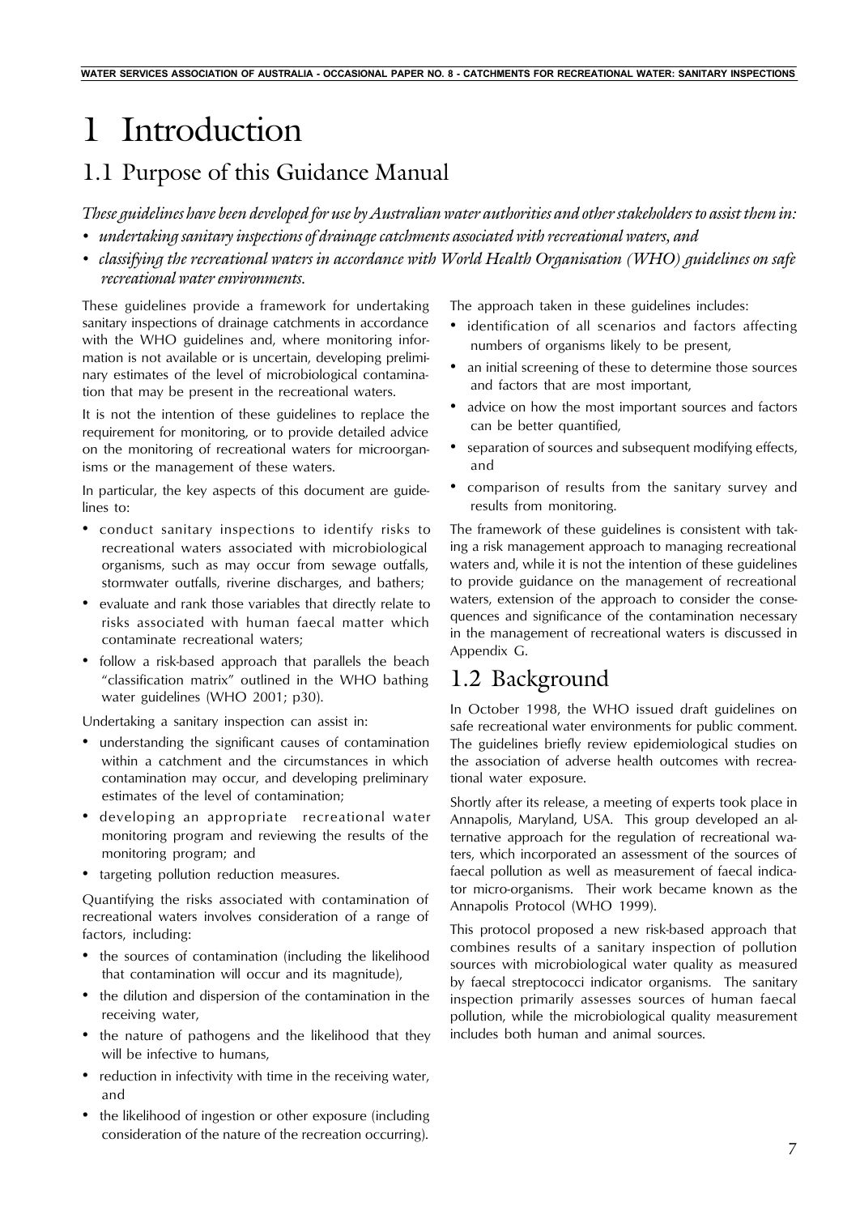# 1 Introduction

## 1.1 Purpose of this Guidance Manual

*These guidelines have been developed for use by Australian water authorities and other stakeholders to assist them in:*

- *undertaking sanitary inspections of drainage catchments associated with recreational waters, and*
- *classifying the recreational waters in accordance with World Health Organisation (WHO) guidelines on safe recreational water environments.*

These guidelines provide a framework for undertaking sanitary inspections of drainage catchments in accordance with the WHO guidelines and, where monitoring information is not available or is uncertain, developing preliminary estimates of the level of microbiological contamination that may be present in the recreational waters.

It is not the intention of these guidelines to replace the requirement for monitoring, or to provide detailed advice on the monitoring of recreational waters for microorganisms or the management of these waters.

In particular, the key aspects of this document are guidelines to:

- conduct sanitary inspections to identify risks to recreational waters associated with microbiological organisms, such as may occur from sewage outfalls, stormwater outfalls, riverine discharges, and bathers;
- evaluate and rank those variables that directly relate to risks associated with human faecal matter which contaminate recreational waters;
- follow a risk-based approach that parallels the beach "classification matrix" outlined in the WHO bathing water guidelines (WHO 2001; p30).

Undertaking a sanitary inspection can assist in:

- understanding the significant causes of contamination within a catchment and the circumstances in which contamination may occur, and developing preliminary estimates of the level of contamination;
- developing an appropriate recreational water monitoring program and reviewing the results of the monitoring program; and
- targeting pollution reduction measures.

Quantifying the risks associated with contamination of recreational waters involves consideration of a range of factors, including:

- the sources of contamination (including the likelihood that contamination will occur and its magnitude),
- the dilution and dispersion of the contamination in the receiving water,
- the nature of pathogens and the likelihood that they will be infective to humans,
- reduction in infectivity with time in the receiving water, and
- the likelihood of ingestion or other exposure (including consideration of the nature of the recreation occurring).

The approach taken in these guidelines includes:

- identification of all scenarios and factors affecting numbers of organisms likely to be present,
- an initial screening of these to determine those sources and factors that are most important,
- advice on how the most important sources and factors can be better quantified,
- separation of sources and subsequent modifying effects, and
- comparison of results from the sanitary survey and results from monitoring.

The framework of these guidelines is consistent with taking a risk management approach to managing recreational waters and, while it is not the intention of these guidelines to provide guidance on the management of recreational waters, extension of the approach to consider the consequences and significance of the contamination necessary in the management of recreational waters is discussed in Appendix G.

## 1.2 Background

In October 1998, the WHO issued draft guidelines on safe recreational water environments for public comment. The guidelines briefly review epidemiological studies on the association of adverse health outcomes with recreational water exposure.

Shortly after its release, a meeting of experts took place in Annapolis, Maryland, USA. This group developed an alternative approach for the regulation of recreational waters, which incorporated an assessment of the sources of faecal pollution as well as measurement of faecal indicator micro-organisms. Their work became known as the Annapolis Protocol (WHO 1999).

This protocol proposed a new risk-based approach that combines results of a sanitary inspection of pollution sources with microbiological water quality as measured by faecal streptococci indicator organisms. The sanitary inspection primarily assesses sources of human faecal pollution, while the microbiological quality measurement includes both human and animal sources.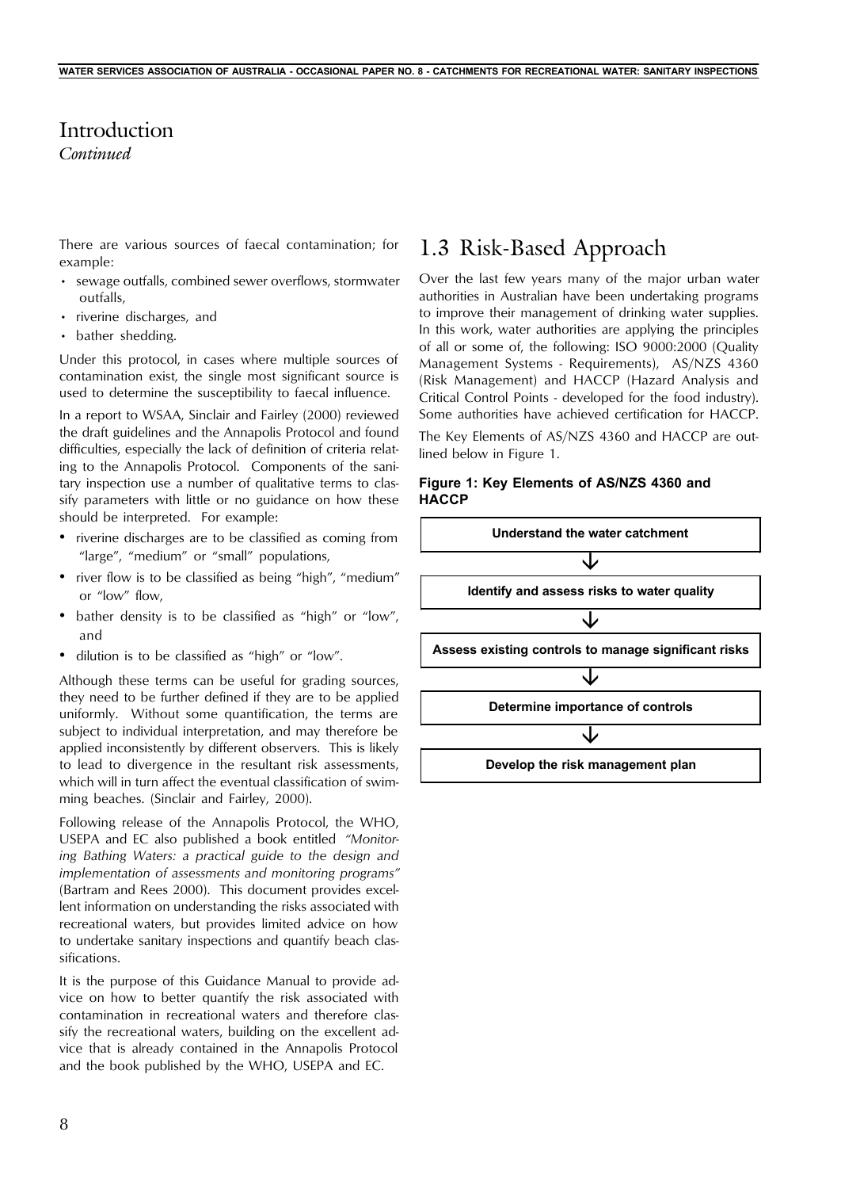# Introduction

*Continued*

There are various sources of faecal contamination; for example:

- sewage outfalls, combined sewer overflows, stormwater outfalls,
- riverine discharges, and
- bather shedding.

Under this protocol, in cases where multiple sources of contamination exist, the single most significant source is used to determine the susceptibility to faecal influence.

In a report to WSAA, Sinclair and Fairley (2000) reviewed the draft guidelines and the Annapolis Protocol and found difficulties, especially the lack of definition of criteria relating to the Annapolis Protocol. Components of the sanitary inspection use a number of qualitative terms to classify parameters with little or no guidance on how these should be interpreted. For example:

- riverine discharges are to be classified as coming from "large", "medium" or "small" populations,
- river flow is to be classified as being "high", "medium" or "low" flow,
- bather density is to be classified as "high" or "low", and
- dilution is to be classified as "high" or "low".

Although these terms can be useful for grading sources, they need to be further defined if they are to be applied uniformly. Without some quantification, the terms are subject to individual interpretation, and may therefore be applied inconsistently by different observers. This is likely to lead to divergence in the resultant risk assessments, which will in turn affect the eventual classification of swimming beaches. (Sinclair and Fairley, 2000).

Following release of the Annapolis Protocol, the WHO, USEPA and EC also published a book entitled *"Monitoring Bathing Waters: a practical guide to the design and implementation of assessments and monitoring programs"* (Bartram and Rees 2000). This document provides excellent information on understanding the risks associated with recreational waters, but provides limited advice on how to undertake sanitary inspections and quantify beach classifications.

It is the purpose of this Guidance Manual to provide advice on how to better quantify the risk associated with contamination in recreational waters and therefore classify the recreational waters, building on the excellent advice that is already contained in the Annapolis Protocol and the book published by the WHO, USEPA and EC.

## 1.3 Risk-Based Approach

Over the last few years many of the major urban water authorities in Australian have been undertaking programs to improve their management of drinking water supplies. In this work, water authorities are applying the principles of all or some of, the following: ISO 9000:2000 (Quality Management Systems - Requirements), AS/NZS 4360 (Risk Management) and HACCP (Hazard Analysis and Critical Control Points - developed for the food industry). Some authorities have achieved certification for HACCP.

The Key Elements of AS/NZS 4360 and HACCP are outlined below in Figure 1.

**Figure 1: Key Elements of AS/NZS 4360 and HACCP**

**Understand the water catchment**

↓

**Identify and assess risks to water quality**

↓

**Assess existing controls to manage significant risks**

↓

**Determine importance of controls**

↓

**Develop the risk management plan**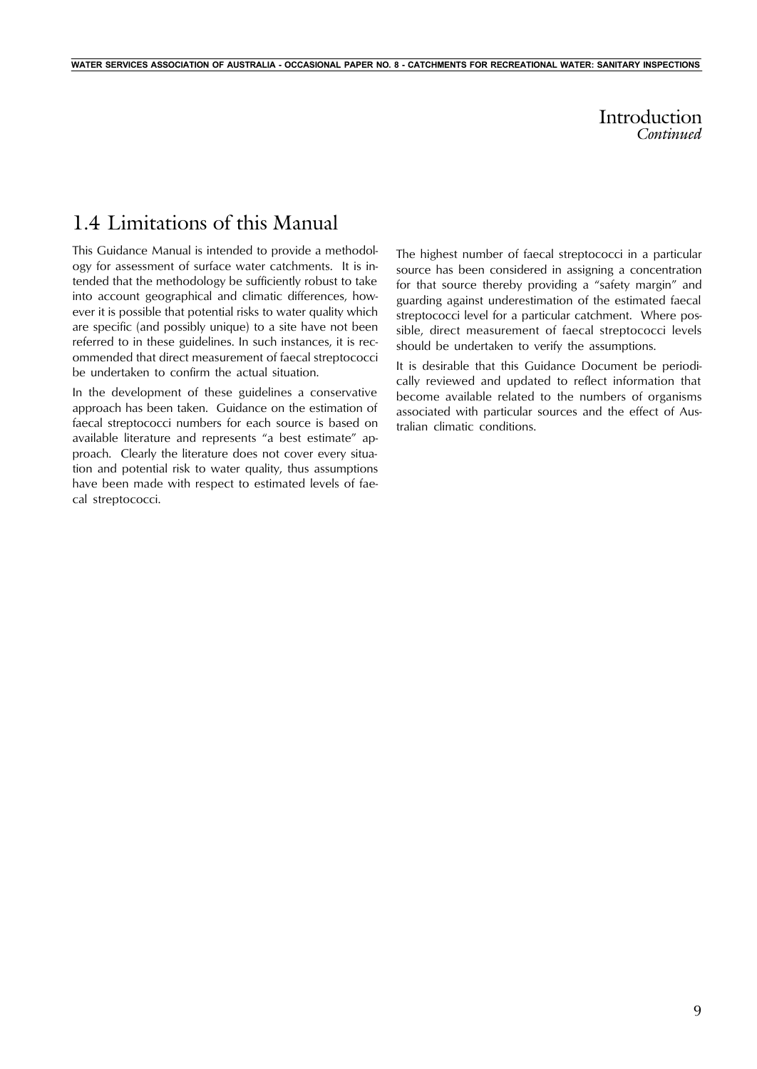# Introduction
*Continued*

## 1.4 Limitations of this Manual

This Guidance Manual is intended to provide a methodology for assessment of surface water catchments. It is intended that the methodology be sufficiently robust to take into account geographical and climatic differences, however it is possible that potential risks to water quality which are specific (and possibly unique) to a site have not been referred to in these guidelines. In such instances, it is recommended that direct measurement of faecal streptococci be undertaken to confirm the actual situation.

In the development of these guidelines a conservative approach has been taken. Guidance on the estimation of faecal streptococci numbers for each source is based on available literature and represents "a best estimate" approach. Clearly the literature does not cover every situation and potential risk to water quality, thus assumptions have been made with respect to estimated levels of faecal streptococci.

The highest number of faecal streptococci in a particular source has been considered in assigning a concentration for that source thereby providing a "safety margin" and guarding against underestimation of the estimated faecal streptococci level for a particular catchment. Where possible, direct measurement of faecal streptococci levels should be undertaken to verify the assumptions.

It is desirable that this Guidance Document be periodically reviewed and updated to reflect information that become available related to the numbers of organisms associated with particular sources and the effect of Australian climatic conditions.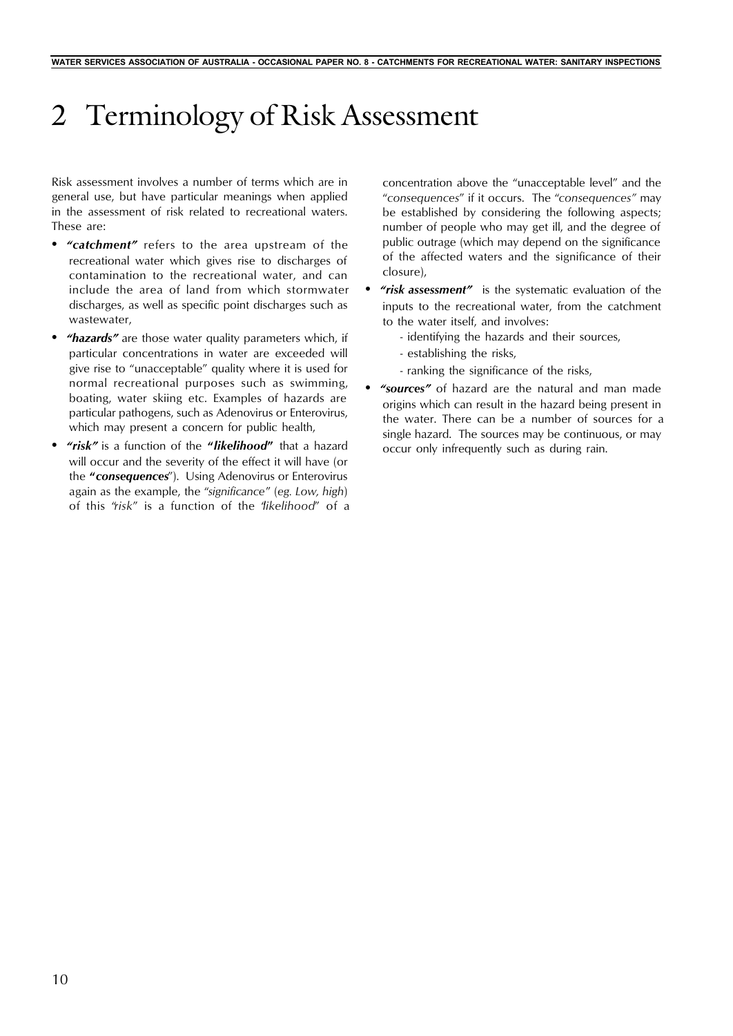# 2 Terminology of Risk Assessment

Risk assessment involves a number of terms which are in general use, but have particular meanings when applied in the assessment of risk related to recreational waters. These are:

- ***"catchment"*** refers to the area upstream of the recreational water which gives rise to discharges of contamination to the recreational water, and can include the area of land from which stormwater discharges, as well as specific point discharges such as wastewater,
- ***"hazards"*** are those water quality parameters which, if particular concentrations in water are exceeded will give rise to "unacceptable" quality where it is used for normal recreational purposes such as swimming, boating, water skiing etc. Examples of hazards are particular pathogens, such as Adenovirus or Enterovirus, which may present a concern for public health,
- ***"risk"*** is a function of the ***"likelihood"*** that a hazard will occur and the severity of the effect it will have (or the ***"consequences"***). Using Adenovirus or Enterovirus again as the example, the "*significance*" (*eg. Low, high*) of this "*risk*" is a function of the "*likelihood*" of a concentration above the "unacceptable level" and the "*consequences*" if it occurs. The "*consequences*" may be established by considering the following aspects; number of people who may get ill, and the degree of public outrage (which may depend on the significance of the affected waters and the significance of their closure),
- ***"risk assessment"*** is the systematic evaluation of the inputs to the recreational water, from the catchment to the water itself, and involves:
  - identifying the hazards and their sources,
  - establishing the risks,
  - ranking the significance of the risks,
- ***"sources"*** of hazard are the natural and man made origins which can result in the hazard being present in the water. There can be a number of sources for a single hazard. The sources may be continuous, or may occur only infrequently such as during rain.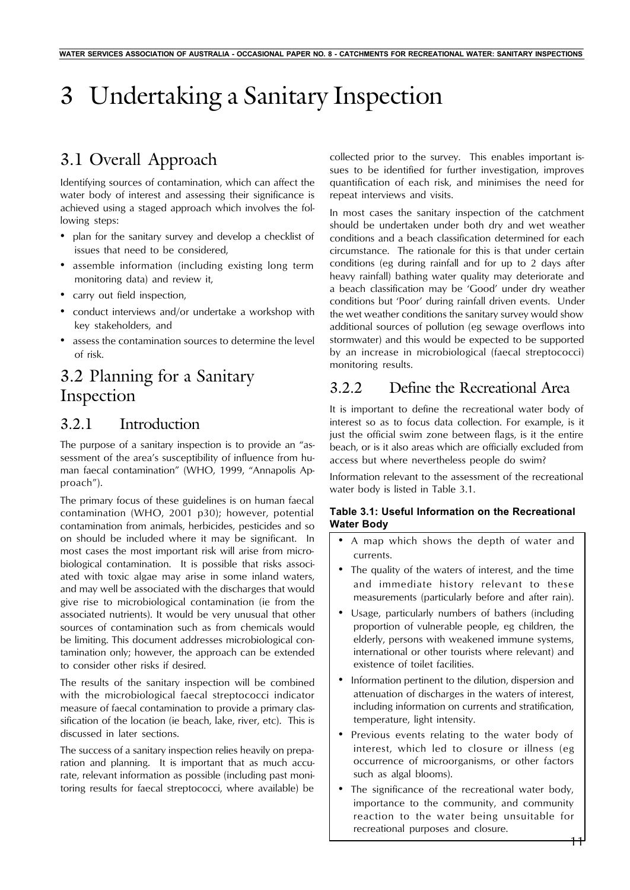# 3 Undertaking a Sanitary Inspection

## 3.1 Overall Approach

Identifying sources of contamination, which can affect the water body of interest and assessing their significance is achieved using a staged approach which involves the following steps:

- plan for the sanitary survey and develop a checklist of issues that need to be considered,
- assemble information (including existing long term monitoring data) and review it,
- carry out field inspection,
- conduct interviews and/or undertake a workshop with key stakeholders, and
- assess the contamination sources to determine the level of risk.

## 3.2 Planning for a Sanitary Inspection

### 3.2.1 Introduction

The purpose of a sanitary inspection is to provide an "assessment of the area's susceptibility of influence from human faecal contamination" (WHO, 1999, "Annapolis Approach").

The primary focus of these guidelines is on human faecal contamination (WHO, 2001 p30); however, potential contamination from animals, herbicides, pesticides and so on should be included where it may be significant. In most cases the most important risk will arise from microbiological contamination. It is possible that risks associated with toxic algae may arise in some inland waters, and may well be associated with the discharges that would give rise to microbiological contamination (ie from the associated nutrients). It would be very unusual that other sources of contamination such as from chemicals would be limiting. This document addresses microbiological contamination only; however, the approach can be extended to consider other risks if desired.

The results of the sanitary inspection will be combined with the microbiological faecal streptococci indicator measure of faecal contamination to provide a primary classification of the location (ie beach, lake, river, etc). This is discussed in later sections.

The success of a sanitary inspection relies heavily on preparation and planning. It is important that as much accurate, relevant information as possible (including past monitoring results for faecal streptococci, where available) be collected prior to the survey. This enables important issues to be identified for further investigation, improves quantification of each risk, and minimises the need for repeat interviews and visits.

In most cases the sanitary inspection of the catchment should be undertaken under both dry and wet weather conditions and a beach classification determined for each circumstance. The rationale for this is that under certain conditions (eg during rainfall and for up to 2 days after heavy rainfall) bathing water quality may deteriorate and a beach classification may be 'Good' under dry weather conditions but 'Poor' during rainfall driven events. Under the wet weather conditions the sanitary survey would show additional sources of pollution (eg sewage overflows into stormwater) and this would be expected to be supported by an increase in microbiological (faecal streptococci) monitoring results.

### 3.2.2 Define the Recreational Area

It is important to define the recreational water body of interest so as to focus data collection. For example, is it just the official swim zone between flags, is it the entire beach, or is it also areas which are officially excluded from access but where nevertheless people do swim?

Information relevant to the assessment of the recreational water body is listed in Table 3.1.

**Table 3.1: Useful Information on the Recreational Water Body**

- A map which shows the depth of water and currents.
- The quality of the waters of interest, and the time and immediate history relevant to these measurements (particularly before and after rain).
- Usage, particularly numbers of bathers (including proportion of vulnerable people, eg children, the elderly, persons with weakened immune systems, international or other tourists where relevant) and existence of toilet facilities.
- Information pertinent to the dilution, dispersion and attenuation of discharges in the waters of interest, including information on currents and stratification, temperature, light intensity.
- Previous events relating to the water body of interest, which led to closure or illness (eg occurrence of microorganisms, or other factors such as algal blooms).
- The significance of the recreational water body, importance to the community, and community reaction to the water being unsuitable for recreational purposes and closure.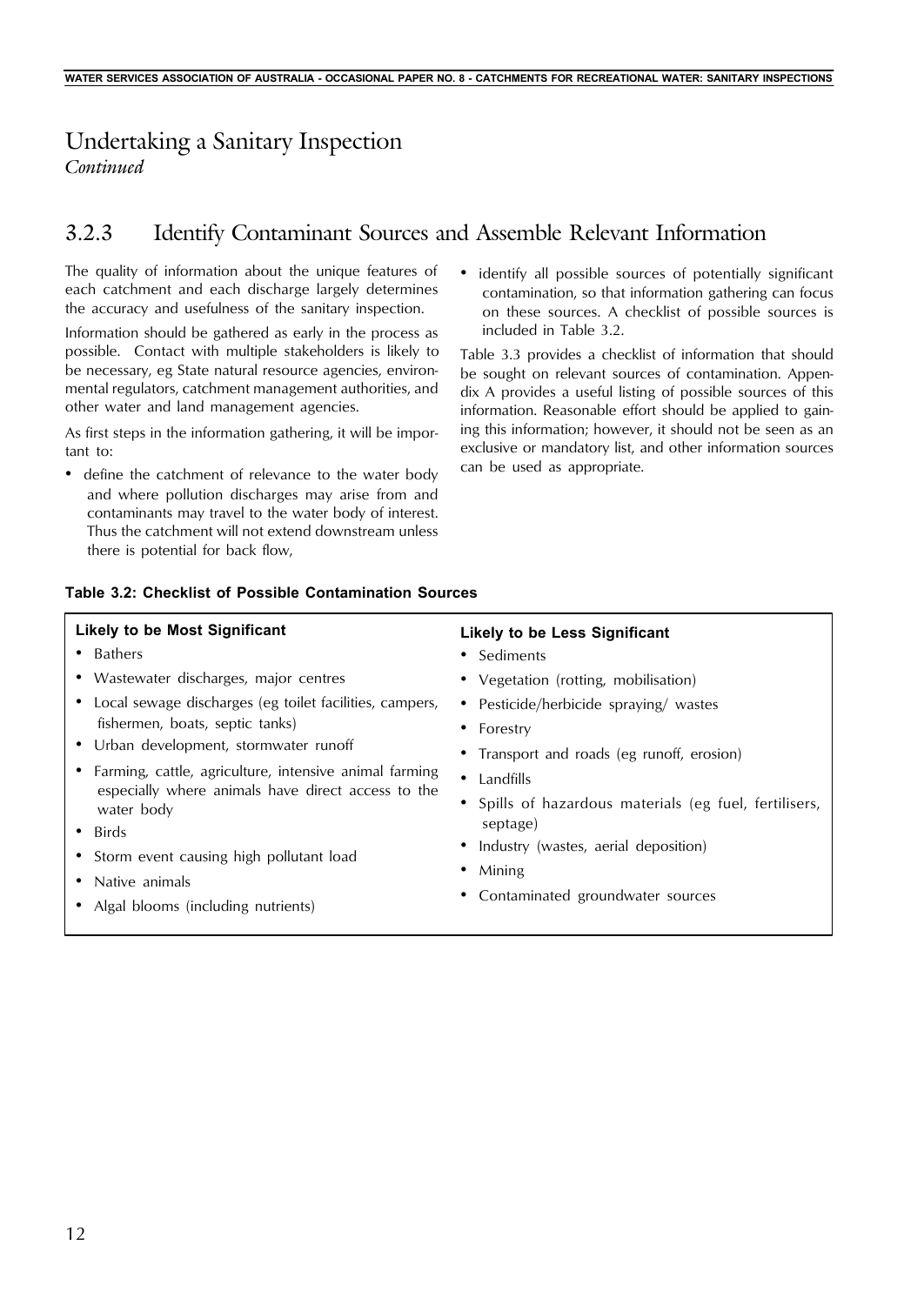# Undertaking a Sanitary Inspection

*Continued*

## 3.2.3 Identify Contaminant Sources and Assemble Relevant Information

The quality of information about the unique features of each catchment and each discharge largely determines the accuracy and usefulness of the sanitary inspection.

Information should be gathered as early in the process as possible. Contact with multiple stakeholders is likely to be necessary, eg State natural resource agencies, environmental regulators, catchment management authorities, and other water and land management agencies.

As first steps in the information gathering, it will be important to:

- define the catchment of relevance to the water body and where pollution discharges may arise from and contaminants may travel to the water body of interest. Thus the catchment will not extend downstream unless there is potential for back flow,
- identify all possible sources of potentially significant contamination, so that information gathering can focus on these sources. A checklist of possible sources is included in Table 3.2.

Table 3.3 provides a checklist of information that should be sought on relevant sources of contamination. Appendix A provides a useful listing of possible sources of this information. Reasonable effort should be applied to gaining this information; however, it should not be seen as an exclusive or mandatory list, and other information sources can be used as appropriate.

**Table 3.2: Checklist of Possible Contamination Sources**

| Likely to be Most Significant | Likely to be Less Significant |
|---|---|
| • Bathers | • Sediments |
| • Wastewater discharges, major centres | • Vegetation (rotting, mobilisation) |
| • Local sewage discharges (eg toilet facilities, campers, fishermen, boats, septic tanks) | • Pesticide/herbicide spraying/ wastes |
| • Urban development, stormwater runoff | • Forestry |
| • Farming, cattle, agriculture, intensive animal farming especially where animals have direct access to the water body | • Transport and roads (eg runoff, erosion) |
| • Birds | • Landfills |
| • Storm event causing high pollutant load | • Spills of hazardous materials (eg fuel, fertilisers, septage) |
| • Native animals | • Industry (wastes, aerial deposition) |
| • Algal blooms (including nutrients) | • Mining |
| | • Contaminated groundwater sources |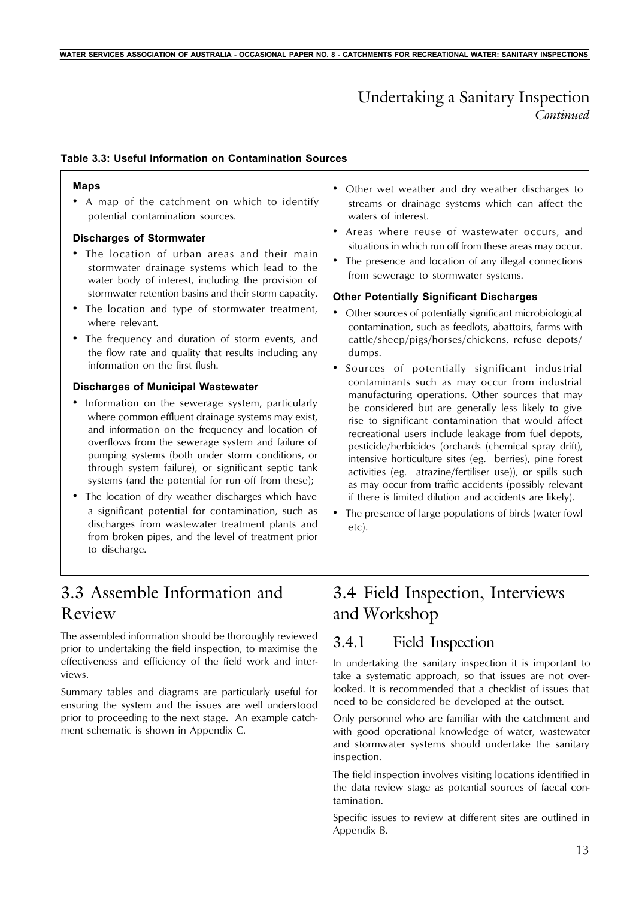## Undertaking a Sanitary Inspection
*Continued*

**Table 3.3: Useful Information on Contamination Sources**

**Maps**

- A map of the catchment on which to identify potential contamination sources.

**Discharges of Stormwater**

- The location of urban areas and their main stormwater drainage systems which lead to the water body of interest, including the provision of stormwater retention basins and their storm capacity.
- The location and type of stormwater treatment, where relevant.
- The frequency and duration of storm events, and the flow rate and quality that results including any information on the first flush.

**Discharges of Municipal Wastewater**

- Information on the sewerage system, particularly where common effluent drainage systems may exist, and information on the frequency and location of overflows from the sewerage system and failure of pumping systems (both under storm conditions, or through system failure), or significant septic tank systems (and the potential for run off from these);
- The location of dry weather discharges which have a significant potential for contamination, such as discharges from wastewater treatment plants and from broken pipes, and the level of treatment prior to discharge.
- Other wet weather and dry weather discharges to streams or drainage systems which can affect the waters of interest.
- Areas where reuse of wastewater occurs, and situations in which run off from these areas may occur.
- The presence and location of any illegal connections from sewerage to stormwater systems.

**Other Potentially Significant Discharges**

- Other sources of potentially significant microbiological contamination, such as feedlots, abattoirs, farms with cattle/sheep/pigs/horses/chickens, refuse depots/dumps.
- Sources of potentially significant industrial contaminants such as may occur from industrial manufacturing operations. Other sources that may be considered but are generally less likely to give rise to significant contamination that would affect recreational users include leakage from fuel depots, pesticide/herbicides (orchards (chemical spray drift), intensive horticulture sites (eg. berries), pine forest activities (eg. atrazine/fertiliser use)), or spills such as may occur from traffic accidents (possibly relevant if there is limited dilution and accidents are likely).
- The presence of large populations of birds (water fowl etc).

## 3.3 Assemble Information and Review

The assembled information should be thoroughly reviewed prior to undertaking the field inspection, to maximise the effectiveness and efficiency of the field work and interviews.

Summary tables and diagrams are particularly useful for ensuring the system and the issues are well understood prior to proceeding to the next stage. An example catchment schematic is shown in Appendix C.

## 3.4 Field Inspection, Interviews and Workshop

### 3.4.1 Field Inspection

In undertaking the sanitary inspection it is important to take a systematic approach, so that issues are not overlooked. It is recommended that a checklist of issues that need to be considered be developed at the outset.

Only personnel who are familiar with the catchment and with good operational knowledge of water, wastewater and stormwater systems should undertake the sanitary inspection.

The field inspection involves visiting locations identified in the data review stage as potential sources of faecal contamination.

Specific issues to review at different sites are outlined in Appendix B.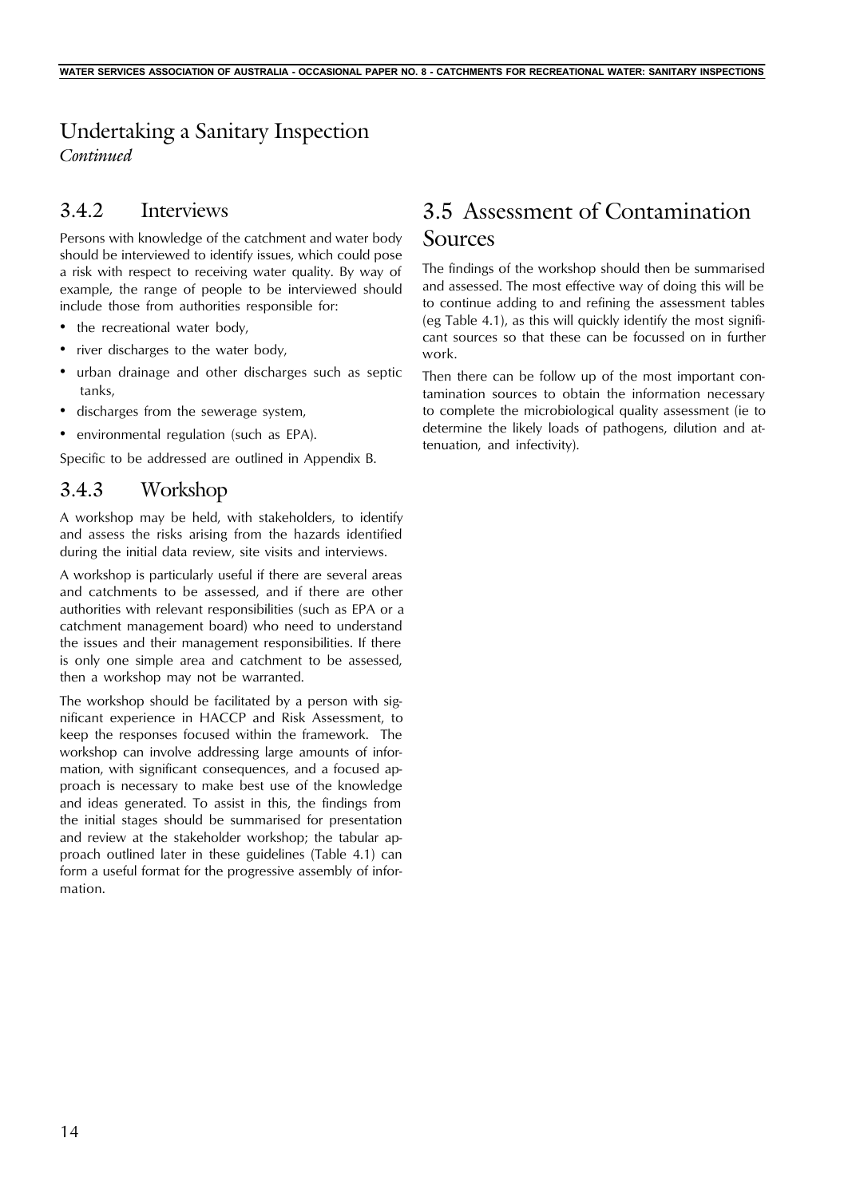# Undertaking a Sanitary Inspection

*Continued*

### 3.4.2 Interviews

Persons with knowledge of the catchment and water body should be interviewed to identify issues, which could pose a risk with respect to receiving water quality. By way of example, the range of people to be interviewed should include those from authorities responsible for:

- the recreational water body,
- river discharges to the water body,
- urban drainage and other discharges such as septic tanks,
- discharges from the sewerage system,
- environmental regulation (such as EPA).

Specific to be addressed are outlined in Appendix B.

### 3.4.3 Workshop

A workshop may be held, with stakeholders, to identify and assess the risks arising from the hazards identified during the initial data review, site visits and interviews.

A workshop is particularly useful if there are several areas and catchments to be assessed, and if there are other authorities with relevant responsibilities (such as EPA or a catchment management board) who need to understand the issues and their management responsibilities. If there is only one simple area and catchment to be assessed, then a workshop may not be warranted.

The workshop should be facilitated by a person with significant experience in HACCP and Risk Assessment, to keep the responses focused within the framework. The workshop can involve addressing large amounts of information, with significant consequences, and a focused approach is necessary to make best use of the knowledge and ideas generated. To assist in this, the findings from the initial stages should be summarised for presentation and review at the stakeholder workshop; the tabular approach outlined later in these guidelines (Table 4.1) can form a useful format for the progressive assembly of information.

## 3.5 Assessment of Contamination Sources

The findings of the workshop should then be summarised and assessed. The most effective way of doing this will be to continue adding to and refining the assessment tables (eg Table 4.1), as this will quickly identify the most significant sources so that these can be focussed on in further work.

Then there can be follow up of the most important contamination sources to obtain the information necessary to complete the microbiological quality assessment (ie to determine the likely loads of pathogens, dilution and attenuation, and infectivity).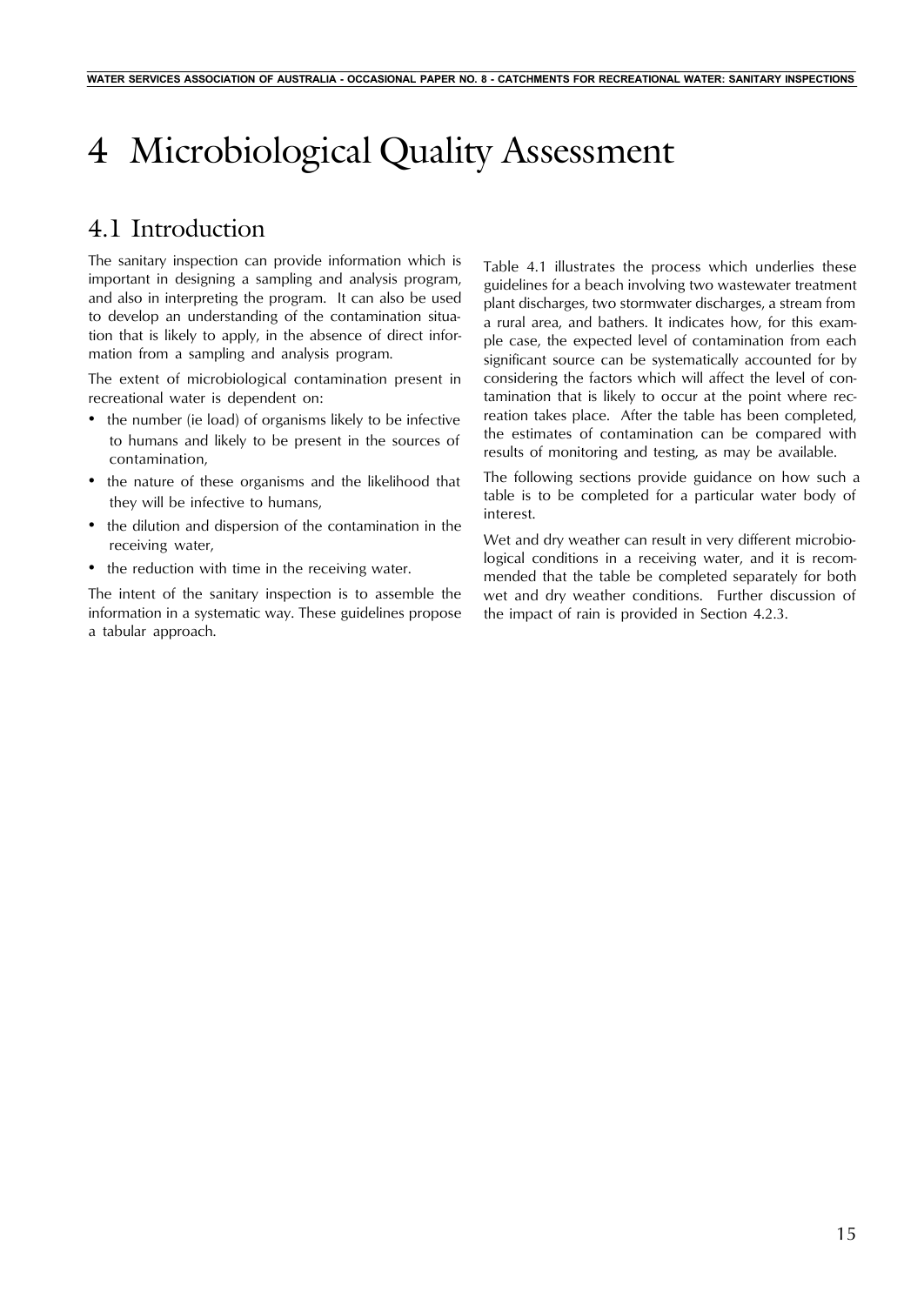# 4 Microbiological Quality Assessment

## 4.1 Introduction

The sanitary inspection can provide information which is important in designing a sampling and analysis program, and also in interpreting the program. It can also be used to develop an understanding of the contamination situation that is likely to apply, in the absence of direct information from a sampling and analysis program.

The extent of microbiological contamination present in recreational water is dependent on:

- the number (ie load) of organisms likely to be infective to humans and likely to be present in the sources of contamination,
- the nature of these organisms and the likelihood that they will be infective to humans,
- the dilution and dispersion of the contamination in the receiving water,
- the reduction with time in the receiving water.

The intent of the sanitary inspection is to assemble the information in a systematic way. These guidelines propose a tabular approach.

Table 4.1 illustrates the process which underlies these guidelines for a beach involving two wastewater treatment plant discharges, two stormwater discharges, a stream from a rural area, and bathers. It indicates how, for this example case, the expected level of contamination from each significant source can be systematically accounted for by considering the factors which will affect the level of contamination that is likely to occur at the point where recreation takes place. After the table has been completed, the estimates of contamination can be compared with results of monitoring and testing, as may be available.

The following sections provide guidance on how such a table is to be completed for a particular water body of interest.

Wet and dry weather can result in very different microbiological conditions in a receiving water, and it is recommended that the table be completed separately for both wet and dry weather conditions. Further discussion of the impact of rain is provided in Section 4.2.3.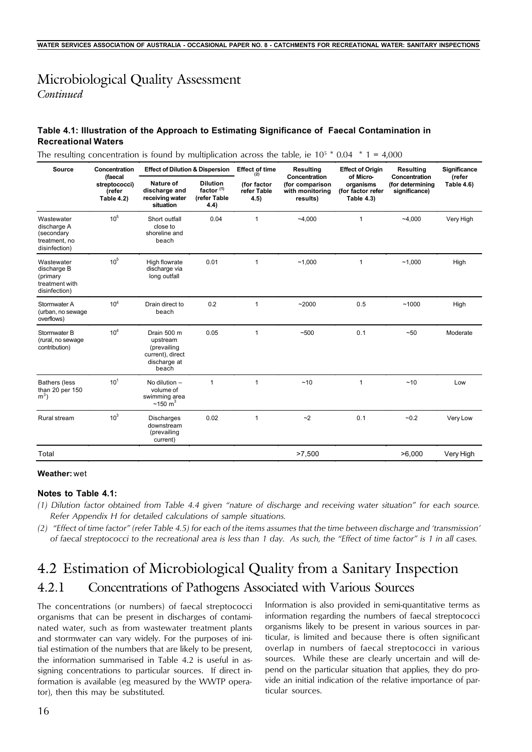# Microbiological Quality Assessment

*Continued*

**Table 4.1: Illustration of the Approach to Estimating Significance of Faecal Contamination in Recreational Waters**

The resulting concentration is found by multiplication across the table, ie $10^5 * 0.04 * 1 = 4{,}000$

| Source | Concentration (faecal streptococci) (refer Table 4.2) | Effect of Dilution & Dispersion | | Effect of time [(2)] | Resulting Concentration (for comparison with monitoring results) | Effect of Origin of Micro-organisms (for factor refer Table 4.3) | Resulting Concentration (for determining significance) | Significance (refer Table 4.6) |
|---|---|---|---|---|---|---|---|---|
| | | Nature of discharge and receiving water situation | Dilution factor [(1)] (refer Table 4.4) | (for factor refer Table 4.5) | | | | |
| Wastewater discharge A (secondary treatment, no disinfection) | $10^5$ | Short outfall close to shoreline and beach | 0.04 | 1 | ~4,000 | 1 | ~4,000 | Very High |
| Wastewater discharge B (primary treatment with disinfection) | $10^5$ | High flowrate discharge via long outfall | 0.01 | 1 | ~1,000 | 1 | ~1,000 | High |
| Stormwater A (urban, no sewage overflows) | $10^4$ | Drain direct to beach | 0.2 | 1 | ~2000 | 0.5 | ~1000 | High |
| Stormwater B (rural, no sewage contribution) | $10^4$ | Drain 500 m upstream (prevailing current), direct discharge at beach | 0.05 | 1 | ~500 | 0.1 | ~50 | Moderate |
| Bathers (less than 20 per 150 $m^3$) | $10^1$ | No dilution – volume of swimming area ~150 $m^3$ | 1 | 1 | ~10 | 1 | ~10 | Low |
| Rural stream | $10^3$ | Discharges downstream (prevailing current) | 0.02 | 1 | ~2 | 0.1 | ~0.2 | Very Low |
| Total | | | | | >7,500 | | >6,000 | Very High |

**Weather:** wet

**Notes to Table 4.1:**

*(1) Dilution factor obtained from Table 4.4 given "nature of discharge and receiving water situation" for each source. Refer Appendix H for detailed calculations of sample situations.*

*(2) "Effect of time factor" (refer Table 4.5) for each of the items assumes that the time between discharge and 'transmission' of faecal streptococci to the recreational area is less than 1 day. As such, the "Effect of time factor" is 1 in all cases.*

# 4.2 Estimation of Microbiological Quality from a Sanitary Inspection

## 4.2.1 Concentrations of Pathogens Associated with Various Sources

The concentrations (or numbers) of faecal streptococci organisms that can be present in discharges of contaminated water, such as from wastewater treatment plants and stormwater can vary widely. For the purposes of initial estimation of the numbers that are likely to be present, the information summarised in Table 4.2 is useful in assigning concentrations to particular sources. If direct information is available (eg measured by the WWTP operator), then this may be substituted.

Information is also provided in semi-quantitative terms as information regarding the numbers of faecal streptococci organisms likely to be present in various sources in particular, is limited and because there is often significant overlap in numbers of faecal streptococci in various sources. While these are clearly uncertain and will depend on the particular situation that applies, they do provide an initial indication of the relative importance of particular sources.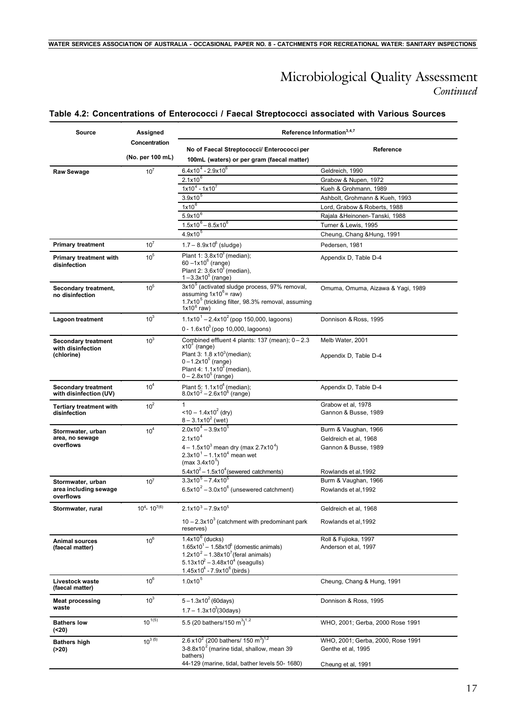# Microbiological Quality Assessment

*Continued*

### Table 4.2: Concentrations of Enterococci / Faecal Streptococci associated with Various Sources

| Source | Assigned Concentration (No. per 100 mL) | Reference Information[3,4,7] | |
|---|---|---|---|
| | | No of Faecal Streptococci/ Enterococci per 100mL (waters) or per gram (faecal matter) | Reference |
| **Raw Sewage** | $10^7$ | $6.4x10^4$ - $2.9x10^6$ | Geldreich, 1990 |
| | | $2.1x10^6$ | Grabow & Nupen, 1972 |
| | | $1x10^4$ - $1x10^7$ | Kueh & Grohmann, 1989 |
| | | $3.9x10^5$ | Ashbolt, Grohmann & Kueh, 1993 |
| | | $1x10^6$ | Lord, Grabow & Roberts, 1988 |
| | | $5.9x10^6$ | Rajala &Heinonen-Tanski, 1988 |
| | | $1.5x10^6 – 8.5x10^6$ | Turner & Lewis, 1995 |
| | | $4.9x10^5$ | Cheung, Chang &Hung, 1991 |
| **Primary treatment** | $10^7$ | $1.7 – 8.9x10^6$ (sludge) | Pedersen, 1981 |
| **Primary treatment with disinfection** | $10^5$ | Plant 1: $3.8x10^2$ (median); $60 –1x10^6$ (range) Plant 2: $3.6x10^3$ (median), $1 –3.3x10^5$ (range) | Appendix D, Table D-4 |
| **Secondary treatment, no disinfection** | $10^5$ | $3x10^5$ (activated sludge process, 97% removal, assuming $1x10^6$= raw) $1.7x10^5$ (trickling filter, 98.3% removal, assuming $1x10^6$ raw) | Omuma, Omuma, Aizawa & Yagi, 1989 |
| **Lagoon treatment** | $10^3$ | $1.1x10^1 – 2.4x10^2$ (pop 150,000, lagoons) $0 - 1.6x10^3$ (pop 10,000, lagoons) | Donnison & Ross, 1995 |
| **Secondary treatment with disinfection (chlorine)** | $10^3$ | Combined effluent 4 plants: 137 (mean); $0 – 2.3 x10^3$ (range) | Melb Water, 2001 |
| | | Plant 3: $1.8 x10^3$(median); $0 –1.2x10^5$ (range) Plant 4: $1.1x10^2$ (median), $0 – 2.8x10^5$ (range) | Appendix D, Table D-4 |
| **Secondary treatment with disinfection (UV)** | $10^4$ | Plant 5: $1.1x10^4$ (median); $8.0x10^2 – 2.6x10^6$ (range) | Appendix D, Table D-4 |
| **Tertiary treatment with disinfection** | $10^2$ | 1 | Grabow et al, 1978 |
| | | $<10 – 1.4x10^2$ (dry) $8 – 3.1x10^2$ (wet) | Gannon & Busse, 1989 |
| **Stormwater, urban area, no sewage overflows** | $10^4$ | $2.0x10^4 – 3.9x10^5$ | Burm & Vaughan, 1966 |
| | | $2.1x10^4$ | Geldreich et al, 1968 |
| | | $4 – 1.5x10^3$ mean dry (max $2.7x10^4$) $2.3x10^1 – 1.1x10^4$ mean wet (max $3.4x10^5$) | Gannon & Busse, 1989 |
| | | $5.4x10^2 – 1.5x10^4$(sewered catchments) | Rowlands et al,1992 |
| **Stormwater, urban area including sewage overflows** | $10^7$ | $3.3x10^5 – 7.4x10^5$ | Burm & Vaughan, 1966 |
| | | $6.5x10^2 – 3.0x10^6$ (unsewered catchment) | Rowlands et al,1992 |
| **Stormwater, rural** | $10^4$- $10^{7(6)}$ | $2.1x10^3 – 7.9x10^5$ | Geldreich et al, 1968 |
| | | $10 – 2.3x10^3$ (catchment with predominant park reserves) | Rowlands et al,1992 |
| **Animal sources (faecal matter)** | $10^6$ | $1.4x10^6$ (ducks) | Roll & Fujioka, 1997 |
| | | $1.65x10^1 – 1.58x10^6$ (domestic animals) $1.2x10^2 – 1.38x10^7$(feral animals) $5.13x10^2 – 3.48x10^4$ (seagulls) $1.45x10^4$ - $7.9x10^6$ (birds) | Anderson et al, 1997 |
| **Livestock waste (faecal matter)** | $10^6$ | $1.0x10^5$ | Cheung, Chang & Hung, 1991 |
| **Meat processing waste** | $10^3$ | $5 –1.3x10^2$ (60days) $1.7 – 1.3x10^3$(30days) | Donnison & Ross, 1995 |
| **Bathers low (<20)** | $10^{1(5)}$ | 5.5 (20 bathers/150 $m^3$)[1,2] | WHO, 2001; Gerba, 2000 Rose 1991 |
| **Bathers high (>20)** | $10^{3(5)}$ | $2.6 x10^2$ (200 bathers/ 150 $m^3$)[1,2] | WHO, 2001; Gerba, 2000, Rose 1991 |
| | | $3-8.8x10^2$ (marine tidal, shallow, mean 39 bathers) | Genthe et al, 1995 |
| | | 44-129 (marine, tidal, bather levels 50- 1680) | Cheung et al, 1991 |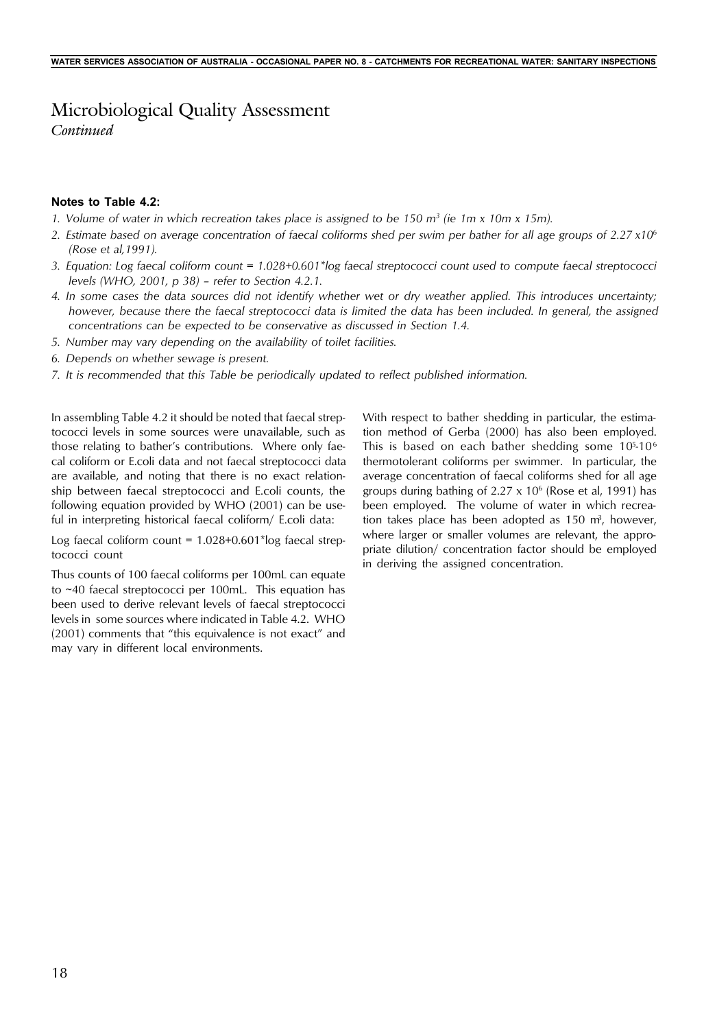# Microbiological Quality Assessment

*Continued*

**Notes to Table 4.2:**

1. *Volume of water in which recreation takes place is assigned to be 150 $m^3$ (ie 1m x 10m x 15m).*
2. *Estimate based on average concentration of faecal coliforms shed per swim per bather for all age groups of 2.27 x$10^6$ (Rose et al,1991).*
3. *Equation: Log faecal coliform count = 1.028+0.601*log faecal streptococci count used to compute faecal streptococci levels (WHO, 2001, p 38) – refer to Section 4.2.1.*
4. *In some cases the data sources did not identify whether wet or dry weather applied. This introduces uncertainty; however, because there the faecal streptococci data is limited the data has been included. In general, the assigned concentrations can be expected to be conservative as discussed in Section 1.4.*
5. *Number may vary depending on the availability of toilet facilities.*
6. *Depends on whether sewage is present.*
7. *It is recommended that this Table be periodically updated to reflect published information.*

In assembling Table 4.2 it should be noted that faecal streptococci levels in some sources were unavailable, such as those relating to bather's contributions. Where only faecal coliform or E.coli data and not faecal streptococci data are available, and noting that there is no exact relationship between faecal streptococci and E.coli counts, the following equation provided by WHO (2001) can be useful in interpreting historical faecal coliform/ E.coli data:

Log faecal coliform count = 1.028+0.601*log faecal streptococci count

Thus counts of 100 faecal coliforms per 100mL can equate to ~40 faecal streptococci per 100mL. This equation has been used to derive relevant levels of faecal streptococci levels in some sources where indicated in Table 4.2. WHO (2001) comments that "this equivalence is not exact" and may vary in different local environments.

With respect to bather shedding in particular, the estimation method of Gerba (2000) has also been employed. This is based on each bather shedding some $10^5$-$10^6$ thermotolerant coliforms per swimmer. In particular, the average concentration of faecal coliforms shed for all age groups during bathing of 2.27 x $10^6$ (Rose et al, 1991) has been employed. The volume of water in which recreation takes place has been adopted as 150 $m^3$, however, where larger or smaller volumes are relevant, the appropriate dilution/ concentration factor should be employed in deriving the assigned concentration.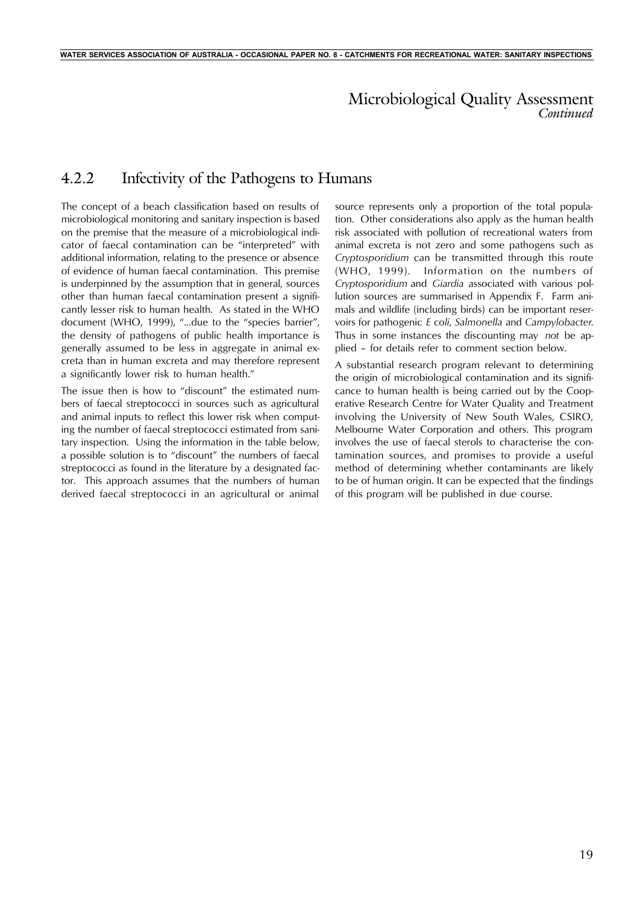# Microbiological Quality Assessment

*Continued*

## 4.2.2 Infectivity of the Pathogens to Humans

The concept of a beach classification based on results of microbiological monitoring and sanitary inspection is based on the premise that the measure of a microbiological indicator of faecal contamination can be "interpreted" with additional information, relating to the presence or absence of evidence of human faecal contamination. This premise is underpinned by the assumption that in general, sources other than human faecal contamination present a significantly lesser risk to human health. As stated in the WHO document (WHO, 1999), "...due to the "species barrier", the density of pathogens of public health importance is generally assumed to be less in aggregate in animal excreta than in human excreta and may therefore represent a significantly lower risk to human health."

The issue then is how to "discount" the estimated numbers of faecal streptococci in sources such as agricultural and animal inputs to reflect this lower risk when computing the number of faecal streptococci estimated from sanitary inspection. Using the information in the table below, a possible solution is to "discount" the numbers of faecal streptococci as found in the literature by a designated factor. This approach assumes that the numbers of human derived faecal streptococci in an agricultural or animal source represents only a proportion of the total population. Other considerations also apply as the human health risk associated with pollution of recreational waters from animal excreta is not zero and some pathogens such as *Cryptosporidium* can be transmitted through this route (WHO, 1999). Information on the numbers of *Cryptosporidium* and *Giardia* associated with various pollution sources are summarised in Appendix F. Farm animals and wildlife (including birds) can be important reservoirs for pathogenic *E coli*, *Salmonella* and *Campylobacter*. Thus in some instances the discounting may *not* be applied – for details refer to comment section below.

A substantial research program relevant to determining the origin of microbiological contamination and its significance to human health is being carried out by the Cooperative Research Centre for Water Quality and Treatment involving the University of New South Wales, CSIRO, Melbourne Water Corporation and others. This program involves the use of faecal sterols to characterise the contamination sources, and promises to provide a useful method of determining whether contaminants are likely to be of human origin. It can be expected that the findings of this program will be published in due course.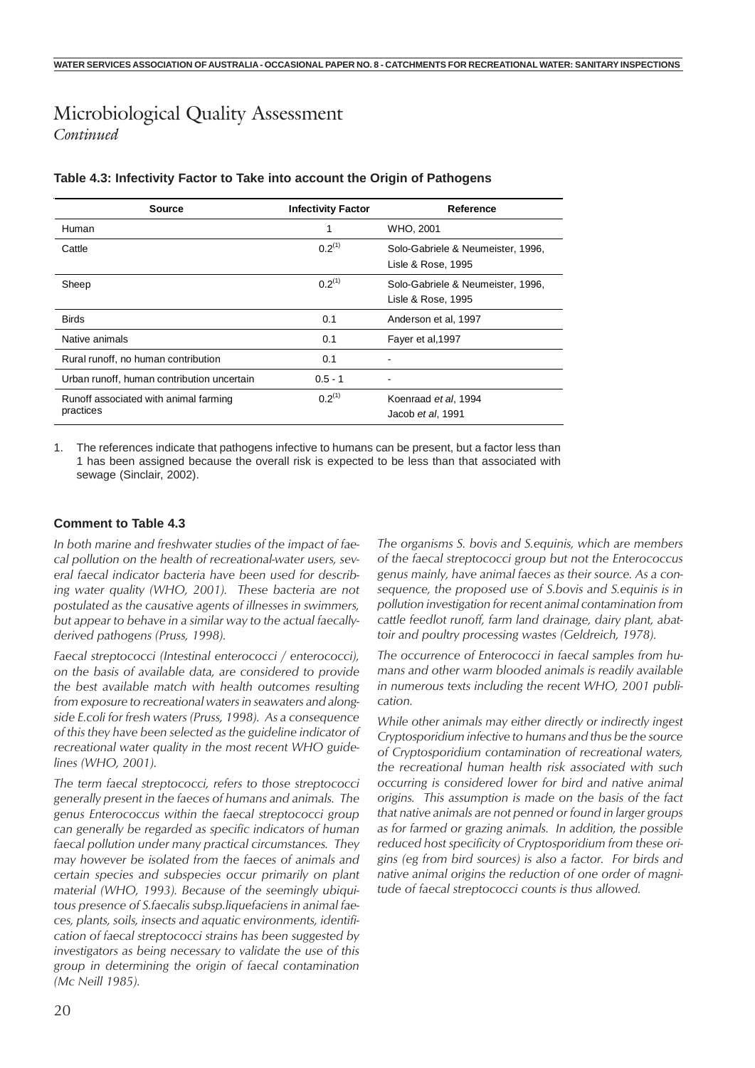# Microbiological Quality Assessment
*Continued*

**Table 4.3: Infectivity Factor to Take into account the Origin of Pathogens**

| Source | Infectivity Factor | Reference |
|---|---|---|
| Human | 1 | WHO, 2001 |
| Cattle | 0.2[(1)] | Solo-Gabriele & Neumeister, 1996, Lisle & Rose, 1995 |
| Sheep | 0.2[(1)] | Solo-Gabriele & Neumeister, 1996, Lisle & Rose, 1995 |
| Birds | 0.1 | Anderson et al, 1997 |
| Native animals | 0.1 | Fayer et al,1997 |
| Rural runoff, no human contribution | 0.1 | - |
| Urban runoff, human contribution uncertain | 0.5 - 1 | - |
| Runoff associated with animal farming practices | 0.2[(1)] | Koenraad *et al*, 1994<br>Jacob *et al*, 1991 |

1. The references indicate that pathogens infective to humans can be present, but a factor less than 1 has been assigned because the overall risk is expected to be less than that associated with sewage (Sinclair, 2002).

### Comment to Table 4.3

*In both marine and freshwater studies of the impact of faecal pollution on the health of recreational-water users, several faecal indicator bacteria have been used for describing water quality (WHO, 2001). These bacteria are not postulated as the causative agents of illnesses in swimmers, but appear to behave in a similar way to the actual faecally-derived pathogens (Pruss, 1998).*

*Faecal streptococci (Intestinal enterococci / enterococci), on the basis of available data, are considered to provide the best available match with health outcomes resulting from exposure to recreational waters in seawaters and alongside E.coli for fresh waters (Pruss, 1998). As a consequence of this they have been selected as the guideline indicator of recreational water quality in the most recent WHO guidelines (WHO, 2001).*

*The term faecal streptococci, refers to those streptococci generally present in the faeces of humans and animals. The genus Enterococcus within the faecal streptococci group can generally be regarded as specific indicators of human faecal pollution under many practical circumstances. They may however be isolated from the faeces of animals and certain species and subspecies occur primarily on plant material (WHO, 1993). Because of the seemingly ubiquitous presence of S.faecalis subsp.liquefaciens in animal faeces, plants, soils, insects and aquatic environments, identification of faecal streptococci strains has been suggested by investigators as being necessary to validate the use of this group in determining the origin of faecal contamination (Mc Neill 1985).*

*The organisms S. bovis and S.equinis, which are members of the faecal streptococci group but not the Enterococcus genus mainly, have animal faeces as their source. As a consequence, the proposed use of S.bovis and S.equinis is in pollution investigation for recent animal contamination from cattle feedlot runoff, farm land drainage, dairy plant, abattoir and poultry processing wastes (Geldreich, 1978).*

*The occurrence of Enterococci in faecal samples from humans and other warm blooded animals is readily available in numerous texts including the recent WHO, 2001 publication.*

*While other animals may either directly or indirectly ingest Cryptosporidium infective to humans and thus be the source of Cryptosporidium contamination of recreational waters, the recreational human health risk associated with such occurring is considered lower for bird and native animal origins. This assumption is made on the basis of the fact that native animals are not penned or found in larger groups as for farmed or grazing animals. In addition, the possible reduced host specificity of Cryptosporidium from these origins (eg from bird sources) is also a factor. For birds and native animal origins the reduction of one order of magnitude of faecal streptococci counts is thus allowed.*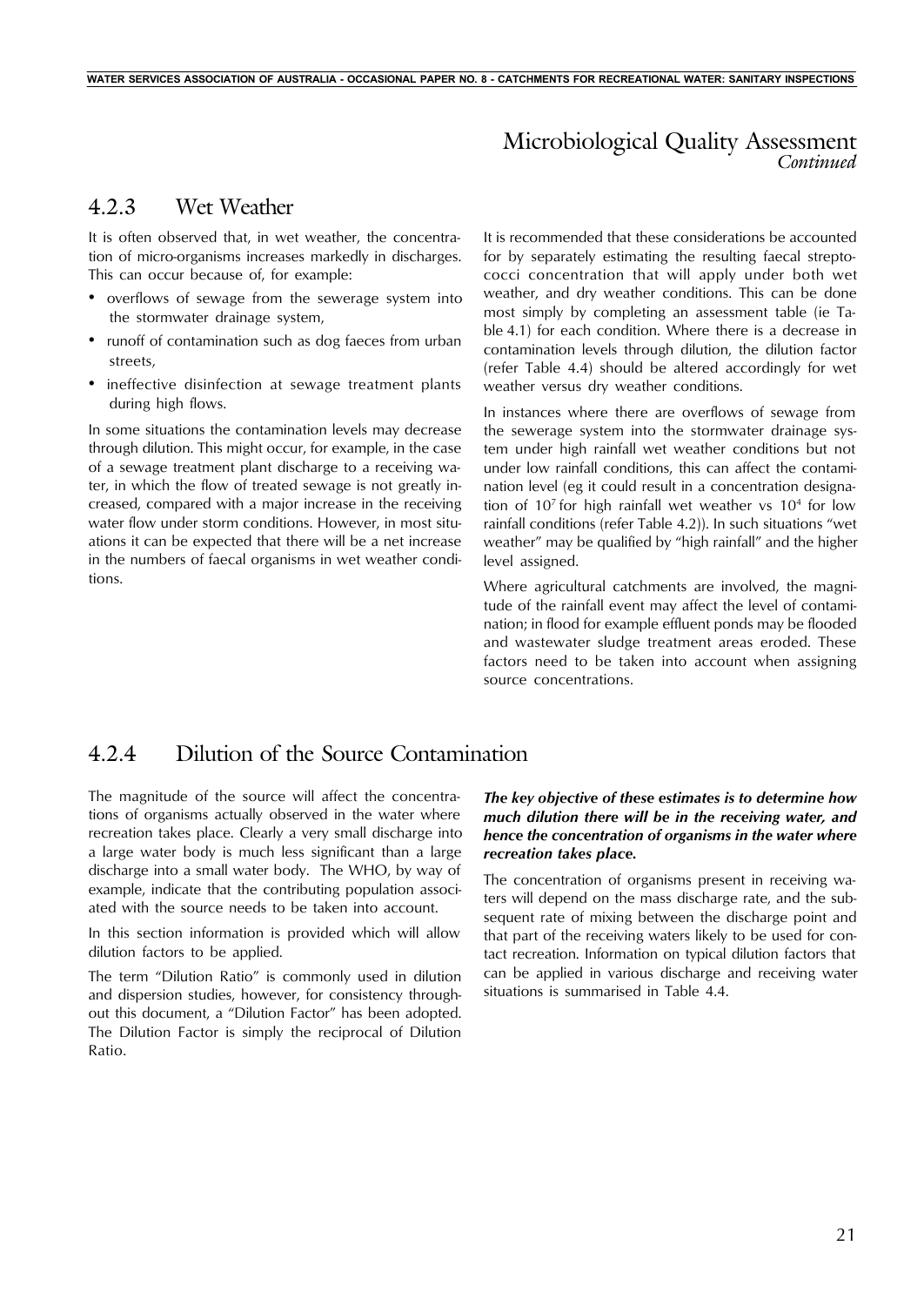## Microbiological Quality Assessment *Continued*

### 4.2.3 Wet Weather

It is often observed that, in wet weather, the concentration of micro-organisms increases markedly in discharges. This can occur because of, for example:

- overflows of sewage from the sewerage system into the stormwater drainage system,
- runoff of contamination such as dog faeces from urban streets,
- ineffective disinfection at sewage treatment plants during high flows.

In some situations the contamination levels may decrease through dilution. This might occur, for example, in the case of a sewage treatment plant discharge to a receiving water, in which the flow of treated sewage is not greatly increased, compared with a major increase in the receiving water flow under storm conditions. However, in most situations it can be expected that there will be a net increase in the numbers of faecal organisms in wet weather conditions.

It is recommended that these considerations be accounted for by separately estimating the resulting faecal streptococci concentration that will apply under both wet weather, and dry weather conditions. This can be done most simply by completing an assessment table (ie Table 4.1) for each condition. Where there is a decrease in contamination levels through dilution, the dilution factor (refer Table 4.4) should be altered accordingly for wet weather versus dry weather conditions.

In instances where there are overflows of sewage from the sewerage system into the stormwater drainage system under high rainfall wet weather conditions but not under low rainfall conditions, this can affect the contamination level (eg it could result in a concentration designation of $10^7$ for high rainfall wet weather vs $10^4$ for low rainfall conditions (refer Table 4.2)). In such situations "wet weather" may be qualified by "high rainfall" and the higher level assigned.

Where agricultural catchments are involved, the magnitude of the rainfall event may affect the level of contamination; in flood for example effluent ponds may be flooded and wastewater sludge treatment areas eroded. These factors need to be taken into account when assigning source concentrations.

### 4.2.4 Dilution of the Source Contamination

The magnitude of the source will affect the concentrations of organisms actually observed in the water where recreation takes place. Clearly a very small discharge into a large water body is much less significant than a large discharge into a small water body. The WHO, by way of example, indicate that the contributing population associated with the source needs to be taken into account.

In this section information is provided which will allow dilution factors to be applied.

The term "Dilution Ratio" is commonly used in dilution and dispersion studies, however, for consistency throughout this document, a "Dilution Factor" has been adopted. The Dilution Factor is simply the reciprocal of Dilution Ratio.

***The key objective of these estimates is to determine how much dilution there will be in the receiving water, and hence the concentration of organisms in the water where recreation takes place.***

The concentration of organisms present in receiving waters will depend on the mass discharge rate, and the subsequent rate of mixing between the discharge point and that part of the receiving waters likely to be used for contact recreation. Information on typical dilution factors that can be applied in various discharge and receiving water situations is summarised in Table 4.4.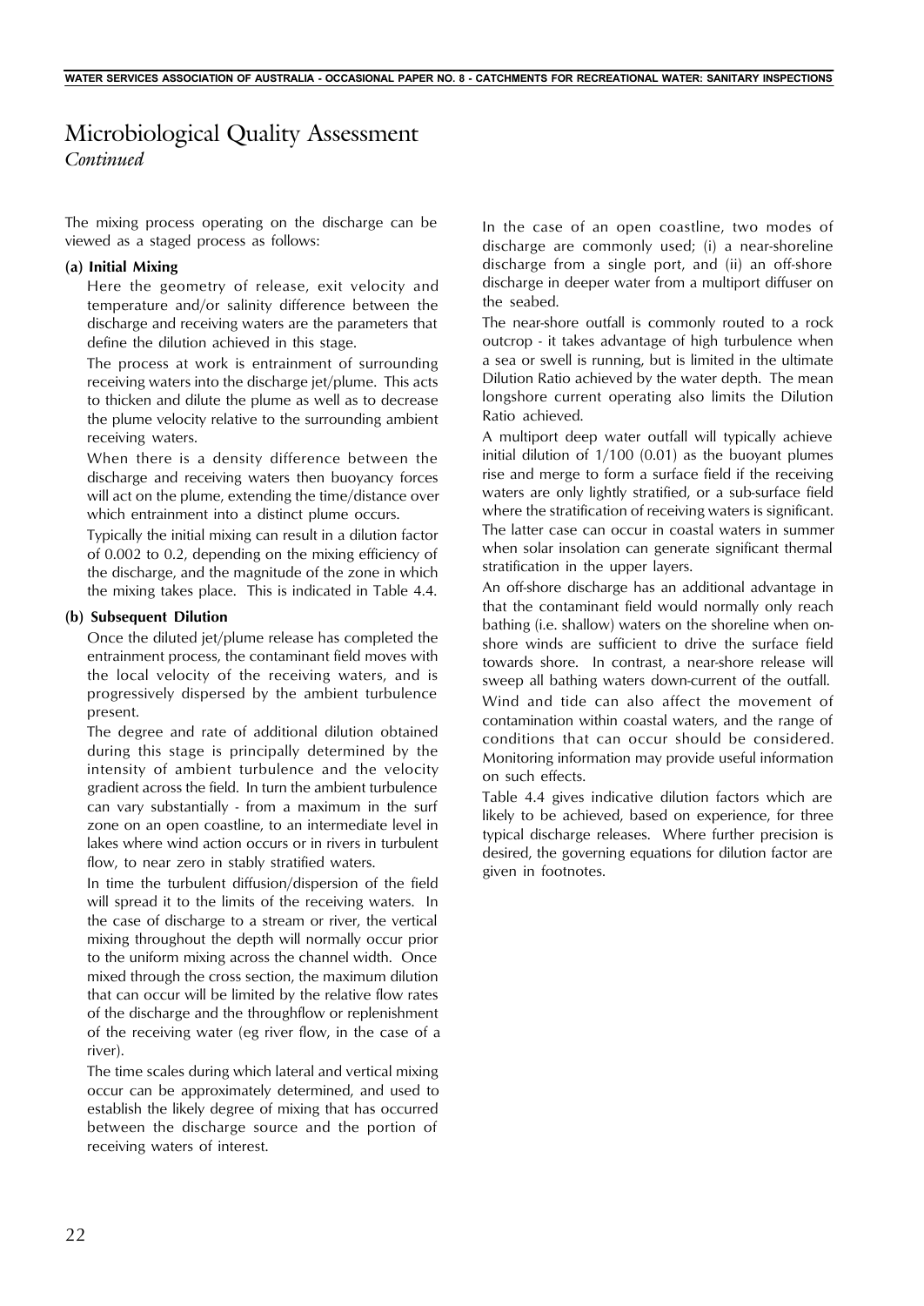# Microbiological Quality Assessment

*Continued*

The mixing process operating on the discharge can be viewed as a staged process as follows:

**(a) Initial Mixing**

Here the geometry of release, exit velocity and temperature and/or salinity difference between the discharge and receiving waters are the parameters that define the dilution achieved in this stage.

The process at work is entrainment of surrounding receiving waters into the discharge jet/plume. This acts to thicken and dilute the plume as well as to decrease the plume velocity relative to the surrounding ambient receiving waters.

When there is a density difference between the discharge and receiving waters then buoyancy forces will act on the plume, extending the time/distance over which entrainment into a distinct plume occurs.

Typically the initial mixing can result in a dilution factor of 0.002 to 0.2, depending on the mixing efficiency of the discharge, and the magnitude of the zone in which the mixing takes place. This is indicated in Table 4.4.

**(b) Subsequent Dilution**

Once the diluted jet/plume release has completed the entrainment process, the contaminant field moves with the local velocity of the receiving waters, and is progressively dispersed by the ambient turbulence present.

The degree and rate of additional dilution obtained during this stage is principally determined by the intensity of ambient turbulence and the velocity gradient across the field. In turn the ambient turbulence can vary substantially - from a maximum in the surf zone on an open coastline, to an intermediate level in lakes where wind action occurs or in rivers in turbulent flow, to near zero in stably stratified waters.

In time the turbulent diffusion/dispersion of the field will spread it to the limits of the receiving waters. In the case of discharge to a stream or river, the vertical mixing throughout the depth will normally occur prior to the uniform mixing across the channel width. Once mixed through the cross section, the maximum dilution that can occur will be limited by the relative flow rates of the discharge and the throughflow or replenishment of the receiving water (eg river flow, in the case of a river).

The time scales during which lateral and vertical mixing occur can be approximately determined, and used to establish the likely degree of mixing that has occurred between the discharge source and the portion of receiving waters of interest.

In the case of an open coastline, two modes of discharge are commonly used; (i) a near-shoreline discharge from a single port, and (ii) an off-shore discharge in deeper water from a multiport diffuser on the seabed.

The near-shore outfall is commonly routed to a rock outcrop - it takes advantage of high turbulence when a sea or swell is running, but is limited in the ultimate Dilution Ratio achieved by the water depth. The mean longshore current operating also limits the Dilution Ratio achieved.

A multiport deep water outfall will typically achieve initial dilution of 1/100 (0.01) as the buoyant plumes rise and merge to form a surface field if the receiving waters are only lightly stratified, or a sub-surface field where the stratification of receiving waters is significant. The latter case can occur in coastal waters in summer when solar insolation can generate significant thermal stratification in the upper layers.

An off-shore discharge has an additional advantage in that the contaminant field would normally only reach bathing (i.e. shallow) waters on the shoreline when on-shore winds are sufficient to drive the surface field towards shore. In contrast, a near-shore release will sweep all bathing waters down-current of the outfall.

Wind and tide can also affect the movement of contamination within coastal waters, and the range of conditions that can occur should be considered. Monitoring information may provide useful information on such effects.

Table 4.4 gives indicative dilution factors which are likely to be achieved, based on experience, for three typical discharge releases. Where further precision is desired, the governing equations for dilution factor are given in footnotes.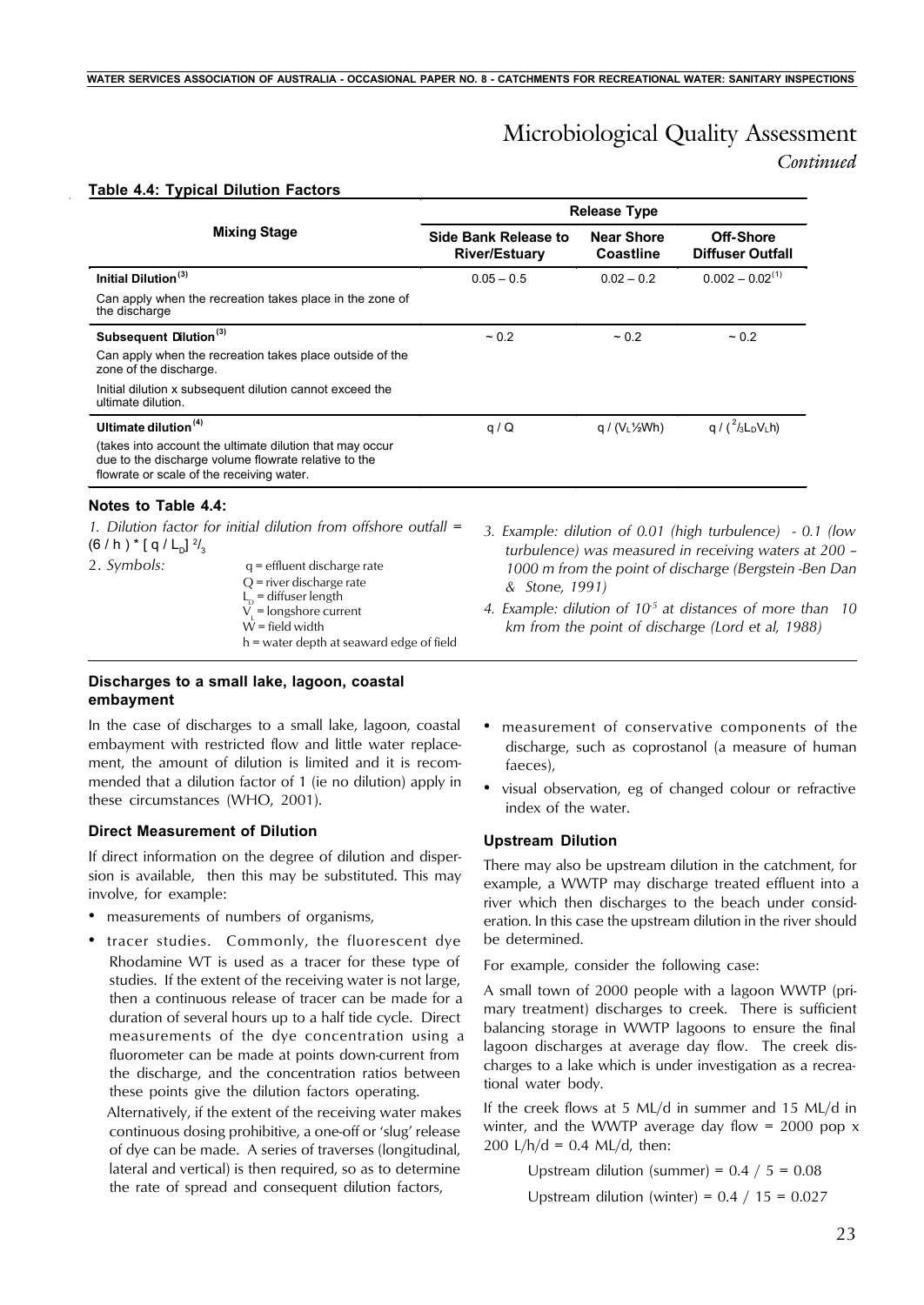# Microbiological Quality Assessment

*Continued*

**Table 4.4: Typical Dilution Factors**

| Mixing Stage | Release Type | | |
|---|---|---|---|
| | **Side Bank Release to River/Estuary** | **Near Shore Coastline** | **Off-Shore Diffuser Outfall** |
| **Initial Dilution[3]**<br>Can apply when the recreation takes place in the zone of the discharge | 0.05 – 0.5 | 0.02 – 0.2 | 0.002 – 0.02[1] |
| **Subsequent Dilution[3]**<br>Can apply when the recreation takes place outside of the zone of the discharge.<br>Initial dilution x subsequent dilution cannot exceed the ultimate dilution. | ~ 0.2 | ~ 0.2 | ~ 0.2 |
| **Ultimate dilution[4]**<br>(takes into account the ultimate dilution that may occur due to the discharge volume flowrate relative to the flowrate or scale of the receiving water. | $q / Q$ | $q / (V_L \frac{1}{2} W h)$ | $q / (\frac{2}{3} L_D V_L h)$ |

**Notes to Table 4.4:**

*1. Dilution factor for initial dilution from offshore outfall =* $(6 / h) * [q / L_D]^{2/3}$

2. *Symbols:*

- $q$ = effluent discharge rate
- $Q$ = river discharge rate
- $L_D$ = diffuser length
- $V_L$ = longshore current
- $W$ = field width
- $h$ = water depth at seaward edge of field

*3. Example: dilution of 0.01 (high turbulence) - 0.1 (low turbulence) was measured in receiving waters at 200 – 1000 m from the point of discharge (Bergstein -Ben Dan & Stone, 1991)*

*4. Example: dilution of $10^{-5}$ at distances of more than 10 km from the point of discharge (Lord et al, 1988)*

### Discharges to a small lake, lagoon, coastal embayment

In the case of discharges to a small lake, lagoon, coastal embayment with restricted flow and little water replacement, the amount of dilution is limited and it is recommended that a dilution factor of 1 (ie no dilution) apply in these circumstances (WHO, 2001).

### Direct Measurement of Dilution

If direct information on the degree of dilution and dispersion is available, then this may be substituted. This may involve, for example:

- measurements of numbers of organisms,
- tracer studies. Commonly, the fluorescent dye Rhodamine WT is used as a tracer for these type of studies. If the extent of the receiving water is not large, then a continuous release of tracer can be made for a duration of several hours up to a half tide cycle. Direct measurements of the dye concentration using a fluorometer can be made at points down-current from the discharge, and the concentration ratios between these points give the dilution factors operating.

  Alternatively, if the extent of the receiving water makes continuous dosing prohibitive, a one-off or 'slug' release of dye can be made. A series of traverses (longitudinal, lateral and vertical) is then required, so as to determine the rate of spread and consequent dilution factors,
- measurement of conservative components of the discharge, such as coprostanol (a measure of human faeces),
- visual observation, eg of changed colour or refractive index of the water.

### Upstream Dilution

There may also be upstream dilution in the catchment, for example, a WWTP may discharge treated effluent into a river which then discharges to the beach under consideration. In this case the upstream dilution in the river should be determined.

For example, consider the following case:

A small town of 2000 people with a lagoon WWTP (primary treatment) discharges to creek. There is sufficient balancing storage in WWTP lagoons to ensure the final lagoon discharges at average day flow. The creek discharges to a lake which is under investigation as a recreational water body.

If the creek flows at 5 ML/d in summer and 15 ML/d in winter, and the WWTP average day flow = 2000 pop x 200 L/h/d = 0.4 ML/d, then:

Upstream dilution (summer) = 0.4 / 5 = 0.08

Upstream dilution (winter) = 0.4 / 15 = 0.027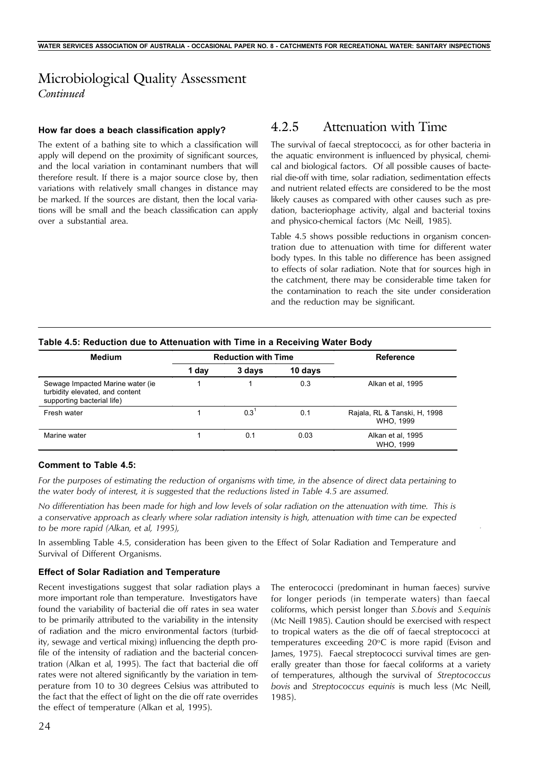# Microbiological Quality Assessment

*Continued*

### How far does a beach classification apply?

The extent of a bathing site to which a classification will apply will depend on the proximity of significant sources, and the local variation in contaminant numbers that will therefore result. If there is a major source close by, then variations with relatively small changes in distance may be marked. If the sources are distant, then the local variations will be small and the beach classification can apply over a substantial area.

## 4.2.5 Attenuation with Time

The survival of faecal streptococci, as for other bacteria in the aquatic environment is influenced by physical, chemical and biological factors. Of all possible causes of bacterial die-off with time, solar radiation, sedimentation effects and nutrient related effects are considered to be the most likely causes as compared with other causes such as predation, bacteriophage activity, algal and bacterial toxins and physico-chemical factors (Mc Neill, 1985).

Table 4.5 shows possible reductions in organism concentration due to attenuation with time for different water body types. In this table no difference has been assigned to effects of solar radiation. Note that for sources high in the catchment, there may be considerable time taken for the contamination to reach the site under consideration and the reduction may be significant.

**Table 4.5: Reduction due to Attenuation with Time in a Receiving Water Body**

| Medium | Reduction with Time | | | Reference |
|---|---|---|---|---|
| | 1 day | 3 days | 10 days | |
| Sewage Impacted Marine water (ie turbidity elevated, and content supporting bacterial life) | 1 | 1 | 0.3 | Alkan et al, 1995 |
| Fresh water | 1 | 0.3[1] | 0.1 | Rajala, RL & Tanski, H, 1998 WHO, 1999 |
| Marine water | 1 | 0.1 | 0.03 | Alkan et al, 1995 WHO, 1999 |

### Comment to Table 4.5:

*For the purposes of estimating the reduction of organisms with time, in the absence of direct data pertaining to the water body of interest, it is suggested that the reductions listed in Table 4.5 are assumed.*

*No differentiation has been made for high and low levels of solar radiation on the attenuation with time. This is a conservative approach as clearly where solar radiation intensity is high, attenuation with time can be expected to be more rapid (Alkan, et al, 1995),*

In assembling Table 4.5, consideration has been given to the Effect of Solar Radiation and Temperature and Survival of Different Organisms.

### Effect of Solar Radiation and Temperature

Recent investigations suggest that solar radiation plays a more important role than temperature. Investigators have found the variability of bacterial die off rates in sea water to be primarily attributed to the variability in the intensity of radiation and the micro environmental factors (turbidity, sewage and vertical mixing) influencing the depth profile of the intensity of radiation and the bacterial concentration (Alkan et al, 1995). The fact that bacterial die off rates were not altered significantly by the variation in temperature from 10 to 30 degrees Celsius was attributed to the fact that the effect of light on the die off rate overrides the effect of temperature (Alkan et al, 1995).

The enterococci (predominant in human faeces) survive for longer periods (in temperate waters) than faecal coliforms, which persist longer than *S.bovis* and *S.equinis* (Mc Neill 1985). Caution should be exercised with respect to tropical waters as the die off of faecal streptococci at temperatures exceeding 20°C is more rapid (Evison and James, 1975). Faecal streptococci survival times are generally greater than those for faecal coliforms at a variety of temperatures, although the survival of *Streptococcus bovis* and *Streptococcus equinis* is much less (Mc Neill, 1985).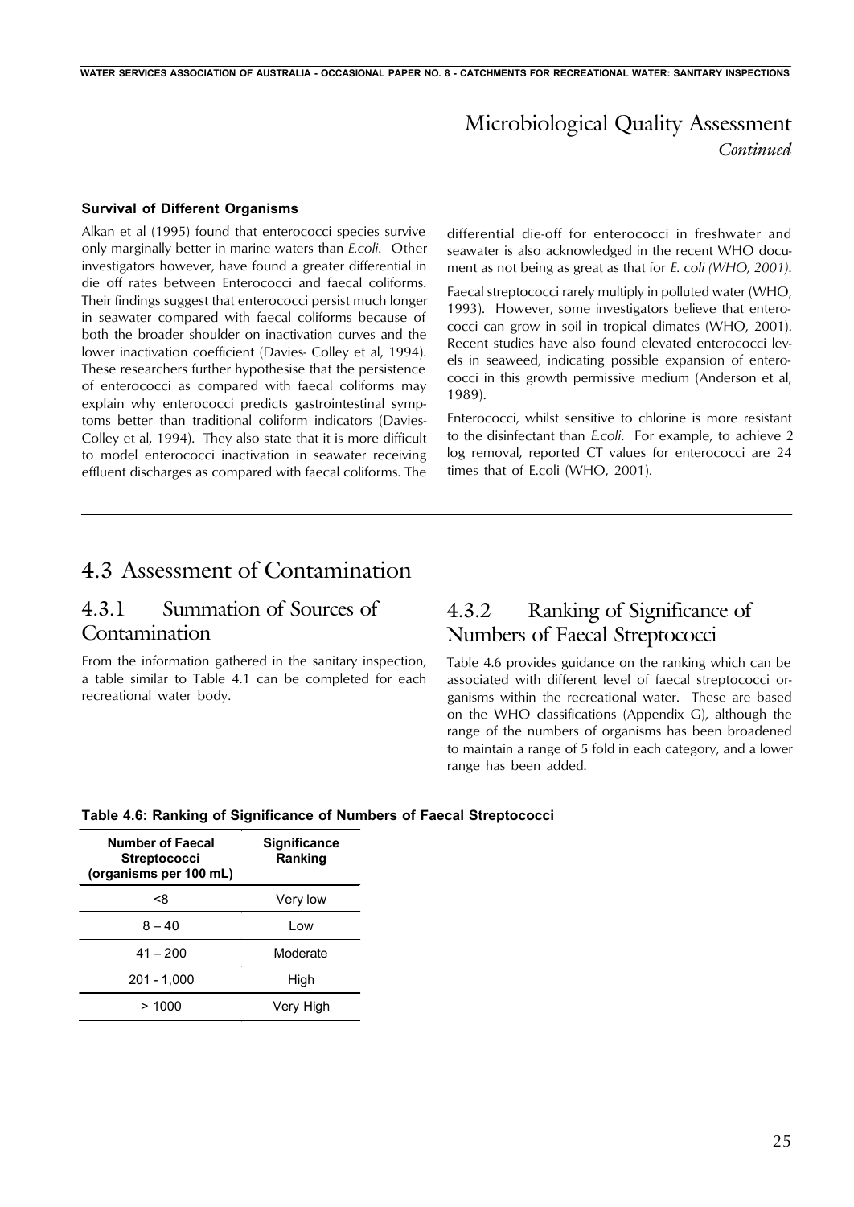# Microbiological Quality Assessment

*Continued*

**Survival of Different Organisms**

Alkan et al (1995) found that enterococci species survive only marginally better in marine waters than *E.coli*. Other investigators however, have found a greater differential in die off rates between Enterococci and faecal coliforms. Their findings suggest that enterococci persist much longer in seawater compared with faecal coliforms because of both the broader shoulder on inactivation curves and the lower inactivation coefficient (Davies- Colley et al, 1994). These researchers further hypothesise that the persistence of enterococci as compared with faecal coliforms may explain why enterococci predicts gastrointestinal symptoms better than traditional coliform indicators (Davies-Colley et al, 1994). They also state that it is more difficult to model enterococci inactivation in seawater receiving effluent discharges as compared with faecal coliforms. The differential die-off for enterococci in freshwater and seawater is also acknowledged in the recent WHO document as not being as great as that for *E. coli (WHO, 2001).*

Faecal streptococci rarely multiply in polluted water (WHO, 1993). However, some investigators believe that enterococci can grow in soil in tropical climates (WHO, 2001). Recent studies have also found elevated enterococci levels in seaweed, indicating possible expansion of enterococci in this growth permissive medium (Anderson et al, 1989).

Enterococci, whilst sensitive to chlorine is more resistant to the disinfectant than *E.coli*. For example, to achieve 2 log removal, reported CT values for enterococci are 24 times that of E.coli (WHO, 2001).

## 4.3 Assessment of Contamination

### 4.3.1 Summation of Sources of Contamination

From the information gathered in the sanitary inspection, a table similar to Table 4.1 can be completed for each recreational water body.

### 4.3.2 Ranking of Significance of Numbers of Faecal Streptococci

Table 4.6 provides guidance on the ranking which can be associated with different level of faecal streptococci organisms within the recreational water. These are based on the WHO classifications (Appendix G), although the range of the numbers of organisms has been broadened to maintain a range of 5 fold in each category, and a lower range has been added.

**Table 4.6: Ranking of Significance of Numbers of Faecal Streptococci**

| Number of Faecal Streptococci (organisms per 100 mL) | Significance Ranking |
|---|---|
| <8 | Very low |
| 8 – 40 | Low |
| 41 – 200 | Moderate |
| 201 - 1,000 | High |
| > 1000 | Very High |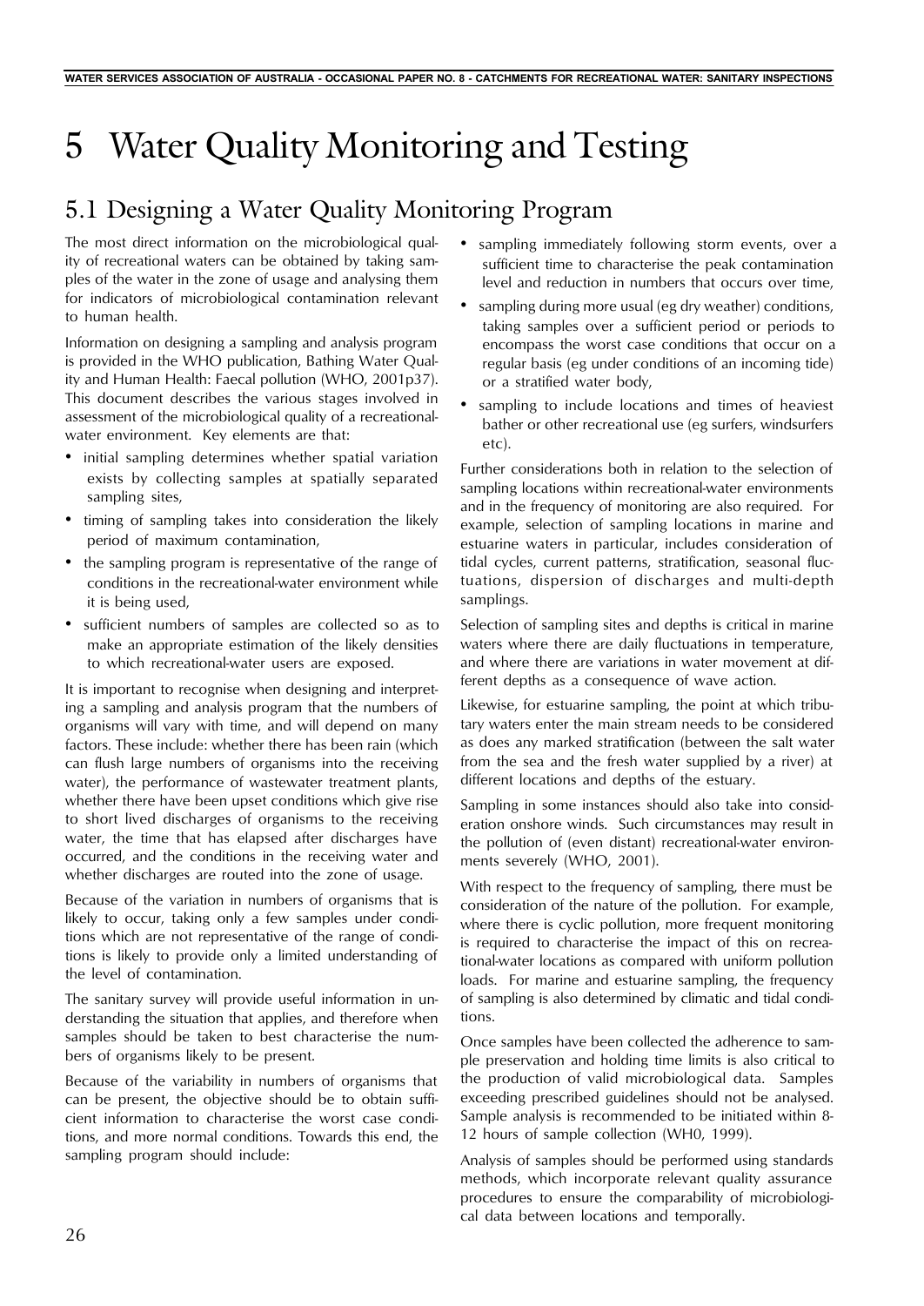# 5 Water Quality Monitoring and Testing

## 5.1 Designing a Water Quality Monitoring Program

The most direct information on the microbiological quality of recreational waters can be obtained by taking samples of the water in the zone of usage and analysing them for indicators of microbiological contamination relevant to human health.

Information on designing a sampling and analysis program is provided in the WHO publication, Bathing Water Quality and Human Health: Faecal pollution (WHO, 2001p37). This document describes the various stages involved in assessment of the microbiological quality of a recreational-water environment. Key elements are that:

- initial sampling determines whether spatial variation exists by collecting samples at spatially separated sampling sites,
- timing of sampling takes into consideration the likely period of maximum contamination,
- the sampling program is representative of the range of conditions in the recreational-water environment while it is being used,
- sufficient numbers of samples are collected so as to make an appropriate estimation of the likely densities to which recreational-water users are exposed.

It is important to recognise when designing and interpreting a sampling and analysis program that the numbers of organisms will vary with time, and will depend on many factors. These include: whether there has been rain (which can flush large numbers of organisms into the receiving water), the performance of wastewater treatment plants, whether there have been upset conditions which give rise to short lived discharges of organisms to the receiving water, the time that has elapsed after discharges have occurred, and the conditions in the receiving water and whether discharges are routed into the zone of usage.

Because of the variation in numbers of organisms that is likely to occur, taking only a few samples under conditions which are not representative of the range of conditions is likely to provide only a limited understanding of the level of contamination.

The sanitary survey will provide useful information in understanding the situation that applies, and therefore when samples should be taken to best characterise the numbers of organisms likely to be present.

Because of the variability in numbers of organisms that can be present, the objective should be to obtain sufficient information to characterise the worst case conditions, and more normal conditions. Towards this end, the sampling program should include:

- sampling immediately following storm events, over a sufficient time to characterise the peak contamination level and reduction in numbers that occurs over time,
- sampling during more usual (eg dry weather) conditions, taking samples over a sufficient period or periods to encompass the worst case conditions that occur on a regular basis (eg under conditions of an incoming tide) or a stratified water body,
- sampling to include locations and times of heaviest bather or other recreational use (eg surfers, windsurfers etc).

Further considerations both in relation to the selection of sampling locations within recreational-water environments and in the frequency of monitoring are also required. For example, selection of sampling locations in marine and estuarine waters in particular, includes consideration of tidal cycles, current patterns, stratification, seasonal fluctuations, dispersion of discharges and multi-depth samplings.

Selection of sampling sites and depths is critical in marine waters where there are daily fluctuations in temperature, and where there are variations in water movement at different depths as a consequence of wave action.

Likewise, for estuarine sampling, the point at which tributary waters enter the main stream needs to be considered as does any marked stratification (between the salt water from the sea and the fresh water supplied by a river) at different locations and depths of the estuary.

Sampling in some instances should also take into consideration onshore winds. Such circumstances may result in the pollution of (even distant) recreational-water environments severely (WHO, 2001).

With respect to the frequency of sampling, there must be consideration of the nature of the pollution. For example, where there is cyclic pollution, more frequent monitoring is required to characterise the impact of this on recreational-water locations as compared with uniform pollution loads. For marine and estuarine sampling, the frequency of sampling is also determined by climatic and tidal conditions.

Once samples have been collected the adherence to sample preservation and holding time limits is also critical to the production of valid microbiological data. Samples exceeding prescribed guidelines should not be analysed. Sample analysis is recommended to be initiated within 8-12 hours of sample collection (WH0, 1999).

Analysis of samples should be performed using standards methods, which incorporate relevant quality assurance procedures to ensure the comparability of microbiological data between locations and temporally.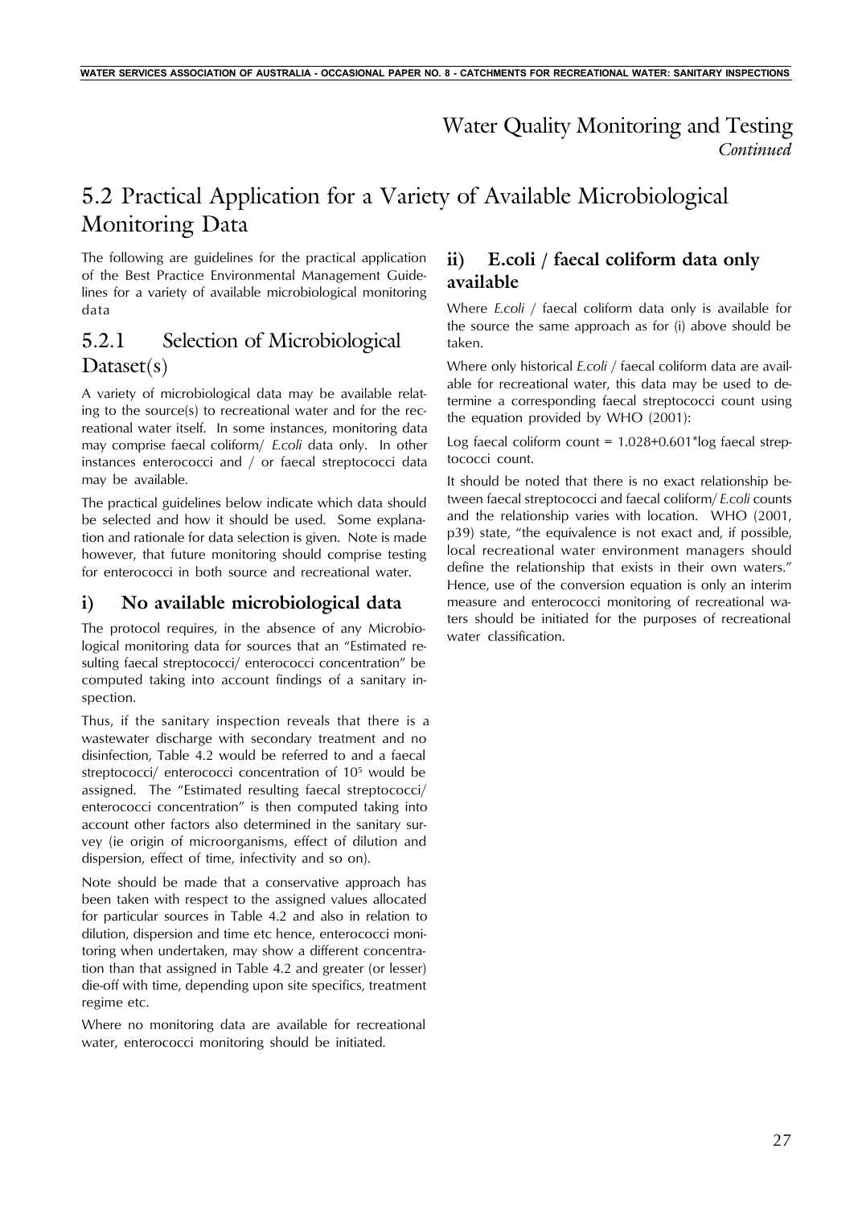# Water Quality Monitoring and Testing
*Continued*

## 5.2 Practical Application for a Variety of Available Microbiological Monitoring Data

The following are guidelines for the practical application of the Best Practice Environmental Management Guidelines for a variety of available microbiological monitoring data

### 5.2.1 Selection of Microbiological Dataset(s)

A variety of microbiological data may be available relating to the source(s) to recreational water and for the recreational water itself. In some instances, monitoring data may comprise faecal coliform/ *E.coli* data only. In other instances enterococci and / or faecal streptococci data may be available.

The practical guidelines below indicate which data should be selected and how it should be used. Some explanation and rationale for data selection is given. Note is made however, that future monitoring should comprise testing for enterococci in both source and recreational water.

#### i) No available microbiological data

The protocol requires, in the absence of any Microbiological monitoring data for sources that an "Estimated resulting faecal streptococci/ enterococci concentration" be computed taking into account findings of a sanitary inspection.

Thus, if the sanitary inspection reveals that there is a wastewater discharge with secondary treatment and no disinfection, Table 4.2 would be referred to and a faecal streptococci/ enterococci concentration of $10^5$ would be assigned. The "Estimated resulting faecal streptococci/ enterococci concentration" is then computed taking into account other factors also determined in the sanitary survey (ie origin of microorganisms, effect of dilution and dispersion, effect of time, infectivity and so on).

Note should be made that a conservative approach has been taken with respect to the assigned values allocated for particular sources in Table 4.2 and also in relation to dilution, dispersion and time etc hence, enterococci monitoring when undertaken, may show a different concentration than that assigned in Table 4.2 and greater (or lesser) die-off with time, depending upon site specifics, treatment regime etc.

Where no monitoring data are available for recreational water, enterococci monitoring should be initiated.

#### ii) E.coli / faecal coliform data only available

Where *E.coli* / faecal coliform data only is available for the source the same approach as for (i) above should be taken.

Where only historical *E.coli* / faecal coliform data are available for recreational water, this data may be used to determine a corresponding faecal streptococci count using the equation provided by WHO (2001):

Log faecal coliform count = 1.028+0.601*log faecal streptococci count.

It should be noted that there is no exact relationship between faecal streptococci and faecal coliform/ *E.coli* counts and the relationship varies with location. WHO (2001, p39) state, "the equivalence is not exact and, if possible, local recreational water environment managers should define the relationship that exists in their own waters." Hence, use of the conversion equation is only an interim measure and enterococci monitoring of recreational waters should be initiated for the purposes of recreational water classification.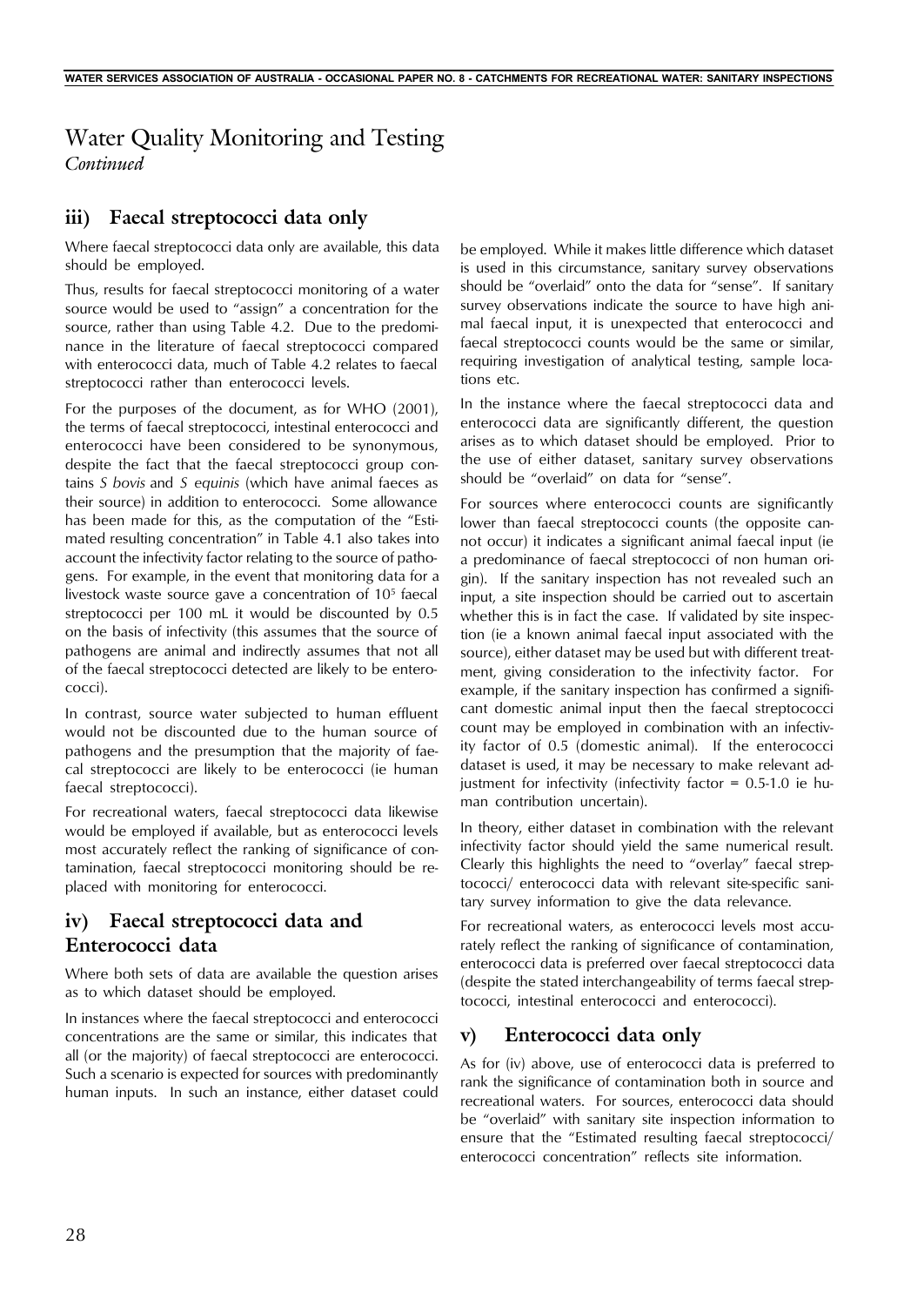# Water Quality Monitoring and Testing

*Continued*

## iii) Faecal streptococci data only

Where faecal streptococci data only are available, this data should be employed.

Thus, results for faecal streptococci monitoring of a water source would be used to "assign" a concentration for the source, rather than using Table 4.2. Due to the predominance in the literature of faecal streptococci compared with enterococci data, much of Table 4.2 relates to faecal streptococci rather than enterococci levels.

For the purposes of the document, as for WHO (2001), the terms of faecal streptococci, intestinal enterococci and enterococci have been considered to be synonymous, despite the fact that the faecal streptococci group contains *S bovis* and *S equinis* (which have animal faeces as their source) in addition to enterococci. Some allowance has been made for this, as the computation of the "Estimated resulting concentration" in Table 4.1 also takes into account the infectivity factor relating to the source of pathogens. For example, in the event that monitoring data for a livestock waste source gave a concentration of $10^5$ faecal streptococci per 100 mL it would be discounted by 0.5 on the basis of infectivity (this assumes that the source of pathogens are animal and indirectly assumes that not all of the faecal streptococci detected are likely to be enterococci).

In contrast, source water subjected to human effluent would not be discounted due to the human source of pathogens and the presumption that the majority of faecal streptococci are likely to be enterococci (ie human faecal streptococci).

For recreational waters, faecal streptococci data likewise would be employed if available, but as enterococci levels most accurately reflect the ranking of significance of contamination, faecal streptococci monitoring should be replaced with monitoring for enterococci.

## iv) Faecal streptococci data and Enterococci data

Where both sets of data are available the question arises as to which dataset should be employed.

In instances where the faecal streptococci and enterococci concentrations are the same or similar, this indicates that all (or the majority) of faecal streptococci are enterococci. Such a scenario is expected for sources with predominantly human inputs. In such an instance, either dataset could be employed. While it makes little difference which dataset is used in this circumstance, sanitary survey observations should be "overlaid" onto the data for "sense". If sanitary survey observations indicate the source to have high animal faecal input, it is unexpected that enterococci and faecal streptococci counts would be the same or similar, requiring investigation of analytical testing, sample locations etc.

In the instance where the faecal streptococci data and enterococci data are significantly different, the question arises as to which dataset should be employed. Prior to the use of either dataset, sanitary survey observations should be "overlaid" on data for "sense".

For sources where enterococci counts are significantly lower than faecal streptococci counts (the opposite cannot occur) it indicates a significant animal faecal input (ie a predominance of faecal streptococci of non human origin). If the sanitary inspection has not revealed such an input, a site inspection should be carried out to ascertain whether this is in fact the case. If validated by site inspection (ie a known animal faecal input associated with the source), either dataset may be used but with different treatment, giving consideration to the infectivity factor. For example, if the sanitary inspection has confirmed a significant domestic animal input then the faecal streptococci count may be employed in combination with an infectivity factor of 0.5 (domestic animal). If the enterococci dataset is used, it may be necessary to make relevant adjustment for infectivity (infectivity factor = 0.5-1.0 ie human contribution uncertain).

In theory, either dataset in combination with the relevant infectivity factor should yield the same numerical result. Clearly this highlights the need to "overlay" faecal streptococci/ enterococci data with relevant site-specific sanitary survey information to give the data relevance.

For recreational waters, as enterococci levels most accurately reflect the ranking of significance of contamination, enterococci data is preferred over faecal streptococci data (despite the stated interchangeability of terms faecal streptococci, intestinal enterococci and enterococci).

## v) Enterococci data only

As for (iv) above, use of enterococci data is preferred to rank the significance of contamination both in source and recreational waters. For sources, enterococci data should be "overlaid" with sanitary site inspection information to ensure that the "Estimated resulting faecal streptococci/ enterococci concentration" reflects site information.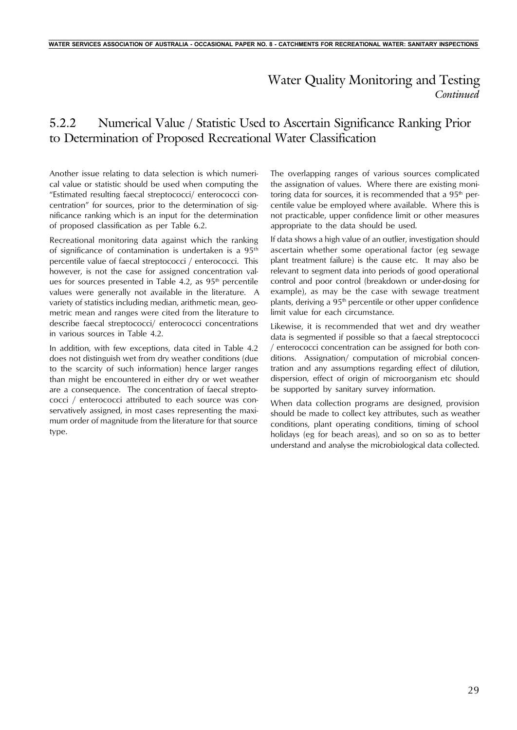# Water Quality Monitoring and Testing

*Continued*

## 5.2.2 Numerical Value / Statistic Used to Ascertain Significance Ranking Prior to Determination of Proposed Recreational Water Classification

Another issue relating to data selection is which numerical value or statistic should be used when computing the "Estimated resulting faecal streptococci/ enterococci concentration" for sources, prior to the determination of significance ranking which is an input for the determination of proposed classification as per Table 6.2.

Recreational monitoring data against which the ranking of significance of contamination is undertaken is a 95$^{th}$ percentile value of faecal streptococci / enterococci. This however, is not the case for assigned concentration values for sources presented in Table 4.2, as 95$^{th}$ percentile values were generally not available in the literature. A variety of statistics including median, arithmetic mean, geometric mean and ranges were cited from the literature to describe faecal streptococci/ enterococci concentrations in various sources in Table 4.2.

In addition, with few exceptions, data cited in Table 4.2 does not distinguish wet from dry weather conditions (due to the scarcity of such information) hence larger ranges than might be encountered in either dry or wet weather are a consequence. The concentration of faecal streptococci / enterococci attributed to each source was conservatively assigned, in most cases representing the maximum order of magnitude from the literature for that source type.

The overlapping ranges of various sources complicated the assignation of values. Where there are existing monitoring data for sources, it is recommended that a 95$^{th}$ percentile value be employed where available. Where this is not practicable, upper confidence limit or other measures appropriate to the data should be used.

If data shows a high value of an outlier, investigation should ascertain whether some operational factor (eg sewage plant treatment failure) is the cause etc. It may also be relevant to segment data into periods of good operational control and poor control (breakdown or under-dosing for example), as may be the case with sewage treatment plants, deriving a 95$^{th}$ percentile or other upper confidence limit value for each circumstance.

Likewise, it is recommended that wet and dry weather data is segmented if possible so that a faecal streptococci / enterococci concentration can be assigned for both conditions. Assignation/ computation of microbial concentration and any assumptions regarding effect of dilution, dispersion, effect of origin of microorganism etc should be supported by sanitary survey information.

When data collection programs are designed, provision should be made to collect key attributes, such as weather conditions, plant operating conditions, timing of school holidays (eg for beach areas), and so on so as to better understand and analyse the microbiological data collected.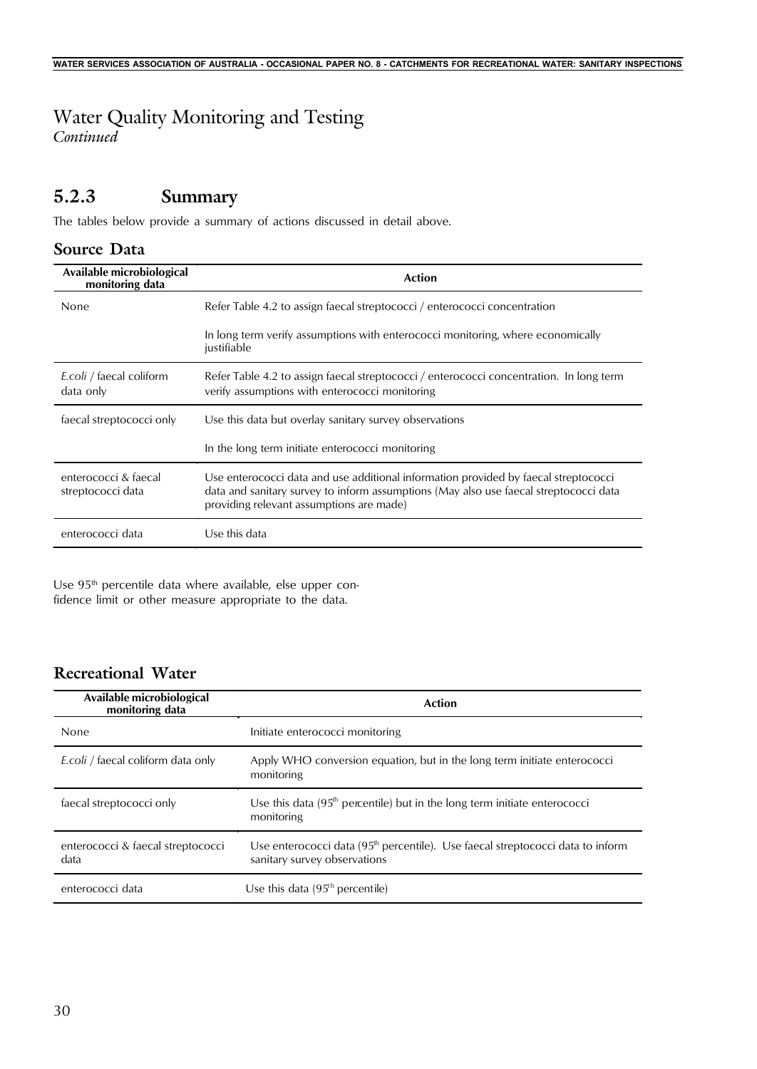# Water Quality Monitoring and Testing

*Continued*

## 5.2.3 Summary

The tables below provide a summary of actions discussed in detail above.

### Source Data

| Available microbiological monitoring data | Action |
|---|---|
| None | Refer Table 4.2 to assign faecal streptococci / enterococci concentration<br><br>In long term verify assumptions with enterococci monitoring, where economically justifiable |
| *E.coli* / faecal coliform data only | Refer Table 4.2 to assign faecal streptococci / enterococci concentration. In long term verify assumptions with enterococci monitoring |
| faecal streptococci only | Use this data but overlay sanitary survey observations<br><br>In the long term initiate enterococci monitoring |
| enterococci & faecal streptococci data | Use enterococci data and use additional information provided by faecal streptococci data and sanitary survey to inform assumptions (May also use faecal streptococci data providing relevant assumptions are made) |
| enterococci data | Use this data |

Use 95th percentile data where available, else upper confidence limit or other measure appropriate to the data.

### Recreational Water

| Available microbiological monitoring data | Action |
|---|---|
| None | Initiate enterococci monitoring |
| *E.coli* / faecal coliform data only | Apply WHO conversion equation, but in the long term initiate enterococci monitoring |
| faecal streptococci only | Use this data (95th percentile) but in the long term initiate enterococci monitoring |
| enterococci & faecal streptococci data | Use enterococci data (95th percentile). Use faecal streptococci data to inform sanitary survey observations |
| enterococci data | Use this data (95th percentile) |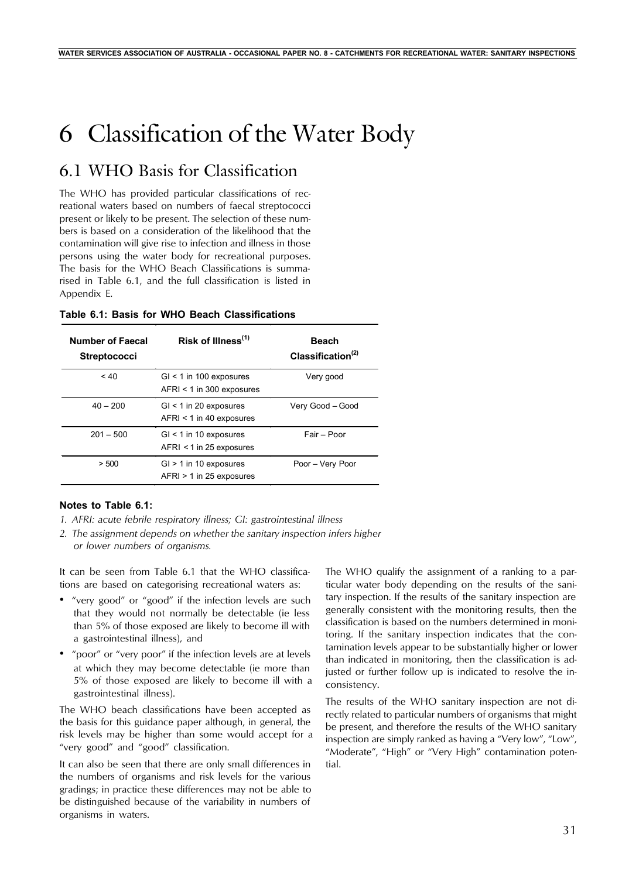# 6 Classification of the Water Body

## 6.1 WHO Basis for Classification

The WHO has provided particular classifications of recreational waters based on numbers of faecal streptococci present or likely to be present. The selection of these numbers is based on a consideration of the likelihood that the contamination will give rise to infection and illness in those persons using the water body for recreational purposes. The basis for the WHO Beach Classifications is summarised in Table 6.1, and the full classification is listed in Appendix E.

**Table 6.1: Basis for WHO Beach Classifications**

| Number of Faecal Streptococci | Risk of Illness[(1)] | Beach Classification[(2)] |
|---|---|---|
| < 40 | GI < 1 in 100 exposures<br>AFRI < 1 in 300 exposures | Very good |
| 40 – 200 | GI < 1 in 20 exposures<br>AFRI < 1 in 40 exposures | Very Good – Good |
| 201 – 500 | GI < 1 in 10 exposures<br>AFRI < 1 in 25 exposures | Fair – Poor |
| > 500 | GI > 1 in 10 exposures<br>AFRI > 1 in 25 exposures | Poor – Very Poor |

**Notes to Table 6.1:**

1. *AFRI: acute febrile respiratory illness; GI: gastrointestinal illness*
2. *The assignment depends on whether the sanitary inspection infers higher or lower numbers of organisms.*

It can be seen from Table 6.1 that the WHO classifications are based on categorising recreational waters as:

- "very good" or "good" if the infection levels are such that they would not normally be detectable (ie less than 5% of those exposed are likely to become ill with a gastrointestinal illness), and
- "poor" or "very poor" if the infection levels are at levels at which they may become detectable (ie more than 5% of those exposed are likely to become ill with a gastrointestinal illness).

The WHO beach classifications have been accepted as the basis for this guidance paper although, in general, the risk levels may be higher than some would accept for a "very good" and "good" classification.

It can also be seen that there are only small differences in the numbers of organisms and risk levels for the various gradings; in practice these differences may not be able to be distinguished because of the variability in numbers of organisms in waters.

The WHO qualify the assignment of a ranking to a particular water body depending on the results of the sanitary inspection. If the results of the sanitary inspection are generally consistent with the monitoring results, then the classification is based on the numbers determined in monitoring. If the sanitary inspection indicates that the contamination levels appear to be substantially higher or lower than indicated in monitoring, then the classification is adjusted or further follow up is indicated to resolve the inconsistency.

The results of the WHO sanitary inspection are not directly related to particular numbers of organisms that might be present, and therefore the results of the WHO sanitary inspection are simply ranked as having a "Very low", "Low", "Moderate", "High" or "Very High" contamination potential.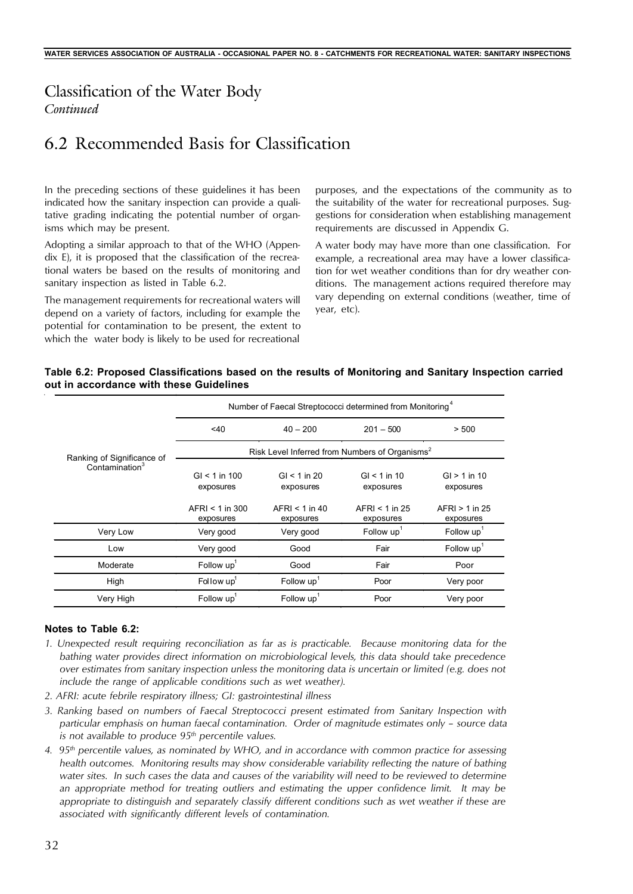# Classification of the Water Body
*Continued*

## 6.2 Recommended Basis for Classification

In the preceding sections of these guidelines it has been indicated how the sanitary inspection can provide a qualitative grading indicating the potential number of organisms which may be present.

Adopting a similar approach to that of the WHO (Appendix E), it is proposed that the classification of the recreational waters be based on the results of monitoring and sanitary inspection as listed in Table 6.2.

The management requirements for recreational waters will depend on a variety of factors, including for example the potential for contamination to be present, the extent to which the water body is likely to be used for recreational purposes, and the expectations of the community as to the suitability of the water for recreational purposes. Suggestions for consideration when establishing management requirements are discussed in Appendix G.

A water body may have more than one classification. For example, a recreational area may have a lower classification for wet weather conditions than for dry weather conditions. The management actions required therefore may vary depending on external conditions (weather, time of year, etc).

**Table 6.2: Proposed Classifications based on the results of Monitoring and Sanitary Inspection carried out in accordance with these Guidelines**

| Ranking of Significance of Contamination[3] | Number of Faecal Streptococci determined from Monitoring[4] | | | |
|---|---|---|---|---|
| | <40 | 40 – 200 | 201 – 500 | > 500 |
| | Risk Level Inferred from Numbers of Organisms[2] | | | |
| | GI < 1 in 100 exposures<br>AFRI < 1 in 300 exposures | GI < 1 in 20 exposures<br>AFRI < 1 in 40 exposures | GI < 1 in 10 exposures<br>AFRI < 1 in 25 exposures | GI > 1 in 10 exposures<br>AFRI > 1 in 25 exposures |
| Very Low | Very good | Very good | Follow up[1] | Follow up[1] |
| Low | Very good | Good | Fair | Follow up[1] |
| Moderate | Follow up[1] | Good | Fair | Poor |
| High | Follow up[1] | Follow up[1] | Poor | Very poor |
| Very High | Follow up[1] | Follow up[1] | Poor | Very poor |

**Notes to Table 6.2:**

1. *Unexpected result requiring reconciliation as far as is practicable. Because monitoring data for the bathing water provides direct information on microbiological levels, this data should take precedence over estimates from sanitary inspection unless the monitoring data is uncertain or limited (e.g. does not include the range of applicable conditions such as wet weather).*
2. *AFRI: acute febrile respiratory illness; GI: gastrointestinal illness*
3. *Ranking based on numbers of Faecal Streptococci present estimated from Sanitary Inspection with particular emphasis on human faecal contamination. Order of magnitude estimates only – source data is not available to produce 95th percentile values.*
4. *95th percentile values, as nominated by WHO, and in accordance with common practice for assessing health outcomes. Monitoring results may show considerable variability reflecting the nature of bathing water sites. In such cases the data and causes of the variability will need to be reviewed to determine an appropriate method for treating outliers and estimating the upper confidence limit. It may be appropriate to distinguish and separately classify different conditions such as wet weather if these are associated with significantly different levels of contamination.*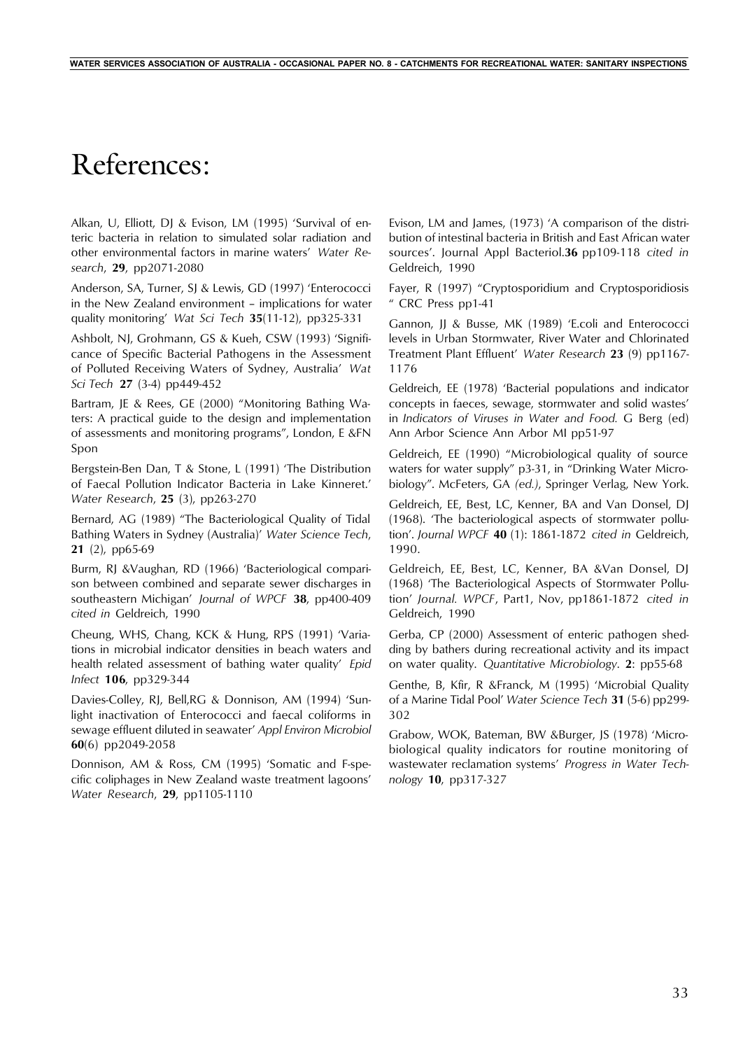# References:

Alkan, U, Elliott, DJ & Evison, LM (1995) 'Survival of enteric bacteria in relation to simulated solar radiation and other environmental factors in marine waters' *Water Research*, **29**, pp2071-2080

Anderson, SA, Turner, SJ & Lewis, GD (1997) 'Enterococci in the New Zealand environment – implications for water quality monitoring' *Wat Sci Tech* **35**(11-12), pp325-331

Ashbolt, NJ, Grohmann, GS & Kueh, CSW (1993) 'Significance of Specific Bacterial Pathogens in the Assessment of Polluted Receiving Waters of Sydney, Australia' *Wat Sci Tech* **27** (3-4) pp449-452

Bartram, JE & Rees, GE (2000) "Monitoring Bathing Waters: A practical guide to the design and implementation of assessments and monitoring programs", London, E &FN Spon

Bergstein-Ben Dan, T & Stone, L (1991) 'The Distribution of Faecal Pollution Indicator Bacteria in Lake Kinneret.' *Water Research*, **25** (3), pp263-270

Bernard, AG (1989) "The Bacteriological Quality of Tidal Bathing Waters in Sydney (Australia)' *Water Science Tech*, **21** (2), pp65-69

Burm, RJ &Vaughan, RD (1966) 'Bacteriological comparison between combined and separate sewer discharges in southeastern Michigan' *Journal of WPCF* **38**, pp400-409 *cited in* Geldreich, 1990

Cheung, WHS, Chang, KCK & Hung, RPS (1991) 'Variations in microbial indicator densities in beach waters and health related assessment of bathing water quality' *Epid Infect* **106**, pp329-344

Davies-Colley, RJ, Bell,RG & Donnison, AM (1994) 'Sunlight inactivation of Enterococci and faecal coliforms in sewage effluent diluted in seawater' *Appl Environ Microbiol* **60**(6) pp2049-2058

Donnison, AM & Ross, CM (1995) 'Somatic and F-specific coliphages in New Zealand waste treatment lagoons' *Water Research*, **29**, pp1105-1110

Evison, LM and James, (1973) 'A comparison of the distribution of intestinal bacteria in British and East African water sources'. Journal Appl Bacteriol.**36** pp109-118 *cited in* Geldreich, 1990

Fayer, R (1997) "Cryptosporidium and Cryptosporidiosis " CRC Press pp1-41

Gannon, JJ & Busse, MK (1989) 'E.coli and Enterococci levels in Urban Stormwater, River Water and Chlorinated Treatment Plant Effluent' *Water Research* **23** (9) pp1167-1176

Geldreich, EE (1978) 'Bacterial populations and indicator concepts in faeces, sewage, stormwater and solid wastes' in *Indicators of Viruses in Water and Food.* G Berg (ed) Ann Arbor Science Ann Arbor MI pp51-97

Geldreich, EE (1990) "Microbiological quality of source waters for water supply" p3-31, in "Drinking Water Microbiology". McFeters, GA *(ed.)*, Springer Verlag, New York.

Geldreich, EE, Best, LC, Kenner, BA and Van Donsel, DJ (1968). 'The bacteriological aspects of stormwater pollution'. *Journal WPCF* **40** (1): 1861-1872 *cited in* Geldreich, 1990.

Geldreich, EE, Best, LC, Kenner, BA &Van Donsel, DJ (1968) 'The Bacteriological Aspects of Stormwater Pollution' *Journal. WPCF*, Part1, Nov, pp1861-1872 *cited in* Geldreich, 1990

Gerba, CP (2000) Assessment of enteric pathogen shedding by bathers during recreational activity and its impact on water quality. *Quantitative Microbiology*. **2**: pp55-68

Genthe, B, Kfir, R &Franck, M (1995) 'Microbial Quality of a Marine Tidal Pool' *Water Science Tech* **31** (5-6) pp299-302

Grabow, WOK, Bateman, BW &Burger, JS (1978) 'Microbiological quality indicators for routine monitoring of wastewater reclamation systems' *Progress in Water Technology* **10**, pp317-327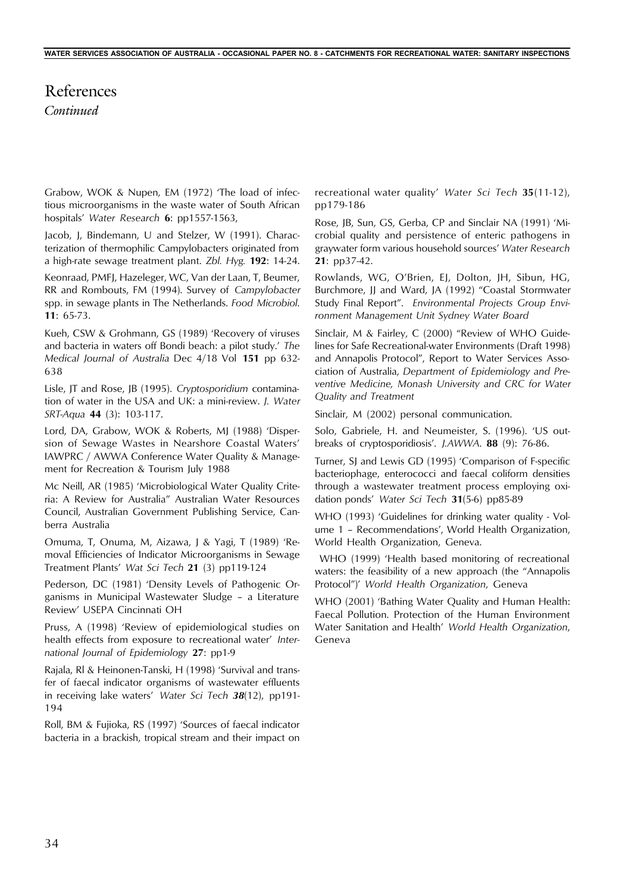# References

*Continued*

Grabow, WOK & Nupen, EM (1972) 'The load of infectious microorganisms in the waste water of South African hospitals' *Water Research* **6**: pp1557-1563,

Jacob, J, Bindemann, U and Stelzer, W (1991). Characterization of thermophilic Campylobacters originated from a high-rate sewage treatment plant. *Zbl. Hyg.* **192**: 14-24.

Keonraad, PMFJ, Hazeleger, WC, Van der Laan, T, Beumer, RR and Rombouts, FM (1994). Survey of *Campylobacter* spp. in sewage plants in The Netherlands. *Food Microbiol.* **11**: 65-73.

Kueh, CSW & Grohmann, GS (1989) 'Recovery of viruses and bacteria in waters off Bondi beach: a pilot study.' *The Medical Journal of Australia* Dec 4/18 Vol **151** pp 632-638

Lisle, JT and Rose, JB (1995). *Cryptosporidium* contamination of water in the USA and UK: a mini-review. *J. Water SRT-Aqua* **44** (3): 103-117.

Lord, DA, Grabow, WOK & Roberts, MJ (1988) 'Dispersion of Sewage Wastes in Nearshore Coastal Waters' IAWPRC / AWWA Conference Water Quality & Management for Recreation & Tourism July 1988

Mc Neill, AR (1985) 'Microbiological Water Quality Criteria: A Review for Australia" Australian Water Resources Council, Australian Government Publishing Service, Canberra Australia

Omuma, T, Onuma, M, Aizawa, J & Yagi, T (1989) 'Removal Efficiencies of Indicator Microorganisms in Sewage Treatment Plants' *Wat Sci Tech* **21** (3) pp119-124

Pederson, DC (1981) 'Density Levels of Pathogenic Organisms in Municipal Wastewater Sludge – a Literature Review' USEPA Cincinnati OH

Pruss, A (1998) 'Review of epidemiological studies on health effects from exposure to recreational water' *International Journal of Epidemiology* **27**: pp1-9

Rajala, Rl & Heinonen-Tanski, H (1998) 'Survival and transfer of faecal indicator organisms of wastewater effluents in receiving lake waters' *Water Sci Tech* ***38***(12), pp191-194

Roll, BM & Fujioka, RS (1997) 'Sources of faecal indicator bacteria in a brackish, tropical stream and their impact on recreational water quality' *Water Sci Tech* **35**(11-12), pp179-186

Rose, JB, Sun, GS, Gerba, CP and Sinclair NA (1991) 'Microbial quality and persistence of enteric pathogens in graywater form various household sources' *Water Research* **21**: pp37-42.

Rowlands, WG, O'Brien, EJ, Dolton, JH, Sibun, HG, Burchmore, JJ and Ward, JA (1992) "Coastal Stormwater Study Final Report". *Environmental Projects Group Environment Management Unit Sydney Water Board*

Sinclair, M & Fairley, C (2000) "Review of WHO Guidelines for Safe Recreational-water Environments (Draft 1998) and Annapolis Protocol", Report to Water Services Association of Australia, *Department of Epidemiology and Preventive Medicine, Monash University and CRC for Water Quality and Treatment*

Sinclair, M (2002) personal communication.

Solo, Gabriele, H. and Neumeister, S. (1996). 'US outbreaks of cryptosporidiosis'. *J.AWWA.* **88** (9): 76-86.

Turner, SJ and Lewis GD (1995) 'Comparison of F-specific bacteriophage, enterococci and faecal coliform densities through a wastewater treatment process employing oxidation ponds' *Water Sci Tech* **31**(5-6) pp85-89

WHO (1993) 'Guidelines for drinking water quality - Volume 1 – Recommendations', World Health Organization, World Health Organization, Geneva.

WHO (1999) 'Health based monitoring of recreational waters: the feasibility of a new approach (the "Annapolis Protocol")' *World Health Organization*, Geneva

WHO (2001) 'Bathing Water Quality and Human Health: Faecal Pollution. Protection of the Human Environment Water Sanitation and Health' *World Health Organization*, Geneva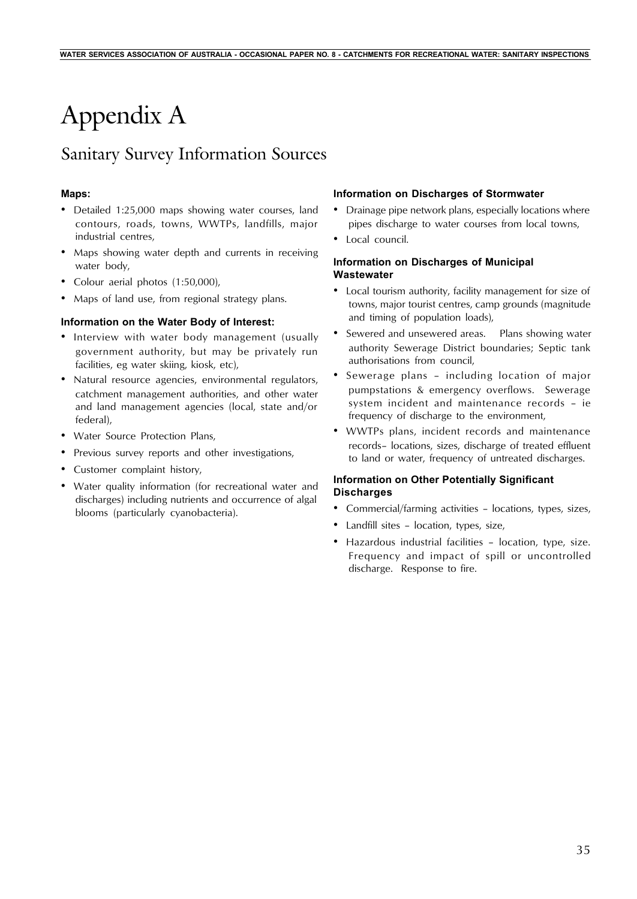# Appendix A

## Sanitary Survey Information Sources

#### Maps:

- Detailed 1:25,000 maps showing water courses, land contours, roads, towns, WWTPs, landfills, major industrial centres,
- Maps showing water depth and currents in receiving water body,
- Colour aerial photos (1:50,000),
- Maps of land use, from regional strategy plans.

#### Information on the Water Body of Interest:

- Interview with water body management (usually government authority, but may be privately run facilities, eg water skiing, kiosk, etc),
- Natural resource agencies, environmental regulators, catchment management authorities, and other water and land management agencies (local, state and/or federal),
- Water Source Protection Plans,
- Previous survey reports and other investigations,
- Customer complaint history,
- Water quality information (for recreational water and discharges) including nutrients and occurrence of algal blooms (particularly cyanobacteria).

#### Information on Discharges of Stormwater

- Drainage pipe network plans, especially locations where pipes discharge to water courses from local towns,
- Local council.

#### Information on Discharges of Municipal Wastewater

- Local tourism authority, facility management for size of towns, major tourist centres, camp grounds (magnitude and timing of population loads),
- Sewered and unsewered areas. Plans showing water authority Sewerage District boundaries; Septic tank authorisations from council,
- Sewerage plans – including location of major pumpstations & emergency overflows. Sewerage system incident and maintenance records – ie frequency of discharge to the environment,
- WWTPs plans, incident records and maintenance records– locations, sizes, discharge of treated effluent to land or water, frequency of untreated discharges.

#### Information on Other Potentially Significant Discharges

- Commercial/farming activities – locations, types, sizes,
- Landfill sites – location, types, size,
- Hazardous industrial facilities – location, type, size. Frequency and impact of spill or uncontrolled discharge. Response to fire.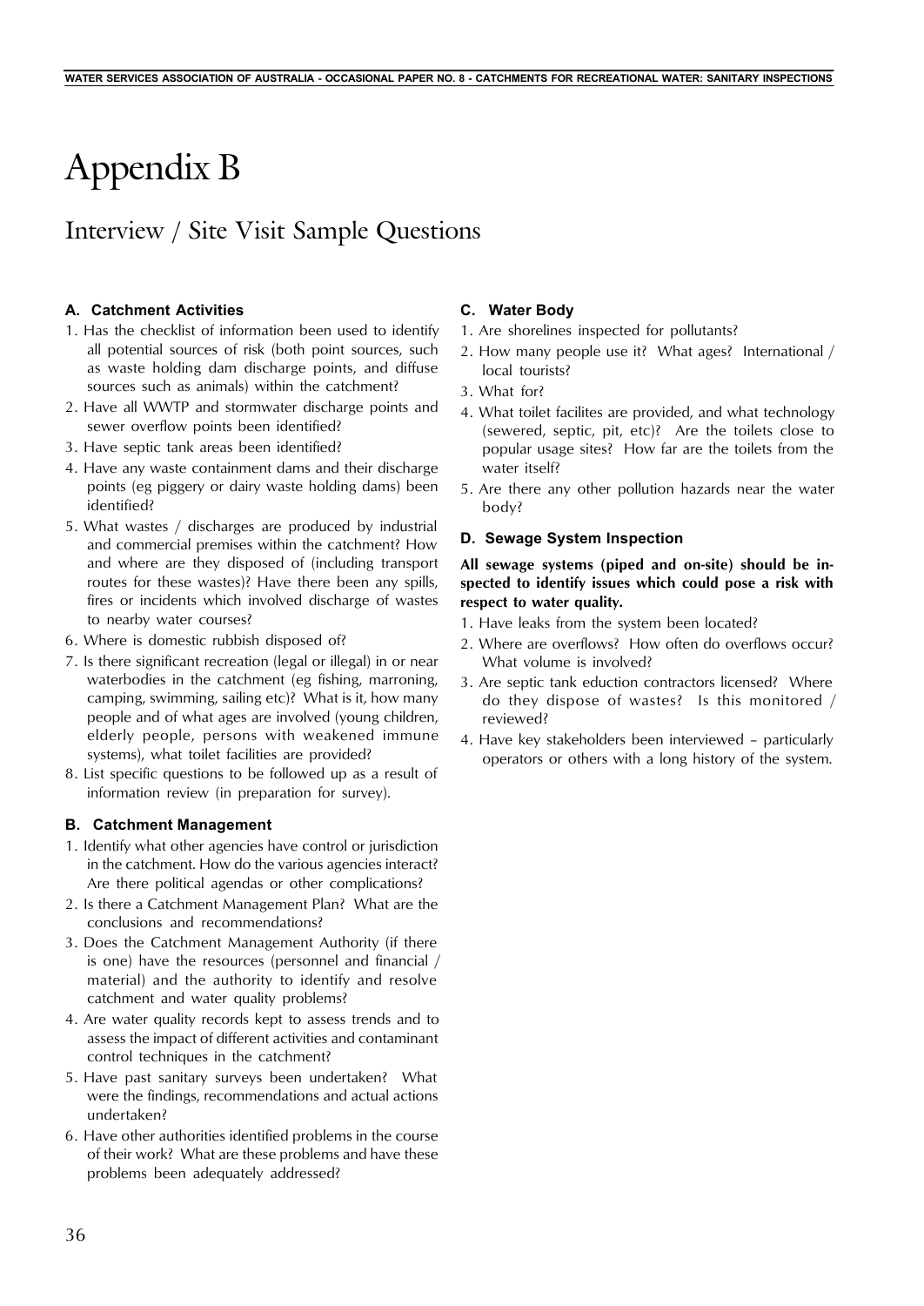# Appendix B

## Interview / Site Visit Sample Questions

### A. Catchment Activities

1. Has the checklist of information been used to identify all potential sources of risk (both point sources, such as waste holding dam discharge points, and diffuse sources such as animals) within the catchment?
2. Have all WWTP and stormwater discharge points and sewer overflow points been identified?
3. Have septic tank areas been identified?
4. Have any waste containment dams and their discharge points (eg piggery or dairy waste holding dams) been identified?
5. What wastes / discharges are produced by industrial and commercial premises within the catchment? How and where are they disposed of (including transport routes for these wastes)? Have there been any spills, fires or incidents which involved discharge of wastes to nearby water courses?
6. Where is domestic rubbish disposed of?
7. Is there significant recreation (legal or illegal) in or near waterbodies in the catchment (eg fishing, marroning, camping, swimming, sailing etc)? What is it, how many people and of what ages are involved (young children, elderly people, persons with weakened immune systems), what toilet facilities are provided?
8. List specific questions to be followed up as a result of information review (in preparation for survey).

### B. Catchment Management

1. Identify what other agencies have control or jurisdiction in the catchment. How do the various agencies interact? Are there political agendas or other complications?
2. Is there a Catchment Management Plan? What are the conclusions and recommendations?
3. Does the Catchment Management Authority (if there is one) have the resources (personnel and financial / material) and the authority to identify and resolve catchment and water quality problems?
4. Are water quality records kept to assess trends and to assess the impact of different activities and contaminant control techniques in the catchment?
5. Have past sanitary surveys been undertaken? What were the findings, recommendations and actual actions undertaken?
6. Have other authorities identified problems in the course of their work? What are these problems and have these problems been adequately addressed?

### C. Water Body

1. Are shorelines inspected for pollutants?
2. How many people use it? What ages? International / local tourists?
3. What for?
4. What toilet facilites are provided, and what technology (sewered, septic, pit, etc)? Are the toilets close to popular usage sites? How far are the toilets from the water itself?
5. Are there any other pollution hazards near the water body?

### D. Sewage System Inspection

**All sewage systems (piped and on-site) should be inspected to identify issues which could pose a risk with respect to water quality.**

1. Have leaks from the system been located?
2. Where are overflows? How often do overflows occur? What volume is involved?
3. Are septic tank eduction contractors licensed? Where do they dispose of wastes? Is this monitored / reviewed?
4. Have key stakeholders been interviewed – particularly operators or others with a long history of the system.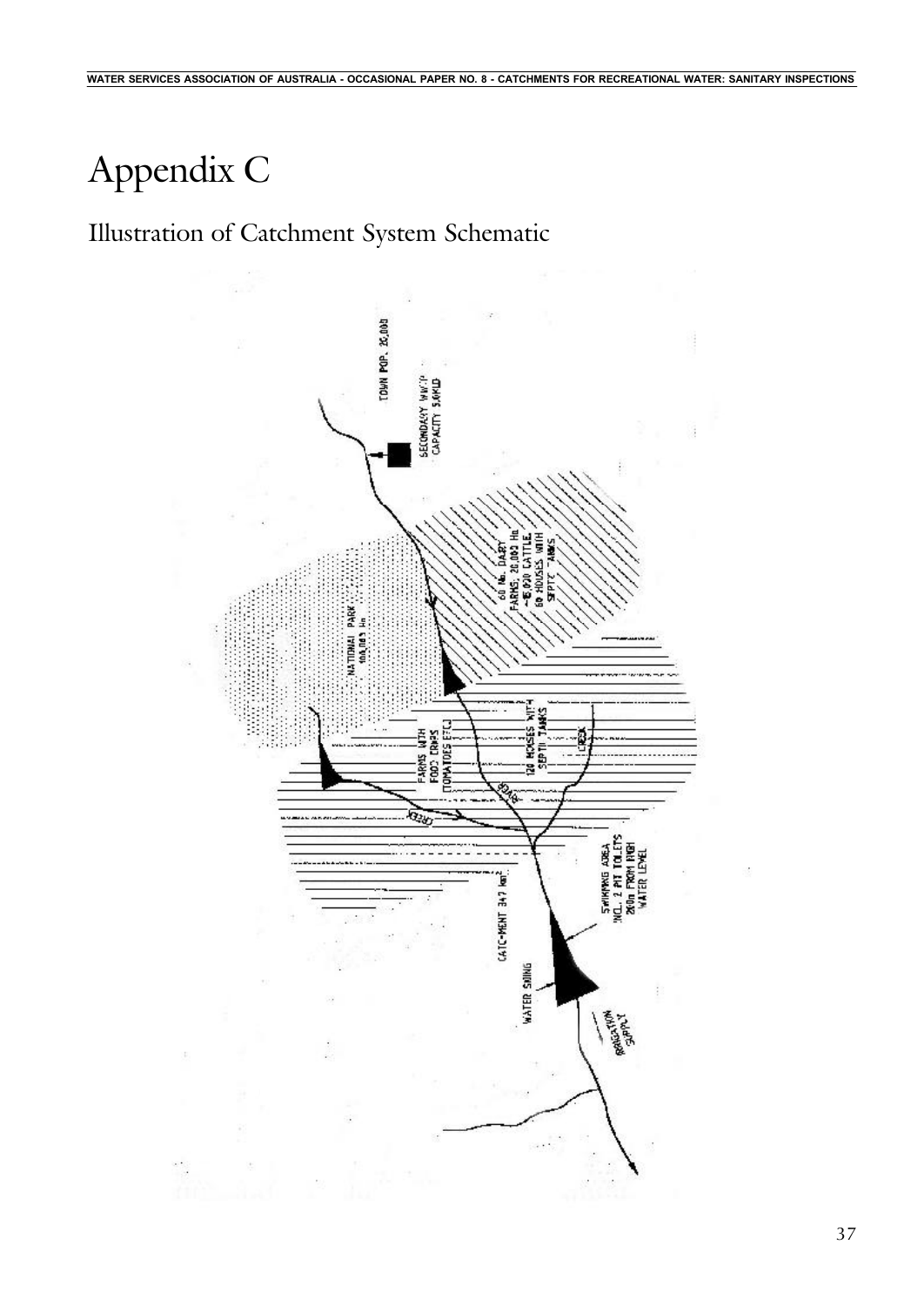# Appendix C

## Illustration of Catchment System Schematic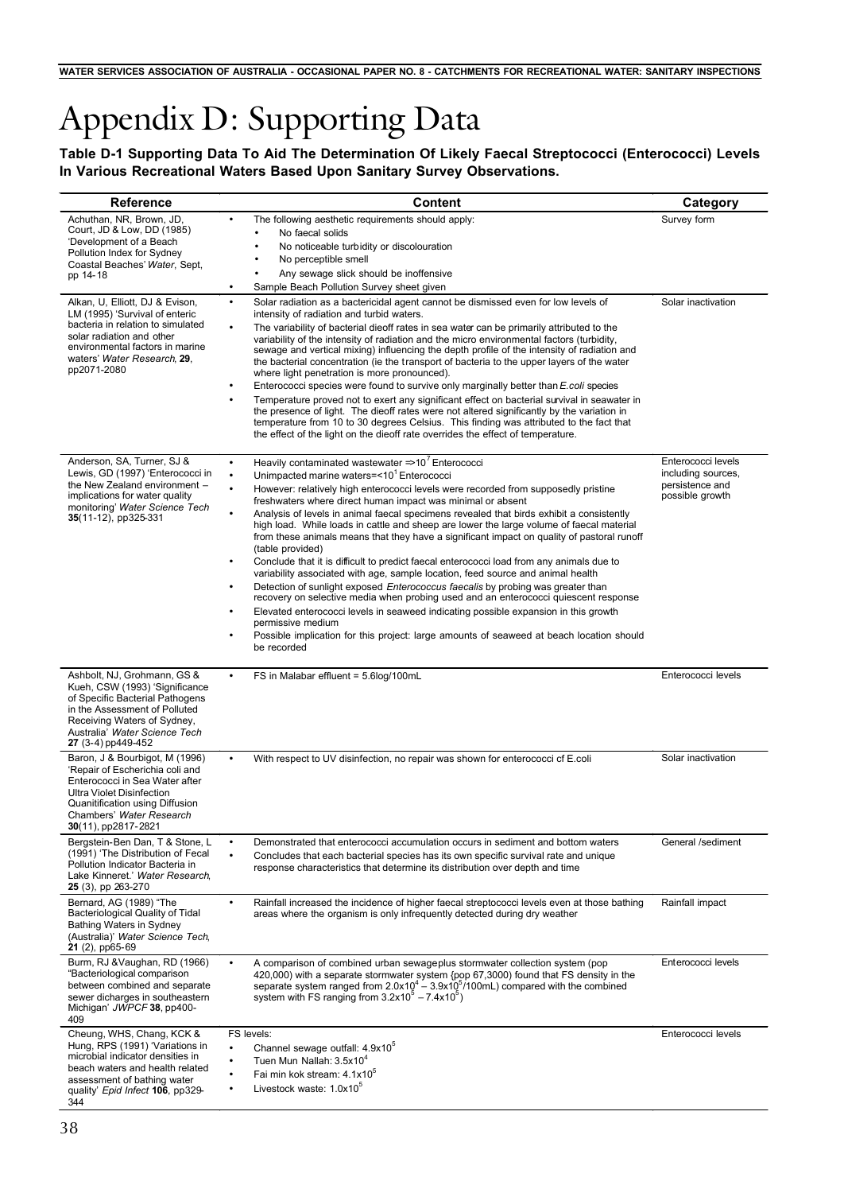# Appendix D: Supporting Data

**Table D-1 Supporting Data To Aid The Determination Of Likely Faecal Streptococci (Enterococci) Levels In Various Recreational Waters Based Upon Sanitary Survey Observations.**

| Reference | Content | Category |
|---|---|---|
| Achuthan, NR, Brown, JD, Court, JD & Low, DD (1985) 'Development of a Beach Pollution Index for Sydney Coastal Beaches' *Water*, Sept, pp 14-18 | • The following aesthetic requirements should apply:<br>  • No faecal solids<br>  • No noticeable turbidity or discolouration<br>  • No perceptible smell<br>  • Any sewage slick should be inoffensive<br>• Sample Beach Pollution Survey sheet given | Survey form |
| Alkan, U, Elliott, DJ & Evison, LM (1995) 'Survival of enteric bacteria in relation to simulated solar radiation and other environmental factors in marine waters' *Water Research*, **29**, pp2071-2080 | • Solar radiation as a bactericidal agent cannot be dismissed even for low levels of intensity of radiation and turbid waters.<br>• The variability of bacterial dieoff rates in sea water can be primarily attributed to the variability of the intensity of radiation and the micro environmental factors (turbidity, sewage and vertical mixing) influencing the depth profile of the intensity of radiation and the bacterial concentration (ie the transport of bacteria to the upper layers of the water where light penetration is more pronounced).<br>• Enterococci species were found to survive only marginally better than *E.coli* species<br>• Temperature proved not to exert any significant effect on bacterial survival in seawater in the presence of light. The dieoff rates were not altered significantly by the variation in temperature from 10 to 30 degrees Celsius. This finding was attributed to the fact that the effect of the light on the dieoff rate overrides the effect of temperature. | Solar inactivation |
| Anderson, SA, Turner, SJ & Lewis, GD (1997) 'Enterococci in the New Zealand environment – implications for water quality monitoring' *Water Science Tech* **35**(11-12), pp325-331 | • Heavily contaminated wastewater =>$10^7$ Enterococci<br>• Unimpacted marine waters=<$10^1$ Enterococci<br>• However: relatively high enterococci levels were recorded from supposedly pristine freshwaters where direct human impact was minimal or absent<br>• Analysis of levels in animal faecal specimens revealed that birds exhibit a consistently high load. While loads in cattle and sheep are lower the large volume of faecal material from these animals means that they have a significant impact on quality of pastoral runoff (table provided)<br>• Conclude that it is difficult to predict faecal enterococci load from any animals due to variability associated with age, sample location, feed source and animal health<br>• Detection of sunlight exposed *Enterococcus faecalis* by probing was greater than recovery on selective media when probing used and an enterococci quiescent response<br>• Elevated enterococci levels in seaweed indicating possible expansion in this growth permissive medium<br>• Possible implication for this project: large amounts of seaweed at beach location should be recorded | Enterococci levels including sources, persistence and possible growth |
| Ashbolt, NJ, Grohmann, GS & Kueh, CSW (1993) 'Significance of Specific Bacterial Pathogens in the Assessment of Polluted Receiving Waters of Sydney, Australia' *Water Science Tech* **27** (3-4) pp449-452 | • FS in Malabar effluent = 5.6log/100mL | Enterococci levels |
| Baron, J & Bourbigot, M (1996) 'Repair of Escherichia coli and Enterococci in Sea Water after Ultra Violet Disinfection Quanitification using Diffusion Chambers' *Water Research* **30**(11), pp2817-2821 | • With respect to UV disinfection, no repair was shown for enterococci cf E.coli | Solar inactivation |
| Bergstein-Ben Dan, T & Stone, L (1991) 'The Distribution of Fecal Pollution Indicator Bacteria in Lake Kinneret.' *Water Research*, **25** (3), pp 263-270 | • Demonstrated that enterococci accumulation occurs in sediment and bottom waters<br>• Concludes that each bacterial species has its own specific survival rate and unique response characteristics that determine its distribution over depth and time | General /sediment |
| Bernard, AG (1989) "The Bacteriological Quality of Tidal Bathing Waters in Sydney (Australia)' *Water Science Tech*, **21** (2), pp65-69 | • Rainfall increased the incidence of higher faecal streptococci levels even at those bathing areas where the organism is only infrequently detected during dry weather | Rainfall impact |
| Burm, RJ &Vaughan, RD (1966) "Bacteriological comparison between combined and separate sewer dicharges in southeastern Michigan' *JWPCF* **38**, pp400-409 | • A comparison of combined urban sewageplus stormwater collection system (pop 420,000) with a separate stormwater system {pop 67,3000) found that FS density in the separate system ranged from $2.0x10^4 – 3.9x10^5$/100mL) compared with the combined system with FS ranging from $3.2x10^5 – 7.4x10^5$) | Enterococci levels |
| Cheung, WHS, Chang, KCK & Hung, RPS (1991) 'Variations in microbial indicator densities in beach waters and health related assessment of bathing water quality' *Epid Infect* **106**, pp329-344 | FS levels:<br>• Channel sewage outfall: $4.9x10^5$<br>• Tuen Mun Nallah: $3.5x10^4$<br>• Fai min kok stream: $4.1x10^5$<br>• Livestock waste: $1.0x10^5$ | Enterococci levels |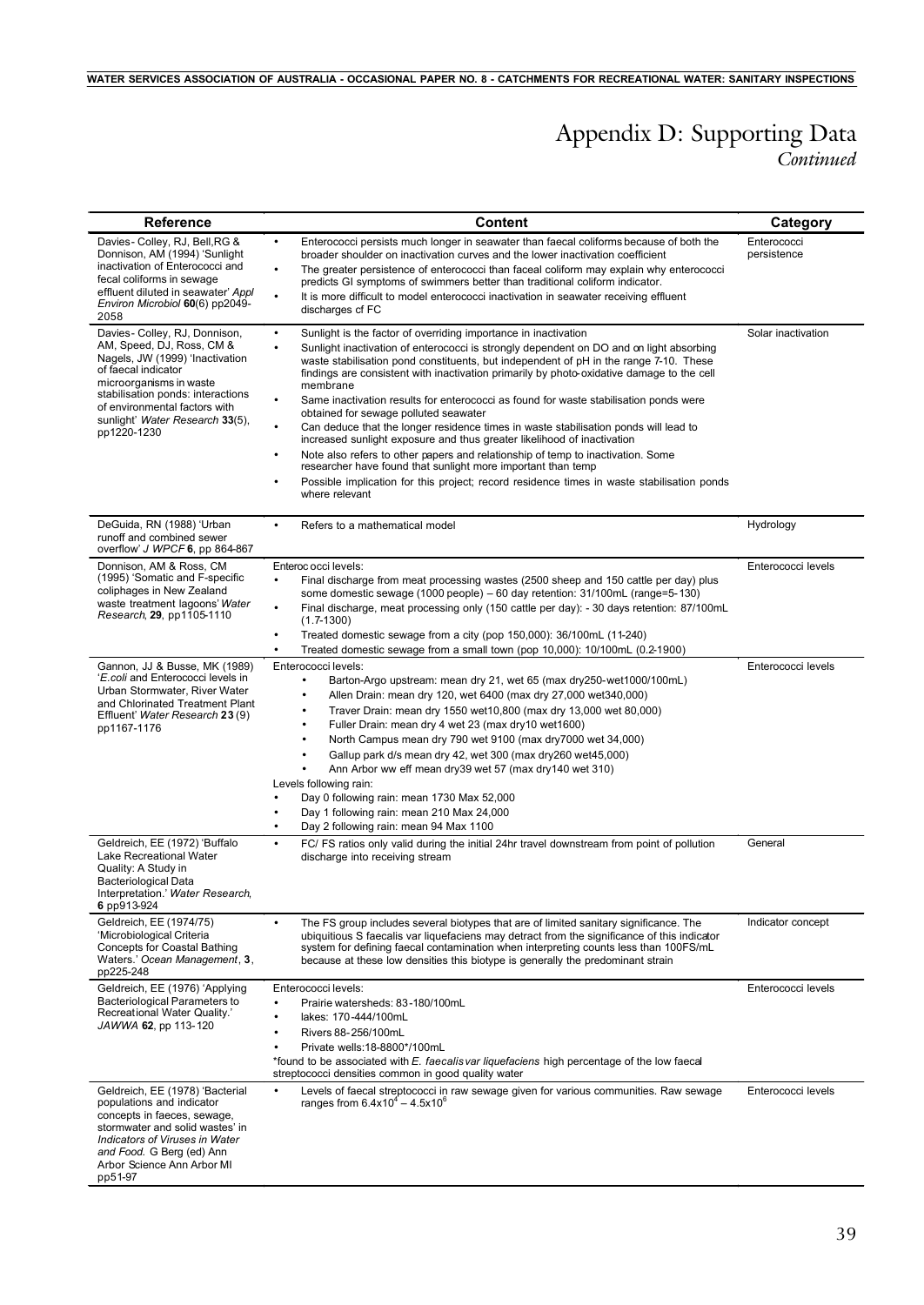# Appendix D: Supporting Data

*Continued*

| Reference | Content | Category |
|---|---|---|
| Davies- Colley, RJ, Bell,RG & Donnison, AM (1994) 'Sunlight inactivation of Enterococci and fecal coliforms in sewage effluent diluted in seawater' *Appl Environ Microbiol* **60**(6) pp2049-2058 | • Enterococci persists much longer in seawater than faecal coliforms because of both the broader shoulder on inactivation curves and the lower inactivation coefficient<br>• The greater persistence of enterococci than faceal coliform may explain why enterococci predicts GI symptoms of swimmers better than traditional coliform indicator.<br>• It is more difficult to model enterococci inactivation in seawater receiving effluent discharges cf FC | Enterococci persistence |
| Davies- Colley, RJ, Donnison, AM, Speed, DJ, Ross, CM & Nagels, JW (1999) 'Inactivation of faecal indicator microorganisms in waste stabilisation ponds: interactions of environmental factors with sunlight' *Water Research* **33**(5), pp1220-1230 | • Sunlight is the factor of overriding importance in inactivation<br>• Sunlight inactivation of enterococci is strongly dependent on DO and on light absorbing waste stabilisation pond constituents, but independent of pH in the range 7-10. These findings are consistent with inactivation primarily by photo-oxidative damage to the cell membrane<br>• Same inactivation results for enterococci as found for waste stabilisation ponds were obtained for sewage polluted seawater<br>• Can deduce that the longer residence times in waste stabilisation ponds will lead to increased sunlight exposure and thus greater likelihood of inactivation<br>• Note also refers to other papers and relationship of temp to inactivation. Some researcher have found that sunlight more important than temp<br>• Possible implication for this project; record residence times in waste stabilisation ponds where relevant | Solar inactivation |
| DeGuida, RN (1988) 'Urban runoff and combined sewer overflow' *J WPCF* **6**, pp 864-867 | • Refers to a mathematical model | Hydrology |
| Donnison, AM & Ross, CM (1995) 'Somatic and F-specific coliphages in New Zealand waste treatment lagoons' *Water Research*, **29**, pp1105-1110 | Enteroc occi levels:<br>• Final discharge from meat processing wastes (2500 sheep and 150 cattle per day) plus some domestic sewage (1000 people) – 60 day retention: 31/100mL (range=5-130)<br>• Final discharge, meat processing only (150 cattle per day): - 30 days retention: 87/100mL (1.7-1300)<br>• Treated domestic sewage from a city (pop 150,000): 36/100mL (11-240)<br>• Treated domestic sewage from a small town (pop 10,000): 10/100mL (0.2-1900) | Enterococci levels |
| Gannon, JJ & Busse, MK (1989) '*E.coli* and Enterococci levels in Urban Stormwater, River Water and Chlorinated Treatment Plant Effluent' *Water Research* **23** (9) pp1167-1176 | Enterococci levels:<br>• Barton-Argo upstream: mean dry 21, wet 65 (max dry250-wet1000/100mL)<br>• Allen Drain: mean dry 120, wet 6400 (max dry 27,000 wet340,000)<br>• Traver Drain: mean dry 1550 wet10,800 (max dry 13,000 wet 80,000)<br>• Fuller Drain: mean dry 4 wet 23 (max dry10 wet1600)<br>• North Campus mean dry 790 wet 9100 (max dry7000 wet 34,000)<br>• Gallup park d/s mean dry 42, wet 300 (max dry260 wet45,000)<br>• Ann Arbor ww eff mean dry39 wet 57 (max dry140 wet 310)<br>Levels following rain:<br>• Day 0 following rain: mean 1730 Max 52,000<br>• Day 1 following rain: mean 210 Max 24,000<br>• Day 2 following rain: mean 94 Max 1100 | Enterococci levels |
| Geldreich, EE (1972) 'Buffalo Lake Recreational Water Quality: A Study in Bacteriological Data Interpretation.' *Water Research*, **6** pp913-924 | • FC/ FS ratios only valid during the initial 24hr travel downstream from point of pollution discharge into receiving stream | General |
| Geldreich, EE (1974/75) 'Microbiological Criteria Concepts for Coastal Bathing Waters.' *Ocean Management*, **3**, pp225-248 | • The FS group includes several biotypes that are of limited sanitary significance. The ubiquitious S faecalis var liquefaciens may detract from the significance of this indicator system for defining faecal contamination when interpreting counts less than 100FS/mL because at these low densities this biotype is generally the predominant strain | Indicator concept |
| Geldreich, EE (1976) 'Applying Bacteriological Parameters to Recreational Water Quality.' *JAWWA* **62**, pp 113-120 | Enterococci levels:<br>• Prairie watersheds: 83-180/100mL<br>• lakes: 170-444/100mL<br>• Rivers 88-256/100mL<br>• Private wells:18-8800*/100mL<br>*found to be associated with *E. faecalis var liquefaciens* high percentage of the low faecal streptococci densities common in good quality water | Enterococci levels |
| Geldreich, EE (1978) 'Bacterial populations and indicator concepts in faeces, sewage, stormwater and solid wastes' in *Indicators of Viruses in Water and Food.* G Berg (ed) Ann Arbor Science Ann Arbor MI pp51-97 | • Levels of faecal streptococci in raw sewage given for various communities. Raw sewage ranges from $6.4x10^4 – 4.5x10^6$ | Enterococci levels |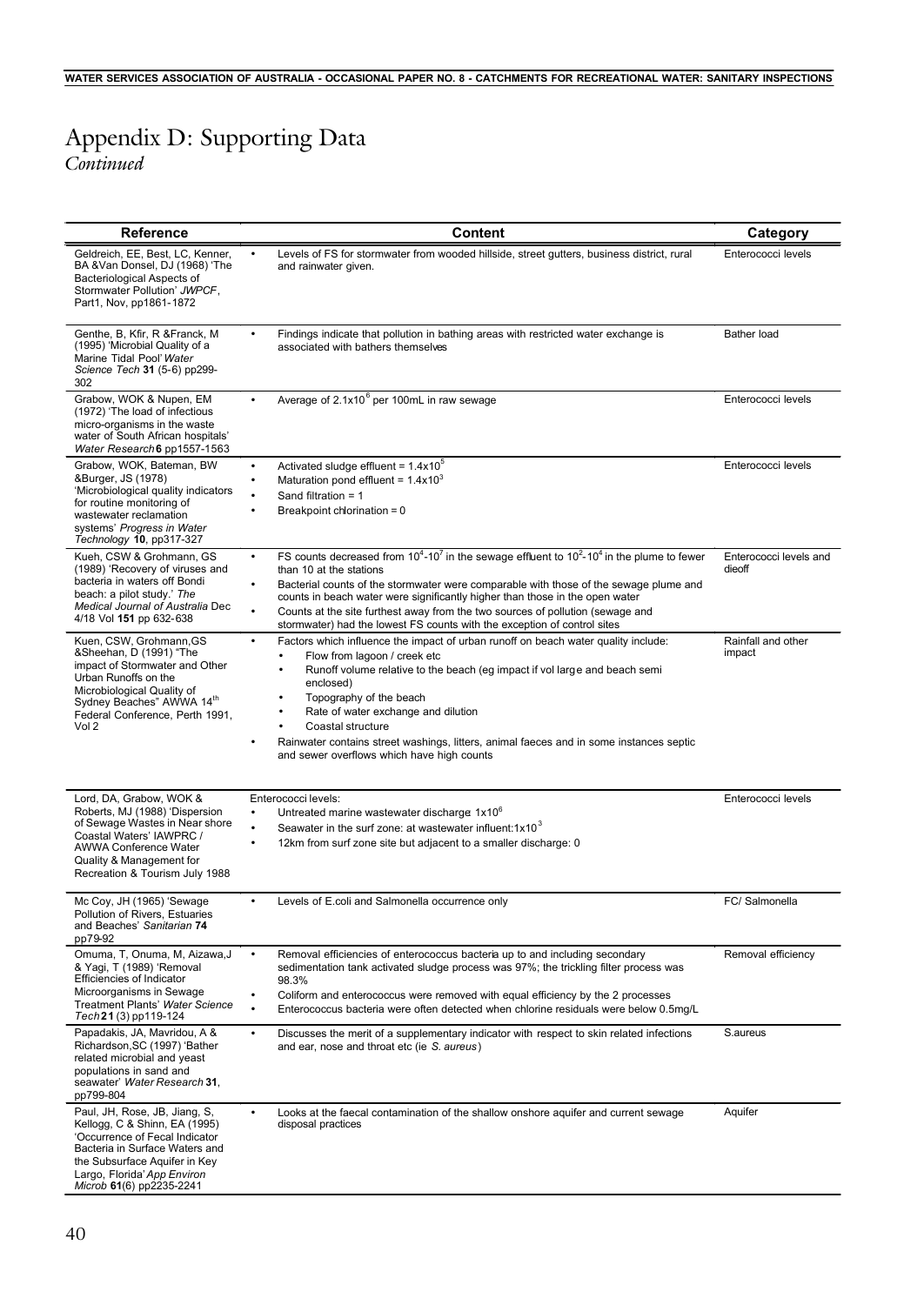# Appendix D: Supporting Data
*Continued*

| Reference | Content | Category |
|---|---|---|
| Geldreich, EE, Best, LC, Kenner, BA &Van Donsel, DJ (1968) 'The Bacteriological Aspects of Stormwater Pollution' *JWPCF*, Part1, Nov, pp1861-1872 | • Levels of FS for stormwater from wooded hillside, street gutters, business district, rural and rainwater given. | Enterococci levels |
| Genthe, B, Kfir, R &Franck, M (1995) 'Microbial Quality of a Marine Tidal Pool' *Water Science Tech* **31** (5-6) pp299-302 | • Findings indicate that pollution in bathing areas with restricted water exchange is associated with bathers themselves | Bather load |
| Grabow, WOK & Nupen, EM (1972) 'The load of infectious micro-organisms in the waste water of South African hospitals' *Water Research* **6** pp1557-1563 | • Average of $2.1x10^6$ per 100mL in raw sewage | Enterococci levels |
| Grabow, WOK, Bateman, BW &Burger, JS (1978) 'Microbiological quality indicators for routine monitoring of wastewater reclamation systems' *Progress in Water Technology* **10**, pp317-327 | • Activated sludge effluent = $1.4x10^5$<br>• Maturation pond effluent = $1.4x10^3$<br>• Sand filtration = 1<br>• Breakpoint chlorination = 0 | Enterococci levels |
| Kueh, CSW & Grohmann, GS (1989) 'Recovery of viruses and bacteria in waters off Bondi beach: a pilot study.' *The Medical Journal of Australia* Dec 4/18 Vol **151** pp 632-638 | • FS counts decreased from $10^4$-$10^7$ in the sewage effluent to $10^2$-$10^4$ in the plume to fewer than 10 at the stations<br>• Bacterial counts of the stormwater were comparable with those of the sewage plume and counts in beach water were significantly higher than those in the open water<br>• Counts at the site furthest away from the two sources of pollution (sewage and stormwater) had the lowest FS counts with the exception of control sites | Enterococci levels and dieoff |
| Kuen, CSW, Grohmann,GS &Sheehan, D (1991) "The impact of Stormwater and Other Urban Runoffs on the Microbiological Quality of Sydney Beaches" AWWA 14th Federal Conference, Perth 1991, Vol 2 | • Factors which influence the impact of urban runoff on beach water quality include:<br>  ◦ Flow from lagoon / creek etc<br>  ◦ Runoff volume relative to the beach (eg impact if vol large and beach semi enclosed)<br>  ◦ Topography of the beach<br>  ◦ Rate of water exchange and dilution<br>  ◦ Coastal structure<br>• Rainwater contains street washings, litters, animal faeces and in some instances septic and sewer overflows which have high counts | Rainfall and other impact |
| Lord, DA, Grabow, WOK & Roberts, MJ (1988) 'Dispersion of Sewage Wastes in Near shore Coastal Waters' IAWPRC / AWWA Conference Water Quality & Management for Recreation & Tourism July 1988 | Enterococci levels:<br>• Untreated marine wastewater discharge: $1x10^6$<br>• Seawater in the surf zone: at wastewater influent: $1x10^3$<br>• 12km from surf zone site but adjacent to a smaller discharge: 0 | Enterococci levels |
| Mc Coy, JH (1965) 'Sewage Pollution of Rivers, Estuaries and Beaches' *Sanitarian* **74** pp79-92 | • Levels of E.coli and Salmonella occurrence only | FC/ Salmonella |
| Omuma, T, Onuma, M, Aizawa,J & Yagi, T (1989) 'Removal Efficiencies of Indicator Microorganisms in Sewage Treatment Plants' *Water Science Tech* **21** (3) pp119-124 | • Removal efficiencies of enterococcus bacteria up to and including secondary sedimentation tank activated sludge process was 97%; the trickling filter process was 98.3%<br>• Coliform and enterococcus were removed with equal efficiency by the 2 processes<br>• Enterococcus bacteria were often detected when chlorine residuals were below 0.5mg/L | Removal efficiency |
| Papadakis, JA, Mavridou, A & Richardson,SC (1997) 'Bather related microbial and yeast populations in sand and seawater' *Water Research* **31**, pp799-804 | • Discusses the merit of a supplementary indicator with respect to skin related infections and ear, nose and throat etc (ie *S. aureus*) | S.aureus |
| Paul, JH, Rose, JB, Jiang, S, Kellogg, C & Shinn, EA (1995) 'Occurrence of Fecal Indicator Bacteria in Surface Waters and the Subsurface Aquifer in Key Largo, Florida' *App Environ Microb* **61**(6) pp2235-2241 | • Looks at the faecal contamination of the shallow onshore aquifer and current sewage disposal practices | Aquifer |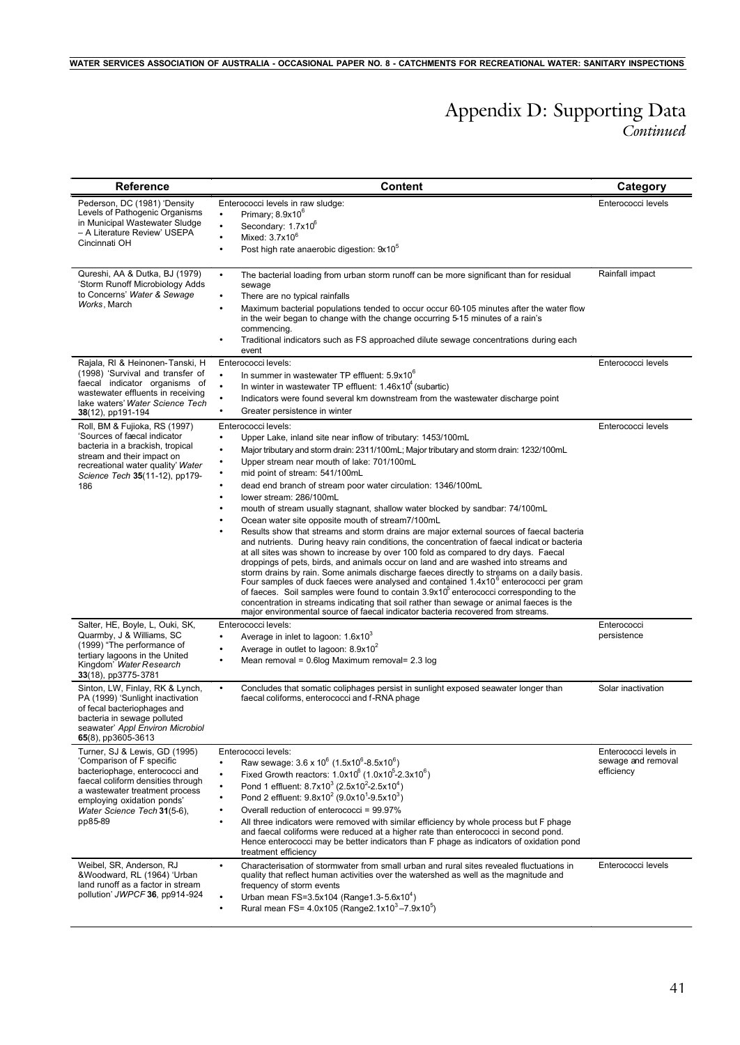# Appendix D: Supporting Data

*Continued*

| Reference | Content | Category |
|---|---|---|
| Pederson, DC (1981) 'Density Levels of Pathogenic Organisms in Municipal Wastewater Sludge – A Literature Review' USEPA Cincinnati OH | Enterococci levels in raw sludge:<br>• Primary; $8.9x10^6$<br>• Secondary: $1.7x10^6$<br>• Mixed: $3.7x10^6$<br>• Post high rate anaerobic digestion: $9x10^5$ | Enterococci levels |
| Qureshi, AA & Dutka, BJ (1979) 'Storm Runoff Microbiology Adds to Concerns' *Water & Sewage Works*, March | • The bacterial loading from urban storm runoff can be more significant than for residual sewage<br>• There are no typical rainfalls<br>• Maximum bacterial populations tended to occur occur 60-105 minutes after the water flow in the weir began to change with the change occurring 5-15 minutes of a rain's commencing.<br>• Traditional indicators such as FS approached dilute sewage concentrations during each event | Rainfall impact |
| Rajala, RI & Heinonen-Tanski, H (1998) 'Survival and transfer of faecal indicator organisms of wastewater effluents in receiving lake waters' *Water Science Tech* **38**(12), pp191-194 | Enterococci levels:<br>• In summer in wastewater TP effluent: $5.9x10^6$<br>• In winter in wastewater TP effluent: $1.46x10^4$ (subartic)<br>• Indicators were found several km downstream from the wastewater discharge point<br>• Greater persistence in winter | Enterococci levels |
| Roll, BM & Fujioka, RS (1997) 'Sources of faecal indicator bacteria in a brackish, tropical stream and their impact on recreational water quality' *Water Science Tech* **35**(11-12), pp179-186 | Enterococci levels:<br>• Upper Lake, inland site near inflow of tributary: 1453/100mL<br>• Major tributary and storm drain: 2311/100mL; Major tributary and storm drain: 1232/100mL<br>• Upper stream near mouth of lake: 701/100mL<br>• mid point of stream: 541/100mL<br>• dead end branch of stream poor water circulation: 1346/100mL<br>• lower stream: 286/100mL<br>• mouth of stream usually stagnant, shallow water blocked by sandbar: 74/100mL<br>• Ocean water site opposite mouth of stream7/100mL<br>• Results show that streams and storm drains are major external sources of faecal bacteria and nutrients. During heavy rain conditions, the concentration of faecal indicat or bacteria at all sites was shown to increase by over 100 fold as compared to dry days. Faecal droppings of pets, birds, and animals occur on land and are washed into streams and storm drains by rain. Some animals discharge faeces directly to streams on a daily basis. Four samples of duck faeces were analysed and contained $1.4x10^6$ enterococci per gram of faeces. Soil samples were found to contain $3.9x10^5$ enterococci corresponding to the concentration in streams indicating that soil rather than sewage or animal faeces is the major environmental source of faecal indicator bacteria recovered from streams. | Enterococci levels |
| Salter, HE, Boyle, L, Ouki, SK, Quarmby, J & Williams, SC (1999) "The performance of tertiary lagoons in the United Kingdom' *Water Research* **33**(18), pp3775-3781 | Enterococci levels:<br>• Average in inlet to lagoon: $1.6x10^3$<br>• Average in outlet to lagoon: $8.9x10^2$<br>• Mean removal = 0.6log Maximum removal= 2.3 log | Enterococci persistence |
| Sinton, LW, Finlay, RK & Lynch, PA (1999) 'Sunlight inactivation of fecal bacteriophages and bacteria in sewage polluted seawater' *Appl Environ Microbiol* **65**(8), pp3605-3613 | • Concludes that somatic coliphages persist in sunlight exposed seawater longer than faecal coliforms, enterococci and f-RNA phage | Solar inactivation |
| Turner, SJ & Lewis, GD (1995) 'Comparison of F specific bacteriophage, enterococci and faecal coliform densities through a wastewater treatment process employing oxidation ponds' *Water Science Tech* **31**(5-6), pp85-89 | Enterococci levels:<br>• Raw sewage: $3.6 \times 10^6$ ($1.5x10^6$-$8.5x10^6$)<br>• Fixed Growth reactors: $1.0x10^6$ ($1.0x10^5$-$2.3x10^6$)<br>• Pond 1 effluent: $8.7x10^3$ ($2.5x10^2$-$2.5x10^4$)<br>• Pond 2 effluent: $9.8x10^2$ ($9.0x10^1$-$9.5x10^3$)<br>• Overall reduction of enterococci = 99.97%<br>• All three indicators were removed with similar efficiency by whole process but F phage and faecal coliforms were reduced at a higher rate than enterococci in second pond. Hence enterococci may be better indicators than F phage as indicators of oxidation pond treatment efficiency | Enterococci levels in sewage and removal efficiency |
| Weibel, SR, Anderson, RJ &Woodward, RL (1964) 'Urban land runoff as a factor in stream pollution' *JWPCF* **36**, pp914-924 | • Characterisation of stormwater from small urban and rural sites revealed fluctuations in quality that reflect human activities over the watershed as well as the magnitude and frequency of storm events<br>• Urban mean FS=3.5x104 (Range1.3-$5.6x10^4$)<br>• Rural mean FS= 4.0x105 (Range$2.1x10^3$–$7.9x10^5$) | Enterococci levels |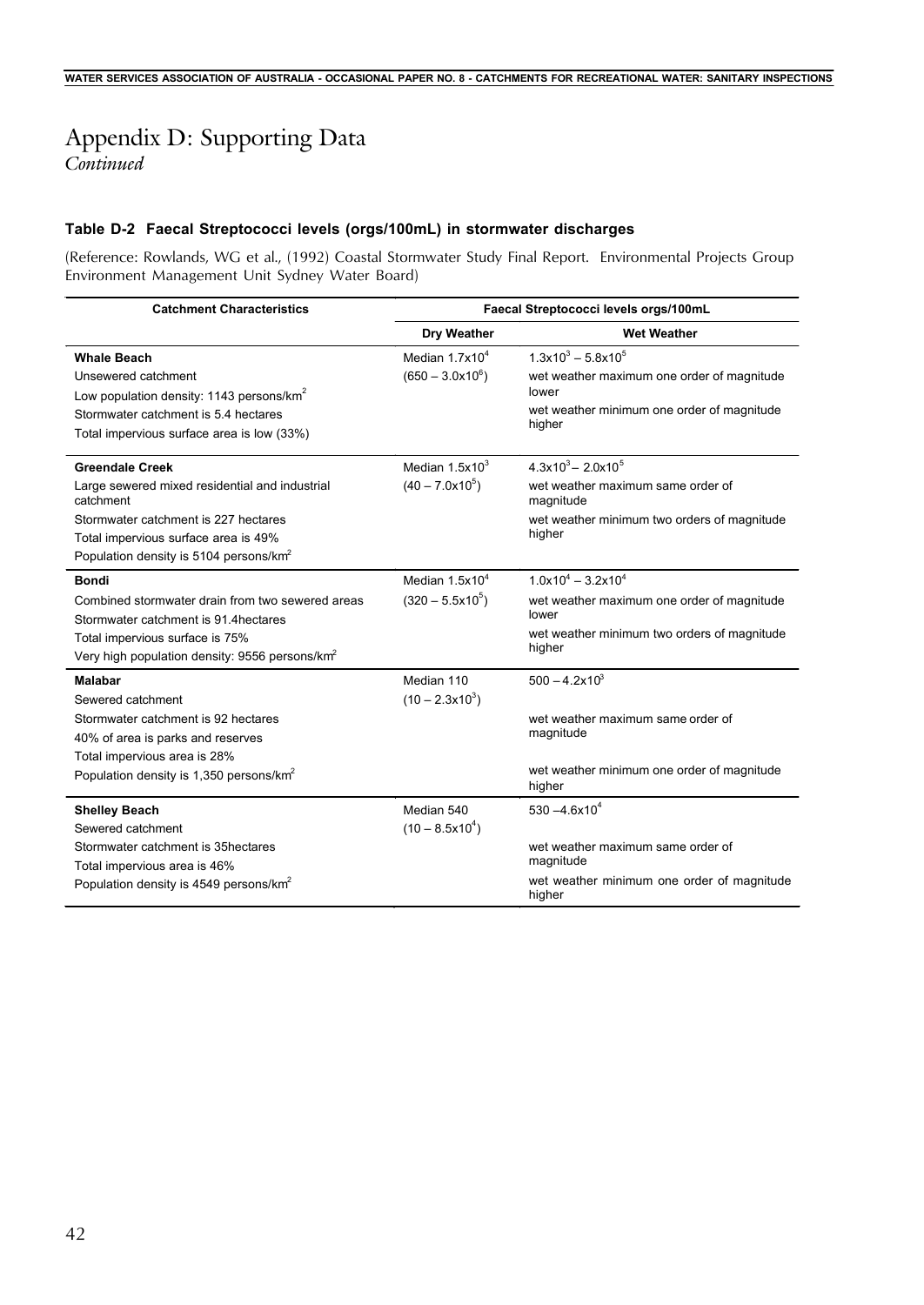# Appendix D: Supporting Data

*Continued*

### Table D-2 Faecal Streptococci levels (orgs/100mL) in stormwater discharges

(Reference: Rowlands, WG et al., (1992) Coastal Stormwater Study Final Report. Environmental Projects Group Environment Management Unit Sydney Water Board)

| Catchment Characteristics | Faecal Streptococci levels orgs/100mL | |
|---|---|---|
| | **Dry Weather** | **Wet Weather** |
| **Whale Beach**<br>Unsewered catchment<br>Low population density: 1143 persons/km$^2$<br>Stormwater catchment is 5.4 hectares<br>Total impervious surface area is low (33%) | Median $1.7 \times 10^4$<br>$(650 - 3.0 \times 10^6)$ | $1.3 \times 10^3 - 5.8 \times 10^5$<br>wet weather maximum one order of magnitude lower<br>wet weather minimum one order of magnitude higher |
| **Greendale Creek**<br>Large sewered mixed residential and industrial catchment<br>Stormwater catchment is 227 hectares<br>Total impervious surface area is 49%<br>Population density is 5104 persons/km$^2$ | Median $1.5 \times 10^3$<br>$(40 - 7.0 \times 10^5)$ | $4.3 \times 10^3 - 2.0 \times 10^5$<br>wet weather maximum same order of magnitude<br>wet weather minimum two orders of magnitude higher |
| **Bondi**<br>Combined stormwater drain from two sewered areas<br>Stormwater catchment is 91.4hectares<br>Total impervious surface is 75%<br>Very high population density: 9556 persons/km$^2$ | Median $1.5 \times 10^4$<br>$(320 - 5.5 \times 10^5)$ | $1.0 \times 10^4 - 3.2 \times 10^4$<br>wet weather maximum one order of magnitude lower<br>wet weather minimum two orders of magnitude higher |
| **Malabar**<br>Sewered catchment<br>Stormwater catchment is 92 hectares<br>40% of area is parks and reserves<br>Total impervious area is 28%<br>Population density is 1,350 persons/km$^2$ | Median 110<br>$(10 - 2.3 \times 10^3)$ | $500 - 4.2 \times 10^3$<br>wet weather maximum same order of magnitude<br>wet weather minimum one order of magnitude higher |
| **Shelley Beach**<br>Sewered catchment<br>Stormwater catchment is 35hectares<br>Total impervious area is 46%<br>Population density is 4549 persons/km$^2$ | Median 540<br>$(10 - 8.5 \times 10^4)$ | $530 - 4.6 \times 10^4$<br>wet weather maximum same order of magnitude<br>wet weather minimum one order of magnitude higher |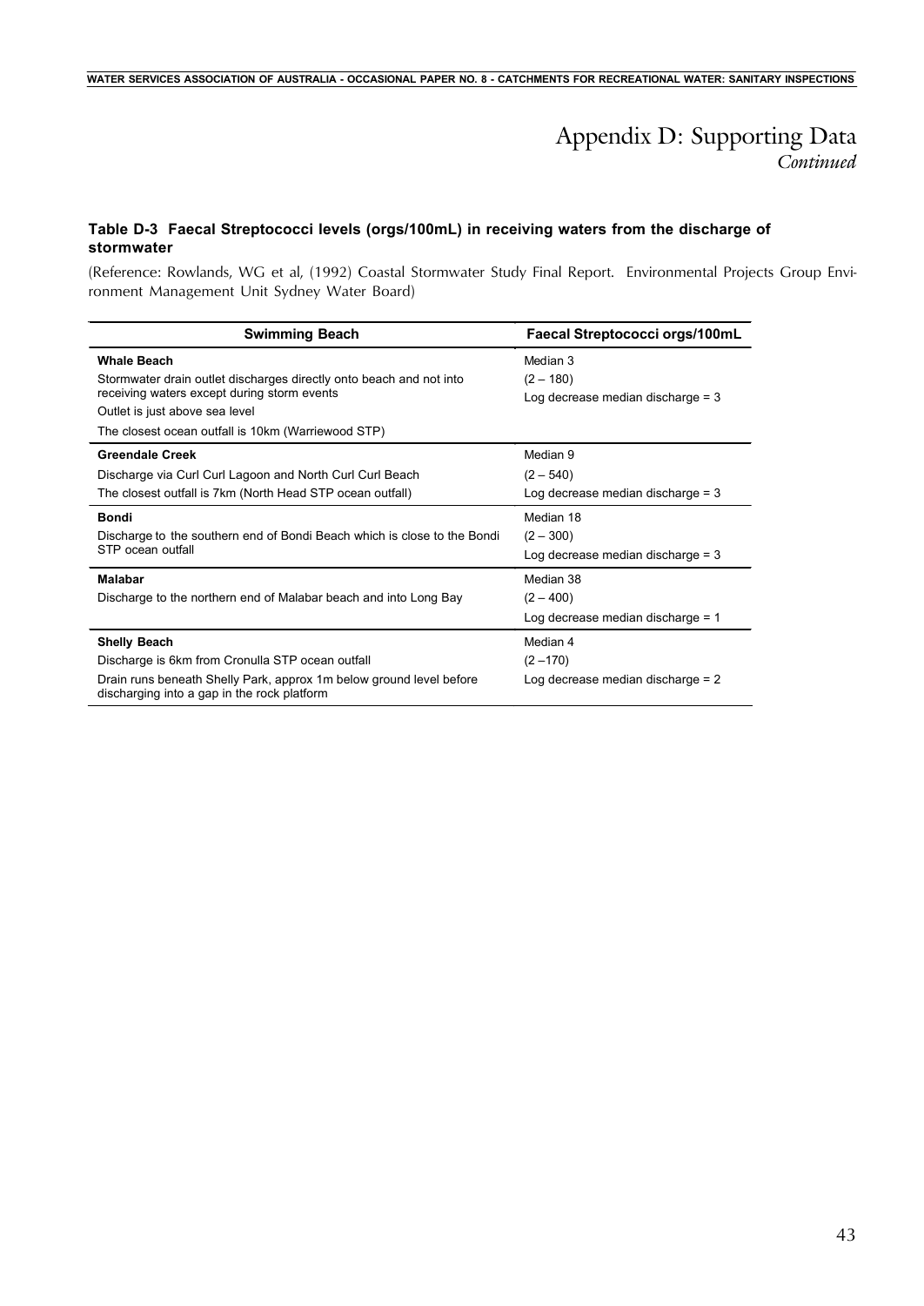# Appendix D: Supporting Data

*Continued*

**Table D-3 Faecal Streptococci levels (orgs/100mL) in receiving waters from the discharge of stormwater**

(Reference: Rowlands, WG et al, (1992) Coastal Stormwater Study Final Report. Environmental Projects Group Environment Management Unit Sydney Water Board)

| Swimming Beach | Faecal Streptococci orgs/100mL |
|---|---|
| **Whale Beach**<br>Stormwater drain outlet discharges directly onto beach and not into receiving waters except during storm events<br>Outlet is just above sea level<br>The closest ocean outfall is 10km (Warriewood STP) | Median 3<br>(2 – 180)<br>Log decrease median discharge = 3 |
| **Greendale Creek**<br>Discharge via Curl Curl Lagoon and North Curl Curl Beach<br>The closest outfall is 7km (North Head STP ocean outfall) | Median 9<br>(2 – 540)<br>Log decrease median discharge = 3 |
| **Bondi**<br>Discharge to the southern end of Bondi Beach which is close to the Bondi STP ocean outfall | Median 18<br>(2 – 300)<br>Log decrease median discharge = 3 |
| **Malabar**<br>Discharge to the northern end of Malabar beach and into Long Bay | Median 38<br>(2 – 400)<br>Log decrease median discharge = 1 |
| **Shelly Beach**<br>Discharge is 6km from Cronulla STP ocean outfall<br>Drain runs beneath Shelly Park, approx 1m below ground level before discharging into a gap in the rock platform | Median 4<br>(2 –170)<br>Log decrease median discharge = 2 |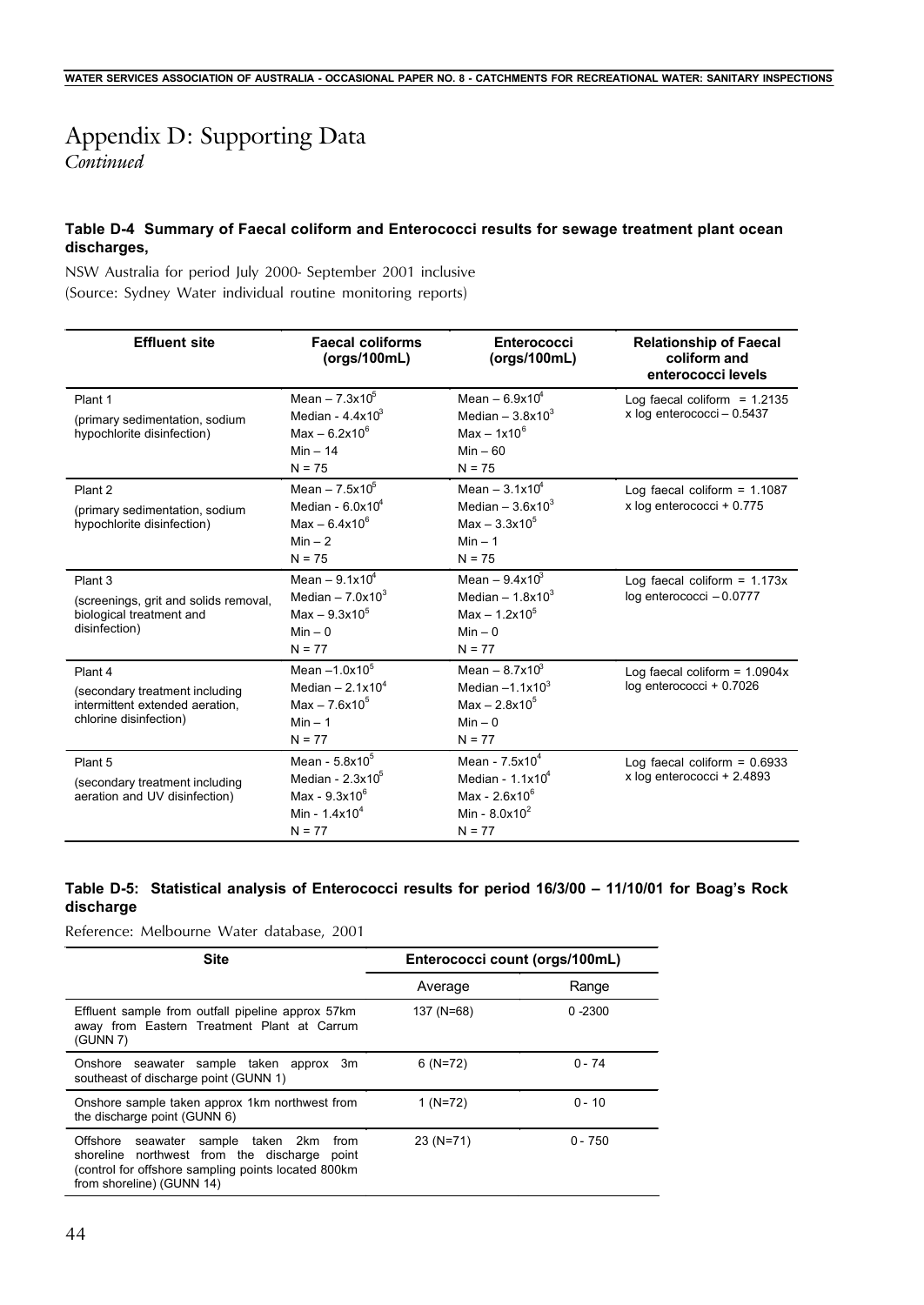# Appendix D: Supporting Data

*Continued*

**Table D-4 Summary of Faecal coliform and Enterococci results for sewage treatment plant ocean discharges,**

NSW Australia for period July 2000- September 2001 inclusive
(Source: Sydney Water individual routine monitoring reports)

| Effluent site | Faecal coliforms (orgs/100mL) | Enterococci (orgs/100mL) | Relationship of Faecal coliform and enterococci levels |
|---|---|---|---|
| Plant 1<br>(primary sedimentation, sodium hypochlorite disinfection) | Mean – $7.3 \times 10^5$<br>Median - $4.4 \times 10^3$<br>Max – $6.2 \times 10^6$<br>Min – 14<br>N = 75 | Mean – $6.9 \times 10^4$<br>Median – $3.8 \times 10^3$<br>Max – $1 \times 10^6$<br>Min – 60<br>N = 75 | Log faecal coliform = 1.2135 x log enterococci – 0.5437 |
| Plant 2<br>(primary sedimentation, sodium hypochlorite disinfection) | Mean – $7.5 \times 10^5$<br>Median - $6.0 \times 10^4$<br>Max – $6.4 \times 10^6$<br>Min – 2<br>N = 75 | Mean – $3.1 \times 10^4$<br>Median – $3.6 \times 10^3$<br>Max – $3.3 \times 10^5$<br>Min – 1<br>N = 75 | Log faecal coliform = 1.1087 x log enterococci + 0.775 |
| Plant 3<br>(screenings, grit and solids removal, biological treatment and disinfection) | Mean – $9.1 \times 10^4$<br>Median – $7.0 \times 10^3$<br>Max – $9.3 \times 10^5$<br>Min – 0<br>N = 77 | Mean – $9.4 \times 10^3$<br>Median – $1.8 \times 10^3$<br>Max – $1.2 \times 10^5$<br>Min – 0<br>N = 77 | Log faecal coliform = 1.173x log enterococci – 0.0777 |
| Plant 4<br>(secondary treatment including intermittent extended aeration, chlorine disinfection) | Mean –$1.0 \times 10^5$<br>Median – $2.1 \times 10^4$<br>Max – $7.6 \times 10^5$<br>Min – 1<br>N = 77 | Mean – $8.7 \times 10^3$<br>Median –$1.1 \times 10^3$<br>Max – $2.8 \times 10^5$<br>Min – 0<br>N = 77 | Log faecal coliform = 1.0904x log enterococci + 0.7026 |
| Plant 5<br>(secondary treatment including aeration and UV disinfection) | Mean - $5.8 \times 10^5$<br>Median - $2.3 \times 10^5$<br>Max - $9.3 \times 10^6$<br>Min - $1.4 \times 10^4$<br>N = 77 | Mean - $7.5 \times 10^4$<br>Median - $1.1 \times 10^4$<br>Max - $2.6 \times 10^6$<br>Min - $8.0 \times 10^2$<br>N = 77 | Log faecal coliform = 0.6933 x log enterococci + 2.4893 |

**Table D-5: Statistical analysis of Enterococci results for period 16/3/00 – 11/10/01 for Boag's Rock discharge**

Reference: Melbourne Water database, 2001

| Site | Enterococci count (orgs/100mL) | |
|---|---|---|
| | Average | Range |
| Effluent sample from outfall pipeline approx 57km away from Eastern Treatment Plant at Carrum (GUNN 7) | 137 (N=68) | 0 -2300 |
| Onshore seawater sample taken approx 3m southeast of discharge point (GUNN 1) | 6 (N=72) | 0 - 74 |
| Onshore sample taken approx 1km northwest from the discharge point (GUNN 6) | 1 (N=72) | 0 - 10 |
| Offshore seawater sample taken 2km from shoreline northwest from the discharge point (control for offshore sampling points located 800km from shoreline) (GUNN 14) | 23 (N=71) | 0 - 750 |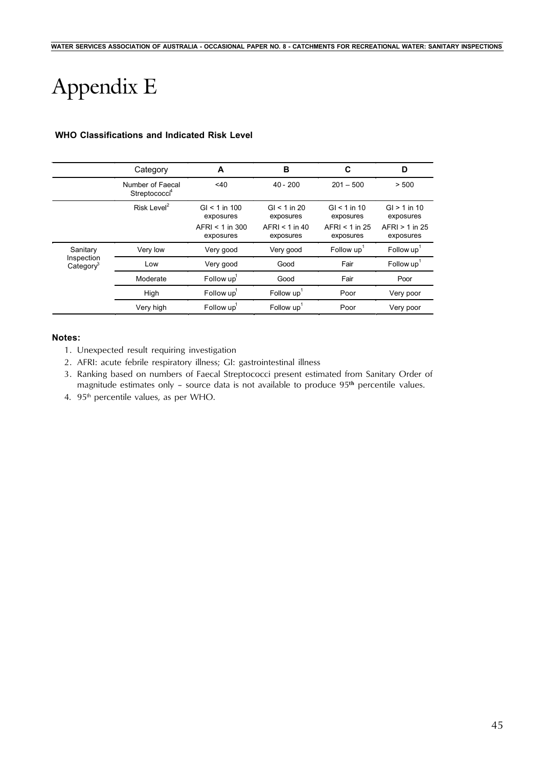# Appendix E

**WHO Classifications and Indicated Risk Level**

| | Category | A | B | C | D |
|---|---|---|---|---|---|
| | Number of Faecal Streptococci[4] | <40 | 40 - 200 | 201 – 500 | > 500 |
| | Risk Level[2] | GI < 1 in 100 exposures<br>AFRI < 1 in 300 exposures | GI < 1 in 20 exposures<br>AFRI < 1 in 40 exposures | GI < 1 in 10 exposures<br>AFRI < 1 in 25 exposures | GI > 1 in 10 exposures<br>AFRI > 1 in 25 exposures |
| Sanitary Inspection Category[3] | Very low | Very good | Very good | Follow up[1] | Follow up[1] |
| | Low | Very good | Good | Fair | Follow up[1] |
| | Moderate | Follow up[1] | Good | Fair | Poor |
| | High | Follow up[1] | Follow up[1] | Poor | Very poor |
| | Very high | Follow up[1] | Follow up[1] | Poor | Very poor |

**Notes:**

1. Unexpected result requiring investigation
2. AFRI: acute febrile respiratory illness; GI: gastrointestinal illness
3. Ranking based on numbers of Faecal Streptococci present estimated from Sanitary Order of magnitude estimates only – source data is not available to produce 95**th** percentile values.
4. 95th percentile values, as per WHO.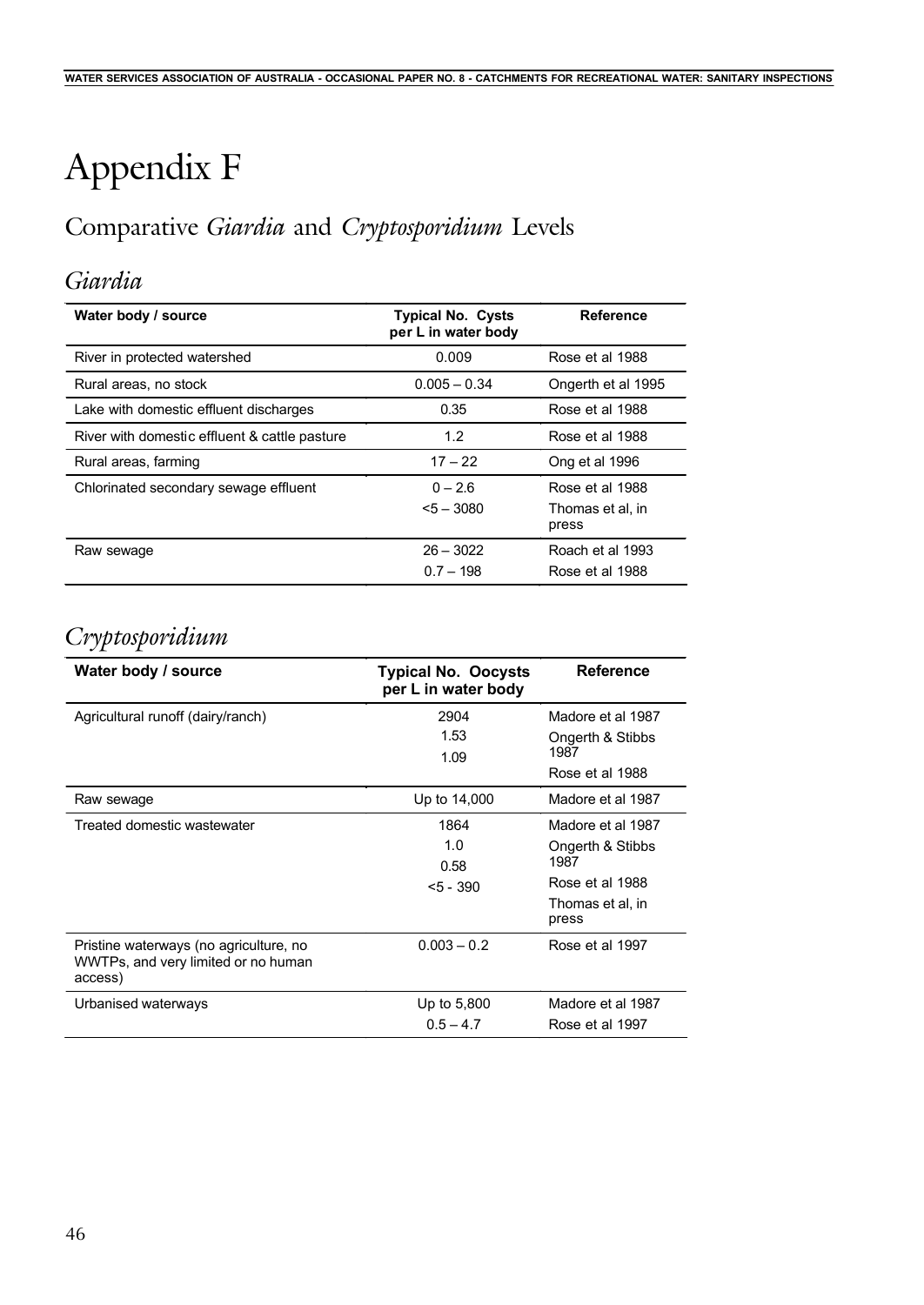# Appendix F

## Comparative *Giardia* and *Cryptosporidium* Levels

## *Giardia*

| Water body / source | Typical No. Cysts per L in water body | Reference |
|---|---|---|
| River in protected watershed | 0.009 | Rose et al 1988 |
| Rural areas, no stock | 0.005 – 0.34 | Ongerth et al 1995 |
| Lake with domestic effluent discharges | 0.35 | Rose et al 1988 |
| River with domestic effluent & cattle pasture | 1.2 | Rose et al 1988 |
| Rural areas, farming | 17 – 22 | Ong et al 1996 |
| Chlorinated secondary sewage effluent | 0 – 2.6<br><5 – 3080 | Rose et al 1988<br>Thomas et al, in press |
| Raw sewage | 26 – 3022<br>0.7 – 198 | Roach et al 1993<br>Rose et al 1988 |

## *Cryptosporidium*

| Water body / source | Typical No. Oocysts per L in water body | Reference |
|---|---|---|
| Agricultural runoff (dairy/ranch) | 2904<br>1.53<br>1.09 | Madore et al 1987<br>Ongerth & Stibbs 1987<br>Rose et al 1988 |
| Raw sewage | Up to 14,000 | Madore et al 1987 |
| Treated domestic wastewater | 1864<br>1.0<br>0.58<br><5 - 390 | Madore et al 1987<br>Ongerth & Stibbs 1987<br>Rose et al 1988<br>Thomas et al, in press |
| Pristine waterways (no agriculture, no WWTPs, and very limited or no human access) | 0.003 – 0.2 | Rose et al 1997 |
| Urbanised waterways | Up to 5,800<br>0.5 – 4.7 | Madore et al 1987<br>Rose et al 1997 |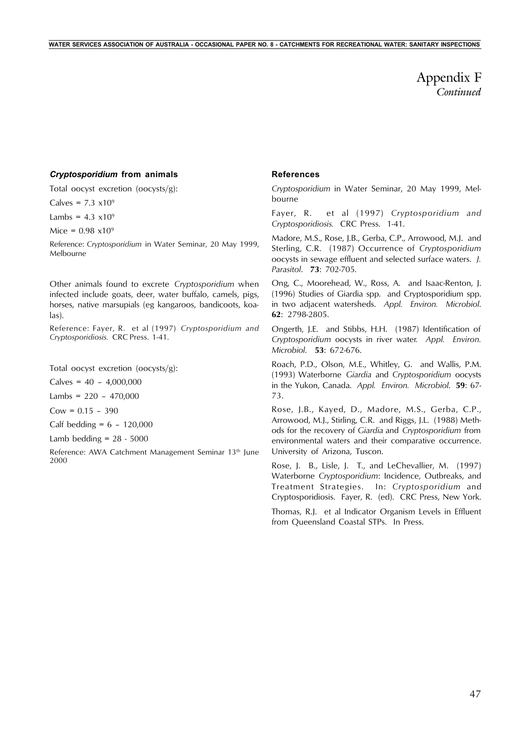# Appendix F

*Continued*

### *Cryptosporidium* from animals

Total oocyst excretion (oocysts/g):

Calves = $7.3 \times 10^9$

Lambs = $4.3 \times 10^9$

Mice = $0.98 \times 10^9$

Reference: *Cryptosporidium* in Water Seminar, 20 May 1999, Melbourne

Other animals found to excrete *Cryptosporidium* when infected include goats, deer, water buffalo, camels, pigs, horses, native marsupials (eg kangaroos, bandicoots, koalas).

Reference: Fayer, R. et al (1997) *Cryptosporidium and Cryptosporidiosis.* CRC Press. 1-41.

Total oocyst excretion (oocysts/g):

Calves = 40 – 4,000,000

Lambs = 220 – 470,000

Cow = 0.15 – 390

Calf bedding = 6 – 120,000

Lamb bedding = 28 - 5000

Reference: AWA Catchment Management Seminar 13th June 2000

### References

*Cryptosporidium* in Water Seminar, 20 May 1999, Melbourne

Fayer, R. et al (1997) *Cryptosporidium and Cryptosporidiosis.* CRC Press. 1-41.

Madore, M.S., Rose, J.B., Gerba, C.P., Arrowood, M.J. and Sterling, C.R. (1987) Occurrence of *Cryptosporidium* oocysts in sewage effluent and selected surface waters. *J. Parasitol.* **73**: 702-705.

Ong, C., Moorehead, W., Ross, A. and Isaac-Renton, J. (1996) Studies of Giardia spp. and Cryptosporidium spp. in two adjacent watersheds. *Appl. Environ. Microbiol.* **62**: 2798-2805.

Ongerth, J.E. and Stibbs, H.H. (1987) Identification of *Cryptosporidium* oocysts in river water. *Appl. Environ. Microbiol.* **53**: 672-676.

Roach, P.D., Olson, M.E., Whitley, G. and Wallis, P.M. (1993) Waterborne *Giardia* and *Cryptosporidium* oocysts in the Yukon, Canada. *Appl. Environ. Microbiol.* **59**: 67-73.

Rose, J.B., Kayed, D., Madore, M.S., Gerba, C.P., Arrowood, M.J., Stirling, C.R. and Riggs, J.L. (1988) Methods for the recovery of *Giardia* and *Cryptosporidium* from environmental waters and their comparative occurrence. University of Arizona, Tuscon.

Rose, J. B., Lisle, J. T., and LeChevallier, M. (1997) Waterborne *Cryptosporidium*: Incidence, Outbreaks, and Treatment Strategies. In: *Cryptosporidium* and Cryptosporidiosis. Fayer, R. (ed). CRC Press, New York.

Thomas, R.J. et al Indicator Organism Levels in Effluent from Queensland Coastal STPs. In Press.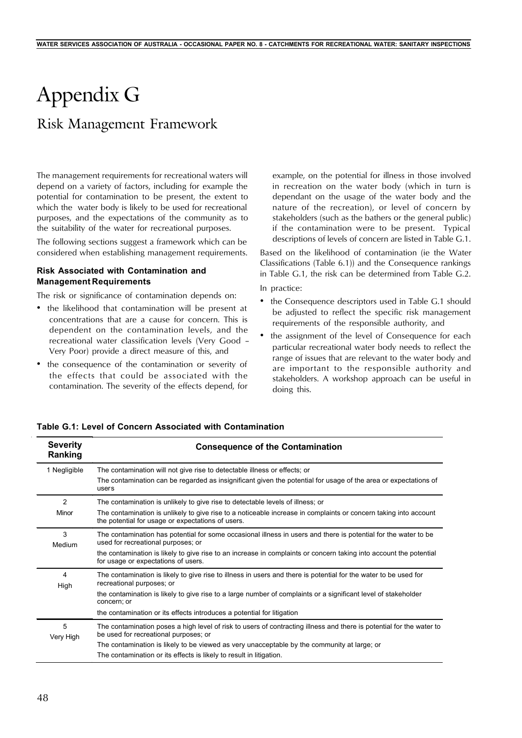# Appendix G

## Risk Management Framework

The management requirements for recreational waters will depend on a variety of factors, including for example the potential for contamination to be present, the extent to which the water body is likely to be used for recreational purposes, and the expectations of the community as to the suitability of the water for recreational purposes.

The following sections suggest a framework which can be considered when establishing management requirements.

### Risk Associated with Contamination and Management Requirements

The risk or significance of contamination depends on:

- the likelihood that contamination will be present at concentrations that are a cause for concern. This is dependent on the contamination levels, and the recreational water classification levels (Very Good – Very Poor) provide a direct measure of this, and
- the consequence of the contamination or severity of the effects that could be associated with the contamination. The severity of the effects depend, for example, on the potential for illness in those involved in recreation on the water body (which in turn is dependant on the usage of the water body and the nature of the recreation), or level of concern by stakeholders (such as the bathers or the general public) if the contamination were to be present. Typical descriptions of levels of concern are listed in Table G.1.

Based on the likelihood of contamination (ie the Water Classifications (Table 6.1)) and the Consequence rankings in Table G.1, the risk can be determined from Table G.2.

In practice:

- the Consequence descriptors used in Table G.1 should be adjusted to reflect the specific risk management requirements of the responsible authority, and
- the assignment of the level of Consequence for each particular recreational water body needs to reflect the range of issues that are relevant to the water body and are important to the responsible authority and stakeholders. A workshop approach can be useful in doing this.

**Table G.1: Level of Concern Associated with Contamination**

| Severity Ranking | Consequence of the Contamination |
|---|---|
| 1 Negligible | The contamination will not give rise to detectable illness or effects; or<br>The contamination can be regarded as insignificant given the potential for usage of the area or expectations of users |
| 2 Minor | The contamination is unlikely to give rise to detectable levels of illness; or<br>The contamination is unlikely to give rise to a noticeable increase in complaints or concern taking into account the potential for usage or expectations of users. |
| 3 Medium | The contamination has potential for some occasional illness in users and there is potential for the water to be used for recreational purposes; or<br>the contamination is likely to give rise to an increase in complaints or concern taking into account the potential for usage or expectations of users. |
| 4 High | The contamination is likely to give rise to illness in users and there is potential for the water to be used for recreational purposes; or<br>the contamination is likely to give rise to a large number of complaints or a significant level of stakeholder concern; or<br>the contamination or its effects introduces a potential for litigation |
| 5 Very High | The contamination poses a high level of risk to users of contracting illness and there is potential for the water to be used for recreational purposes; or<br>The contamination is likely to be viewed as very unacceptable by the community at large; or<br>The contamination or its effects is likely to result in litigation. |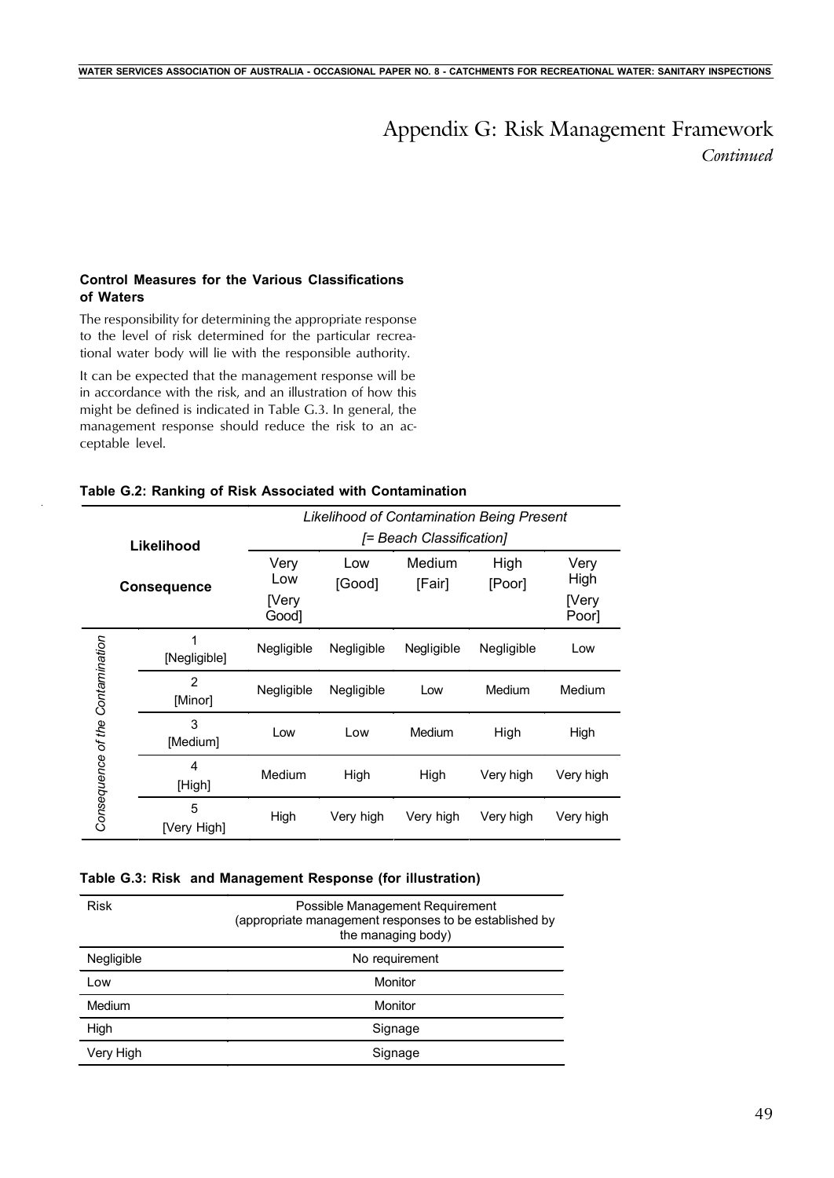# Appendix G: Risk Management Framework

*Continued*

### Control Measures for the Various Classifications of Waters

The responsibility for determining the appropriate response to the level of risk determined for the particular recreational water body will lie with the responsible authority.

It can be expected that the management response will be in accordance with the risk, and an illustration of how this might be defined is indicated in Table G.3. In general, the management response should reduce the risk to an acceptable level.

**Table G.2: Ranking of Risk Associated with Contamination**

| Likelihood / Consequence | | *Likelihood of Contamination Being Present [= Beach Classification]* | | | | |
|---|---|---|---|---|---|---|
| | | Very Low [Very Good] | Low [Good] | Medium [Fair] | High [Poor] | Very High [Very Poor] |
| *Consequence of the Contamination* | 1 [Negligible] | Negligible | Negligible | Negligible | Negligible | Low |
| | 2 [Minor] | Negligible | Negligible | Low | Medium | Medium |
| | 3 [Medium] | Low | Low | Medium | High | High |
| | 4 [High] | Medium | High | High | Very high | Very high |
| | 5 [Very High] | High | Very high | Very high | Very high | Very high |

**Table G.3: Risk and Management Response (for illustration)**

| Risk | Possible Management Requirement (appropriate management responses to be established by the managing body) |
|---|---|
| Negligible | No requirement |
| Low | Monitor |
| Medium | Monitor |
| High | Signage |
| Very High | Signage |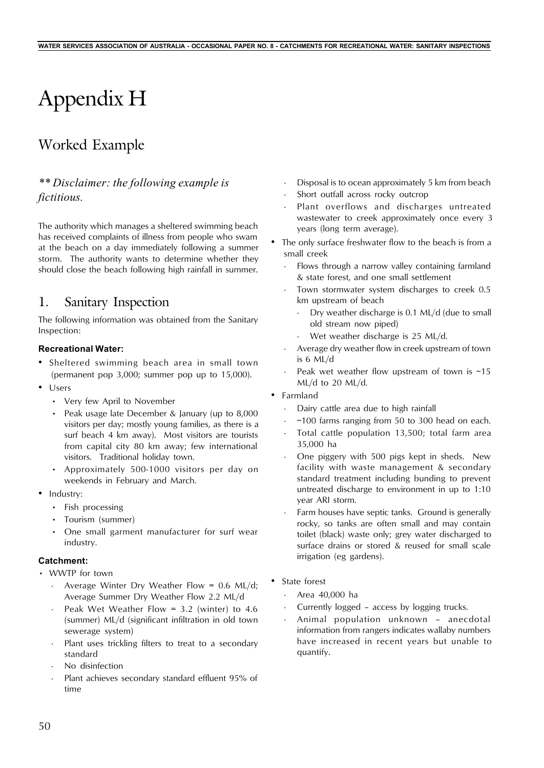# Appendix H

## Worked Example

*\*\* Disclaimer: the following example is fictitious.*

The authority which manages a sheltered swimming beach has received complaints of illness from people who swam at the beach on a day immediately following a summer storm. The authority wants to determine whether they should close the beach following high rainfall in summer.

## 1. Sanitary Inspection

The following information was obtained from the Sanitary Inspection:

### Recreational Water:

- Sheltered swimming beach area in small town (permanent pop 3,000; summer pop up to 15,000).
- Users
  - Very few April to November
  - Peak usage late December & January (up to 8,000 visitors per day; mostly young families, as there is a surf beach 4 km away). Most visitors are tourists from capital city 80 km away; few international visitors. Traditional holiday town.
  - Approximately 500-1000 visitors per day on weekends in February and March.
- Industry:
  - Fish processing
  - Tourism (summer)
  - One small garment manufacturer for surf wear industry.

### Catchment:

- WWTP for town
  - Average Winter Dry Weather Flow = 0.6 ML/d; Average Summer Dry Weather Flow 2.2 ML/d
  - Peak Wet Weather Flow = 3.2 (winter) to 4.6 (summer) ML/d (significant infiltration in old town sewerage system)
  - Plant uses trickling filters to treat to a secondary standard
  - No disinfection
  - Plant achieves secondary standard effluent 95% of time
  - Disposal is to ocean approximately 5 km from beach
  - Short outfall across rocky outcrop
  - Plant overflows and discharges untreated wastewater to creek approximately once every 3 years (long term average).
- The only surface freshwater flow to the beach is from a small creek
  - Flows through a narrow valley containing farmland & state forest, and one small settlement
  - Town stormwater system discharges to creek 0.5 km upstream of beach
    - Dry weather discharge is 0.1 ML/d (due to small old stream now piped)
    - Wet weather discharge is 25 ML/d.
  - Average dry weather flow in creek upstream of town is 6 ML/d
  - Peak wet weather flow upstream of town is ~15 ML/d to 20 ML/d.
- Farmland
  - Dairy cattle area due to high rainfall
  - ~100 farms ranging from 50 to 300 head on each.
  - Total cattle population 13,500; total farm area 35,000 ha
  - One piggery with 500 pigs kept in sheds. New facility with waste management & secondary standard treatment including bunding to prevent untreated discharge to environment in up to 1:10 year ARI storm.
  - Farm houses have septic tanks. Ground is generally rocky, so tanks are often small and may contain toilet (black) waste only; grey water discharged to surface drains or stored & reused for small scale irrigation (eg gardens).
- State forest
  - Area 40,000 ha
  - Currently logged – access by logging trucks.
  - Animal population unknown – anecdotal information from rangers indicates wallaby numbers have increased in recent years but unable to quantify.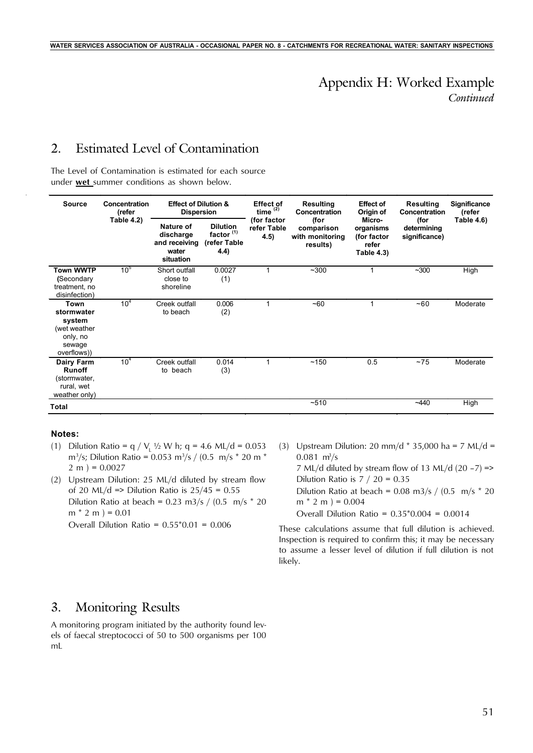# Appendix H: Worked Example

*Continued*

## 2. Estimated Level of Contamination

The Level of Contamination is estimated for each source under **wet** summer conditions as shown below.

| Source | Concentration (refer Table 4.2) | Effect of Dilution & Dispersion | | Effect of time [(2)] (for factor refer Table 4.5) | Resulting Concentration (for comparison with monitoring results) | Effect of Origin of Micro-organisms (for factor refer Table 4.3) | Resulting Concentration (for determining significance) | Significance (refer Table 4.6) |
|---|---|---|---|---|---|---|---|---|
| | | Nature of discharge and receiving water situation | Dilution factor [(1)] (refer Table 4.4) | | | | | |
| **Town WWTP** (Secondary treatment, no disinfection) | $10^5$ | Short outfall close to shoreline | 0.0027 (1) | 1 | ~300 | 1 | ~300 | High |
| **Town stormwater system** (wet weather only, no sewage overflows)) | $10^4$ | Creek outfall to beach | 0.006 (2) | 1 | ~60 | 1 | ~60 | Moderate |
| **Dairy Farm Runoff** (stormwater, rural, wet weather only) | $10^4$ | Creek outfall to beach | 0.014 (3) | 1 | ~150 | 0.5 | ~75 | Moderate |
| **Total** | | | | | ~510 | | ~440 | High |

**Notes:**

(1) Dilution Ratio = $q / V_L \frac{1}{2} W h$; q = 4.6 ML/d = 0.053 $m^3/s$; Dilution Ratio = 0.053 $m^3/s$ / (0.5 m/s * 20 m * 2 m ) = 0.0027

(2) Upstream Dilution: 25 ML/d diluted by stream flow of 20 ML/d => Dilution Ratio is 25/45 = 0.55
Dilution Ratio at beach = 0.23 m3/s / (0.5 m/s * 20 m * 2 m ) = 0.01
Overall Dilution Ratio = 0.55*0.01 = 0.006

(3) Upstream Dilution: 20 mm/d * 35,000 ha = 7 ML/d = 0.081 $m^3/s$
7 ML/d diluted by stream flow of 13 ML/d (20 –7) => Dilution Ratio is 7 / 20 = 0.35
Dilution Ratio at beach = 0.08 m3/s / (0.5 m/s * 20 m * 2 m ) = 0.004
Overall Dilution Ratio = 0.35*0.004 = 0.0014

These calculations assume that full dilution is achieved. Inspection is required to confirm this; it may be necessary to assume a lesser level of dilution if full dilution is not likely.

## 3. Monitoring Results

A monitoring program initiated by the authority found levels of faecal streptococci of 50 to 500 organisms per 100 mL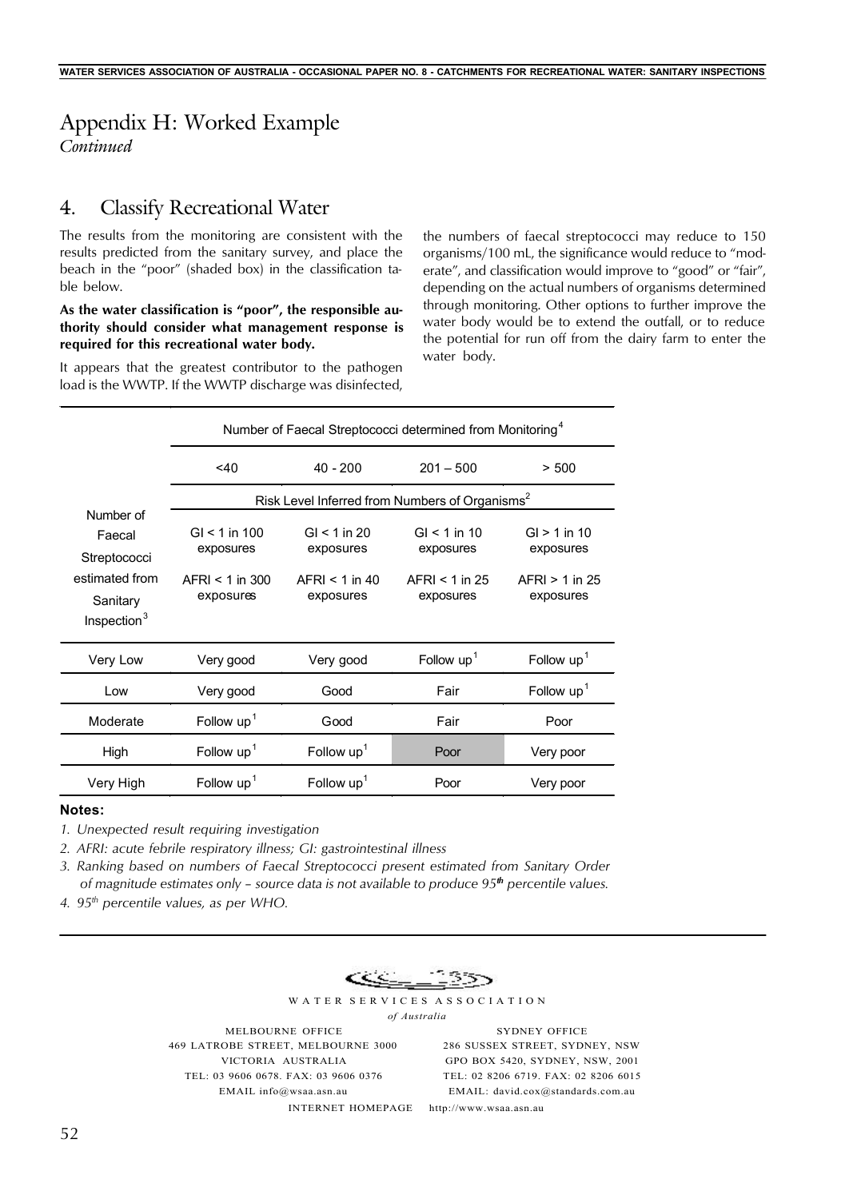# Appendix H: Worked Example

*Continued*

## 4. Classify Recreational Water

The results from the monitoring are consistent with the results predicted from the sanitary survey, and place the beach in the "poor" (shaded box) in the classification table below.

**As the water classification is "poor", the responsible authority should consider what management response is required for this recreational water body.**

It appears that the greatest contributor to the pathogen load is the WWTP. If the WWTP discharge was disinfected, the numbers of faecal streptococci may reduce to 150 organisms/100 mL, the significance would reduce to "moderate", and classification would improve to "good" or "fair", depending on the actual numbers of organisms determined through monitoring. Other options to further improve the water body would be to extend the outfall, or to reduce the potential for run off from the dairy farm to enter the water body.

| Number of Faecal Streptococci estimated from Sanitary Inspection[3] | Number of Faecal Streptococci determined from Monitoring[4] | | | |
|---|---|---|---|---|
| | <40 | 40 - 200 | 201 – 500 | > 500 |
| | Risk Level Inferred from Numbers of Organisms[2] | | | |
| | GI < 1 in 100 exposures<br>AFRI < 1 in 300 exposures | GI < 1 in 20 exposures<br>AFRI < 1 in 40 exposures | GI < 1 in 10 exposures<br>AFRI < 1 in 25 exposures | GI > 1 in 10 exposures<br>AFRI > 1 in 25 exposures |
| Very Low | Very good | Very good | Follow up[1] | Follow up[1] |
| Low | Very good | Good | Fair | Follow up[1] |
| Moderate | Follow up[1] | Good | Fair | Poor |
| High | Follow up[1] | Follow up[1] | **Poor** | Very poor |
| Very High | Follow up[1] | Follow up[1] | Poor | Very poor |

**Notes:**

1. *Unexpected result requiring investigation*
2. *AFRI: acute febrile respiratory illness; GI: gastrointestinal illness*
3. *Ranking based on numbers of Faecal Streptococci present estimated from Sanitary Order of magnitude estimates only – source data is not available to produce 95th percentile values.*
4. *95th percentile values, as per WHO.*

WATER SERVICES ASSOCIATION *of Australia*

MELBOURNE OFFICE
469 LATROBE STREET, MELBOURNE 3000
VICTORIA AUSTRALIA
TEL: 03 9606 0678. FAX: 03 9606 0376
EMAIL info@wsaa.asn.au

SYDNEY OFFICE
286 SUSSEX STREET, SYDNEY, NSW
GPO BOX 5420, SYDNEY, NSW, 2001
TEL: 02 8206 6719. FAX: 02 8206 6015
EMAIL: david.cox@standards.com.au

INTERNET HOMEPAGE http://www.wsaa.asn.au